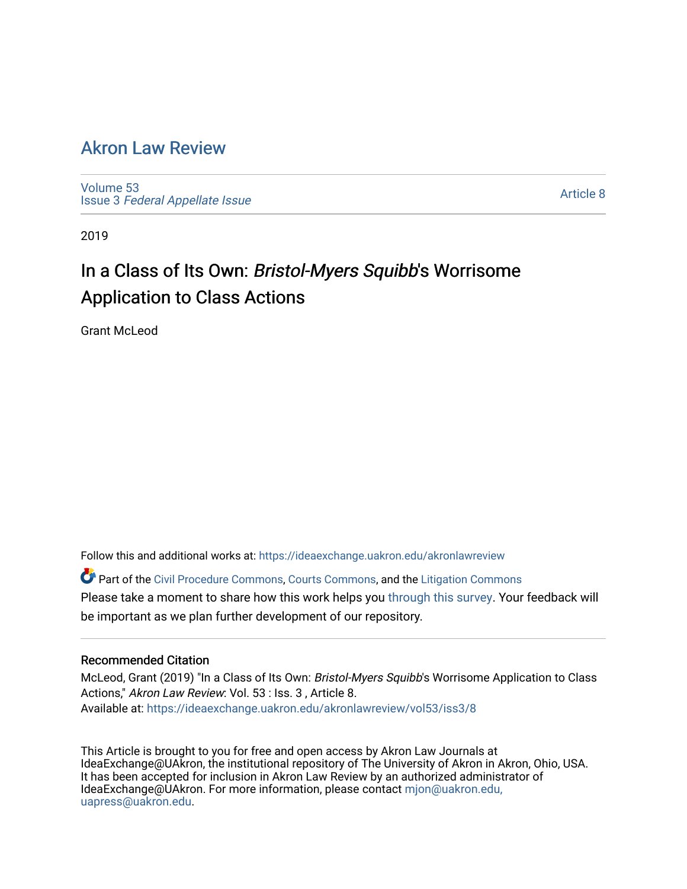# Akron Law Review

Volume 53
Issue 3 *Federal Appellate Issue*

Article 8

2019

## In a Class of Its Own: *Bristol-Myers Squibb*'s Worrisome Application to Class Actions

Grant McLeod

Follow this and additional works at: https://ideaexchange.uakron.edu/akronlawreview

Part of the Civil Procedure Commons, Courts Commons, and the Litigation Commons

Please take a moment to share how this work helps you through this survey. Your feedback will be important as we plan further development of our repository.

### Recommended Citation

McLeod, Grant (2019) "In a Class of Its Own: *Bristol-Myers Squibb*'s Worrisome Application to Class Actions," *Akron Law Review*: Vol. 53 : Iss. 3 , Article 8.
Available at: https://ideaexchange.uakron.edu/akronlawreview/vol53/iss3/8

This Article is brought to you for free and open access by Akron Law Journals at IdeaExchange@UAkron, the institutional repository of The University of Akron in Akron, Ohio, USA. It has been accepted for inclusion in Akron Law Review by an authorized administrator of IdeaExchange@UAkron. For more information, please contact mjon@uakron.edu, uapress@uakron.edu.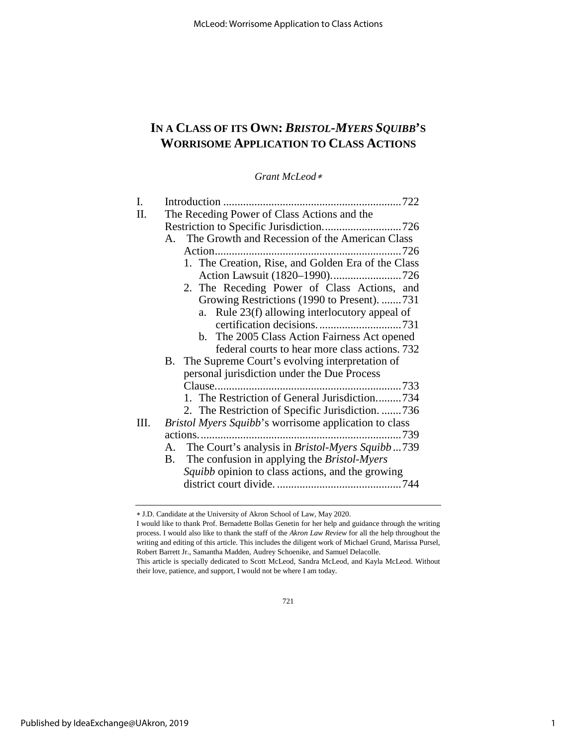# IN A CLASS OF ITS OWN: *BRISTOL-MYERS SQUIBB*'S WORRISOME APPLICATION TO CLASS ACTIONS

*Grant McLeod*[∗]

- I. Introduction ............................................................... 722
- II. The Receding Power of Class Actions and the Restriction to Specific Jurisdiction. .......................... 726
  - A. The Growth and Recession of the American Class Action.................................................................. 726
    - 1. The Creation, Rise, and Golden Era of the Class Action Lawsuit (1820–1990). ........................ 726
    - 2. The Receding Power of Class Actions, and Growing Restrictions (1990 to Present). ....... 731
      - a. Rule 23(f) allowing interlocutory appeal of certification decisions. ............................ 731
      - b. The 2005 Class Action Fairness Act opened federal courts to hear more class actions. 732
  - B. The Supreme Court's evolving interpretation of personal jurisdiction under the Due Process Clause.................................................................. 733
    - 1. The Restriction of General Jurisdiction......... 734
    - 2. The Restriction of Specific Jurisdiction. ....... 736
- III. *Bristol Myers Squibb*'s worrisome application to class actions. ...................................................................... 739
  - A. The Court's analysis in *Bristol-Myers Squibb* ... 739
  - B. The confusion in applying the *Bristol-Myers Squibb* opinion to class actions, and the growing district court divide. ............................................ 744

---

∗ J.D. Candidate at the University of Akron School of Law, May 2020.

I would like to thank Prof. Bernadette Bollas Genetin for her help and guidance through the writing process. I would also like to thank the staff of the *Akron Law Review* for all the help throughout the writing and editing of this article. This includes the diligent work of Michael Grund, Marissa Pursel, Robert Barrett Jr., Samantha Madden, Audrey Schoenike, and Samuel Delacolle.

This article is specially dedicated to Scott McLeod, Sandra McLeod, and Kayla McLeod. Without their love, patience, and support, I would not be where I am today.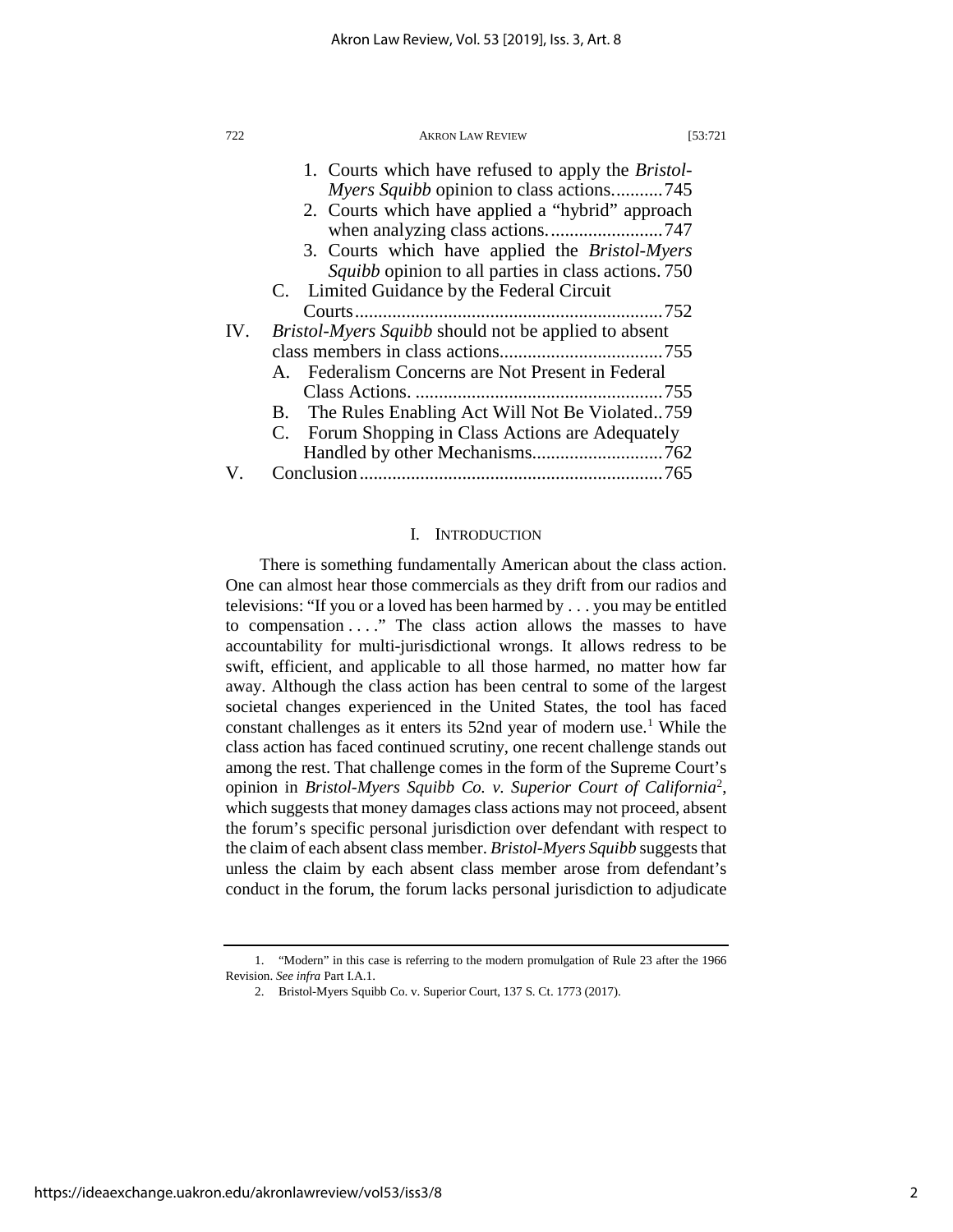1. Courts which have refused to apply the *Bristol-Myers Squibb* opinion to class actions ........... 745
2. Courts which have applied a "hybrid" approach when analyzing class actions ........................ 747
3. Courts which have applied the *Bristol-Myers Squibb* opinion to all parties in class actions. 750

C. Limited Guidance by the Federal Circuit Courts ................................................................ 752

IV. *Bristol-Myers Squibb* should not be applied to absent class members in class actions .................................. 755

A. Federalism Concerns are Not Present in Federal Class Actions. .................................................... 755
B. The Rules Enabling Act Will Not Be Violated .. 759
C. Forum Shopping in Class Actions are Adequately Handled by other Mechanisms ........................... 762

V. Conclusion ................................................................ 765

## I. Introduction

There is something fundamentally American about the class action. One can almost hear those commercials as they drift from our radios and televisions: "If you or a loved has been harmed by . . . you may be entitled to compensation . . . ." The class action allows the masses to have accountability for multi-jurisdictional wrongs. It allows redress to be swift, efficient, and applicable to all those harmed, no matter how far away. Although the class action has been central to some of the largest societal changes experienced in the United States, the tool has faced constant challenges as it enters its 52nd year of modern use.[1] While the class action has faced continued scrutiny, one recent challenge stands out among the rest. That challenge comes in the form of the Supreme Court's opinion in *Bristol-Myers Squibb Co. v. Superior Court of California*[2], which suggests that money damages class actions may not proceed, absent the forum's specific personal jurisdiction over defendant with respect to the claim of each absent class member. *Bristol-Myers Squibb* suggests that unless the claim by each absent class member arose from defendant's conduct in the forum, the forum lacks personal jurisdiction to adjudicate

1. "Modern" in this case is referring to the modern promulgation of Rule 23 after the 1966 Revision. *See infra* Part I.A.1.

2. Bristol-Myers Squibb Co. v. Superior Court, 137 S. Ct. 1773 (2017).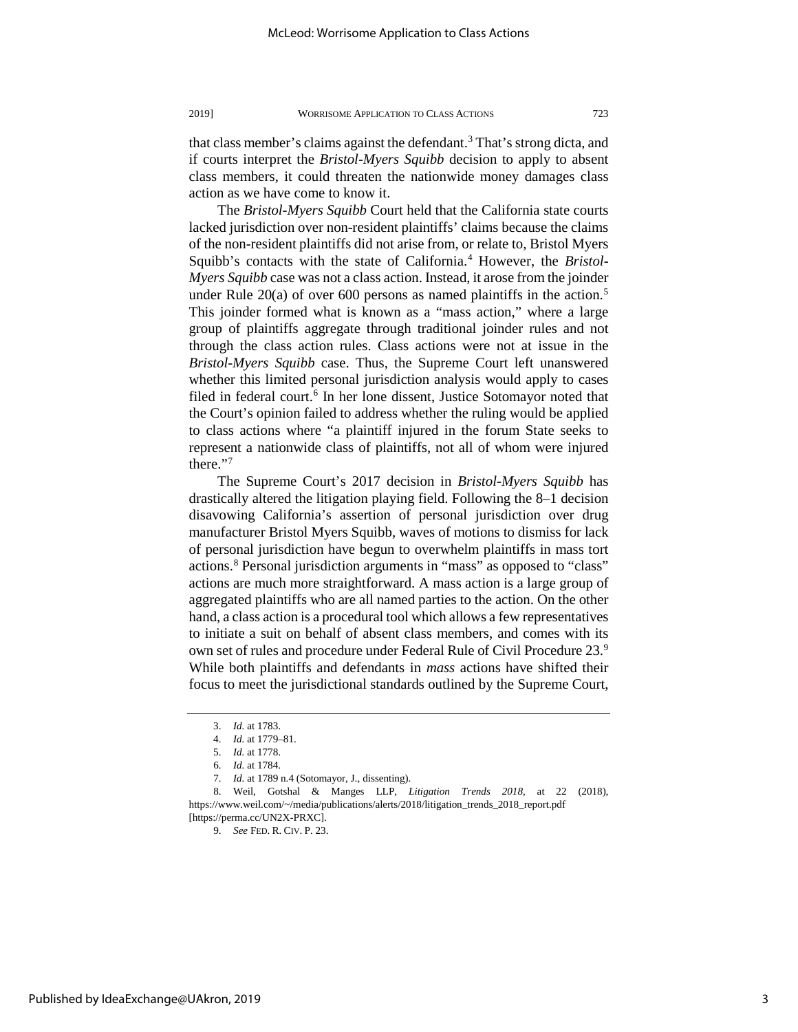that class member's claims against the defendant.[3] That's strong dicta, and if courts interpret the *Bristol-Myers Squibb* decision to apply to absent class members, it could threaten the nationwide money damages class action as we have come to know it.

The *Bristol-Myers Squibb* Court held that the California state courts lacked jurisdiction over non-resident plaintiffs' claims because the claims of the non-resident plaintiffs did not arise from, or relate to, Bristol Myers Squibb's contacts with the state of California.[4] However, the *Bristol-Myers Squibb* case was not a class action. Instead, it arose from the joinder under Rule 20(a) of over 600 persons as named plaintiffs in the action.[5] This joinder formed what is known as a "mass action," where a large group of plaintiffs aggregate through traditional joinder rules and not through the class action rules. Class actions were not at issue in the *Bristol-Myers Squibb* case. Thus, the Supreme Court left unanswered whether this limited personal jurisdiction analysis would apply to cases filed in federal court.[6] In her lone dissent, Justice Sotomayor noted that the Court's opinion failed to address whether the ruling would be applied to class actions where "a plaintiff injured in the forum State seeks to represent a nationwide class of plaintiffs, not all of whom were injured there."[7]

The Supreme Court's 2017 decision in *Bristol-Myers Squibb* has drastically altered the litigation playing field. Following the 8–1 decision disavowing California's assertion of personal jurisdiction over drug manufacturer Bristol Myers Squibb, waves of motions to dismiss for lack of personal jurisdiction have begun to overwhelm plaintiffs in mass tort actions.[8] Personal jurisdiction arguments in "mass" as opposed to "class" actions are much more straightforward. A mass action is a large group of aggregated plaintiffs who are all named parties to the action. On the other hand, a class action is a procedural tool which allows a few representatives to initiate a suit on behalf of absent class members, and comes with its own set of rules and procedure under Federal Rule of Civil Procedure 23.[9] While both plaintiffs and defendants in *mass* actions have shifted their focus to meet the jurisdictional standards outlined by the Supreme Court,

---

3. *Id.* at 1783.
4. *Id.* at 1779–81.
5. *Id.* at 1778.
6. *Id.* at 1784.
7. *Id.* at 1789 n.4 (Sotomayor, J., dissenting).
8. Weil, Gotshal & Manges LLP, *Litigation Trends 2018*, at 22 (2018), https://www.weil.com/~/media/publications/alerts/2018/litigation_trends_2018_report.pdf [https://perma.cc/UN2X-PRXC].
9. *See* FED. R. CIV. P. 23.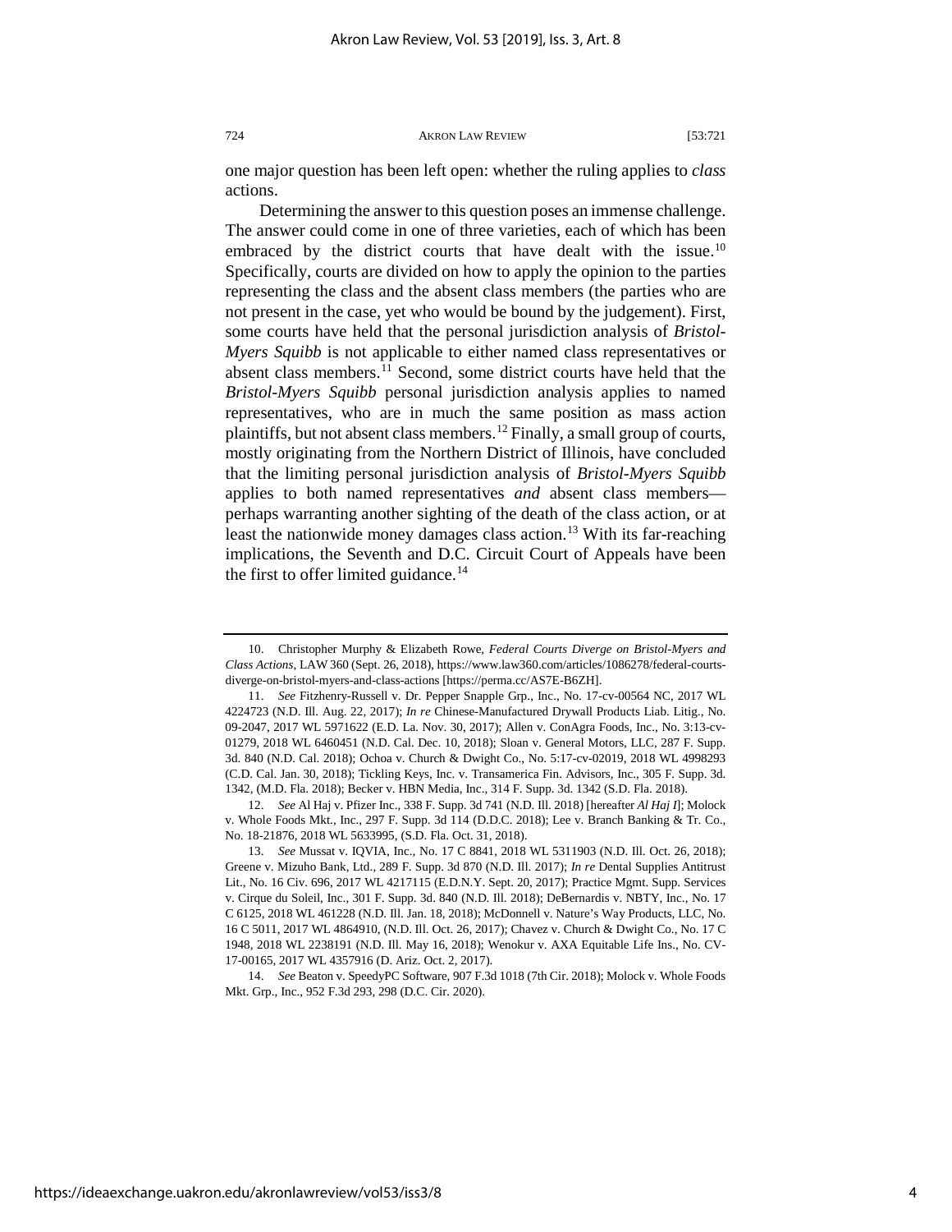one major question has been left open: whether the ruling applies to *class* actions.

Determining the answer to this question poses an immense challenge. The answer could come in one of three varieties, each of which has been embraced by the district courts that have dealt with the issue.[10] Specifically, courts are divided on how to apply the opinion to the parties representing the class and the absent class members (the parties who are not present in the case, yet who would be bound by the judgement). First, some courts have held that the personal jurisdiction analysis of *Bristol-Myers Squibb* is not applicable to either named class representatives or absent class members.[11] Second, some district courts have held that the *Bristol-Myers Squibb* personal jurisdiction analysis applies to named representatives, who are in much the same position as mass action plaintiffs, but not absent class members.[12] Finally, a small group of courts, mostly originating from the Northern District of Illinois, have concluded that the limiting personal jurisdiction analysis of *Bristol-Myers Squibb* applies to both named representatives *and* absent class members—perhaps warranting another sighting of the death of the class action, or at least the nationwide money damages class action.[13] With its far-reaching implications, the Seventh and D.C. Circuit Court of Appeals have been the first to offer limited guidance.[14]

---

10. Christopher Murphy & Elizabeth Rowe, *Federal Courts Diverge on Bristol-Myers and Class Actions*, LAW 360 (Sept. 26, 2018), https://www.law360.com/articles/1086278/federal-courts-diverge-on-bristol-myers-and-class-actions [https://perma.cc/AS7E-B6ZH].

11. *See* Fitzhenry-Russell v. Dr. Pepper Snapple Grp., Inc., No. 17-cv-00564 NC, 2017 WL 4224723 (N.D. Ill. Aug. 22, 2017); *In re* Chinese-Manufactured Drywall Products Liab. Litig., No. 09-2047, 2017 WL 5971622 (E.D. La. Nov. 30, 2017); Allen v. ConAgra Foods, Inc., No. 3:13-cv-01279, 2018 WL 6460451 (N.D. Cal. Dec. 10, 2018); Sloan v. General Motors, LLC, 287 F. Supp. 3d. 840 (N.D. Cal. 2018); Ochoa v. Church & Dwight Co., No. 5:17-cv-02019, 2018 WL 4998293 (C.D. Cal. Jan. 30, 2018); Tickling Keys, Inc. v. Transamerica Fin. Advisors, Inc., 305 F. Supp. 3d. 1342, (M.D. Fla. 2018); Becker v. HBN Media, Inc., 314 F. Supp. 3d. 1342 (S.D. Fla. 2018).

12. *See* Al Haj v. Pfizer Inc., 338 F. Supp. 3d 741 (N.D. Ill. 2018) [hereafter *Al Haj I*]; Molock v. Whole Foods Mkt., Inc., 297 F. Supp. 3d 114 (D.D.C. 2018); Lee v. Branch Banking & Tr. Co., No. 18-21876, 2018 WL 5633995, (S.D. Fla. Oct. 31, 2018).

13. *See* Mussat v. IQVIA, Inc., No. 17 C 8841, 2018 WL 5311903 (N.D. Ill. Oct. 26, 2018); Greene v. Mizuho Bank, Ltd., 289 F. Supp. 3d 870 (N.D. Ill. 2017); *In re* Dental Supplies Antitrust Lit., No. 16 Civ. 696, 2017 WL 4217115 (E.D.N.Y. Sept. 20, 2017); Practice Mgmt. Supp. Services v. Cirque du Soleil, Inc., 301 F. Supp. 3d. 840 (N.D. Ill. 2018); DeBernardis v. NBTY, Inc., No. 17 C 6125, 2018 WL 461228 (N.D. Ill. Jan. 18, 2018); McDonnell v. Nature's Way Products, LLC, No. 16 C 5011, 2017 WL 4864910, (N.D. Ill. Oct. 26, 2017); Chavez v. Church & Dwight Co., No. 17 C 1948, 2018 WL 2238191 (N.D. Ill. May 16, 2018); Wenokur v. AXA Equitable Life Ins., No. CV-17-00165, 2017 WL 4357916 (D. Ariz. Oct. 2, 2017).

14. *See* Beaton v. SpeedyPC Software, 907 F.3d 1018 (7th Cir. 2018); Molock v. Whole Foods Mkt. Grp., Inc., 952 F.3d 293, 298 (D.C. Cir. 2020).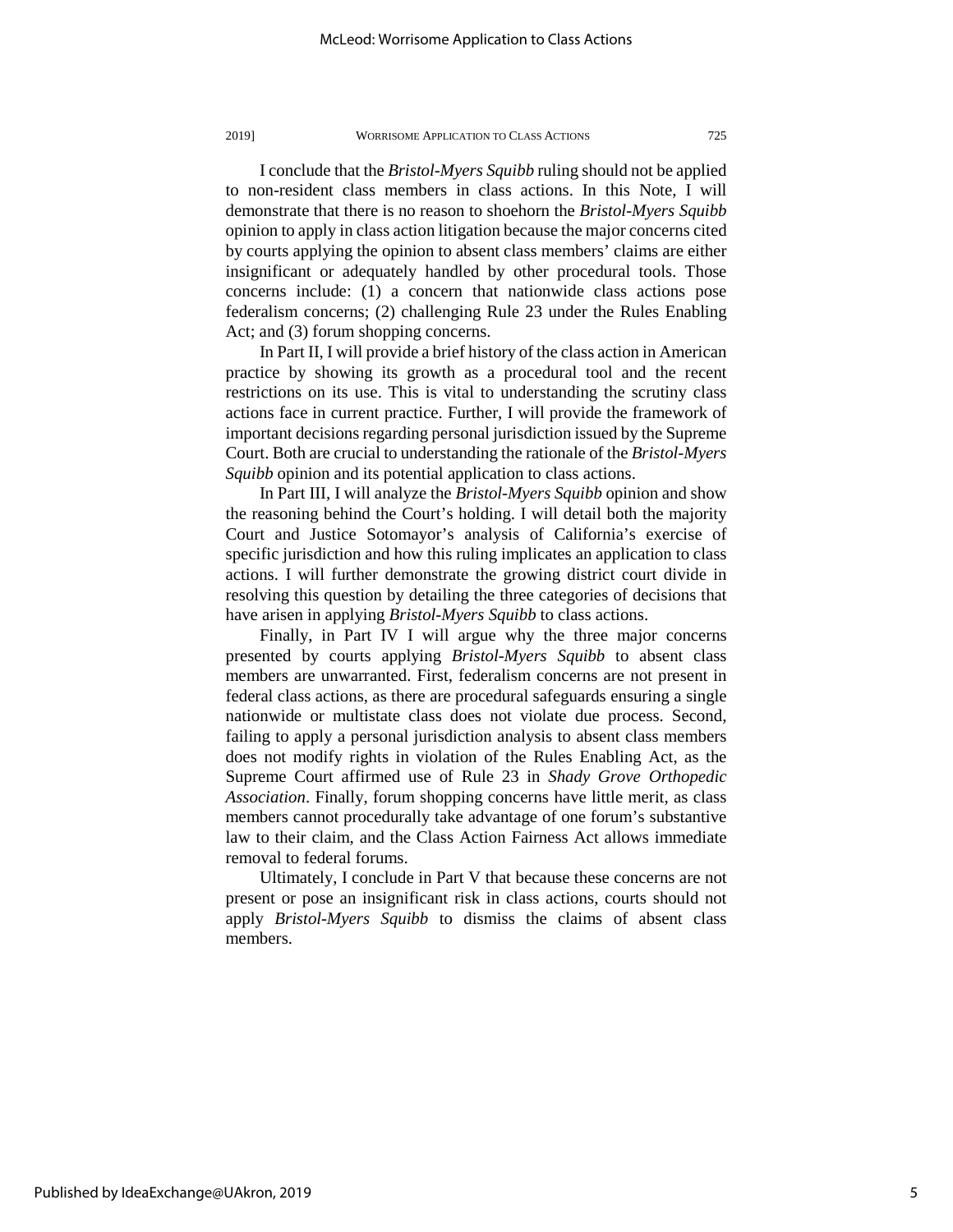I conclude that the *Bristol-Myers Squibb* ruling should not be applied to non-resident class members in class actions. In this Note, I will demonstrate that there is no reason to shoehorn the *Bristol-Myers Squibb* opinion to apply in class action litigation because the major concerns cited by courts applying the opinion to absent class members' claims are either insignificant or adequately handled by other procedural tools. Those concerns include: (1) a concern that nationwide class actions pose federalism concerns; (2) challenging Rule 23 under the Rules Enabling Act; and (3) forum shopping concerns.

In Part II, I will provide a brief history of the class action in American practice by showing its growth as a procedural tool and the recent restrictions on its use. This is vital to understanding the scrutiny class actions face in current practice. Further, I will provide the framework of important decisions regarding personal jurisdiction issued by the Supreme Court. Both are crucial to understanding the rationale of the *Bristol-Myers Squibb* opinion and its potential application to class actions.

In Part III, I will analyze the *Bristol-Myers Squibb* opinion and show the reasoning behind the Court's holding. I will detail both the majority Court and Justice Sotomayor's analysis of California's exercise of specific jurisdiction and how this ruling implicates an application to class actions. I will further demonstrate the growing district court divide in resolving this question by detailing the three categories of decisions that have arisen in applying *Bristol-Myers Squibb* to class actions.

Finally, in Part IV I will argue why the three major concerns presented by courts applying *Bristol-Myers Squibb* to absent class members are unwarranted. First, federalism concerns are not present in federal class actions, as there are procedural safeguards ensuring a single nationwide or multistate class does not violate due process. Second, failing to apply a personal jurisdiction analysis to absent class members does not modify rights in violation of the Rules Enabling Act, as the Supreme Court affirmed use of Rule 23 in *Shady Grove Orthopedic Association*. Finally, forum shopping concerns have little merit, as class members cannot procedurally take advantage of one forum's substantive law to their claim, and the Class Action Fairness Act allows immediate removal to federal forums.

Ultimately, I conclude in Part V that because these concerns are not present or pose an insignificant risk in class actions, courts should not apply *Bristol-Myers Squibb* to dismiss the claims of absent class members.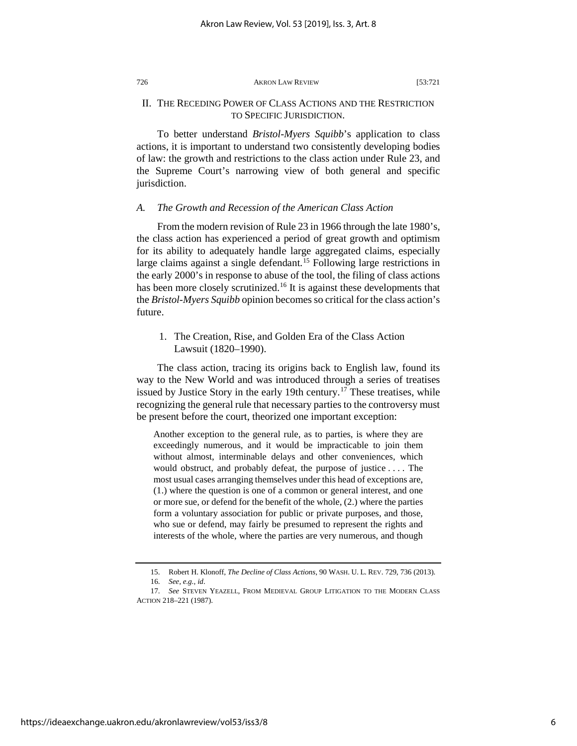## II. THE RECEDING POWER OF CLASS ACTIONS AND THE RESTRICTION TO SPECIFIC JURISDICTION.

To better understand *Bristol-Myers Squibb*'s application to class actions, it is important to understand two consistently developing bodies of law: the growth and restrictions to the class action under Rule 23, and the Supreme Court's narrowing view of both general and specific jurisdiction.

### *A. The Growth and Recession of the American Class Action*

From the modern revision of Rule 23 in 1966 through the late 1980's, the class action has experienced a period of great growth and optimism for its ability to adequately handle large aggregated claims, especially large claims against a single defendant.[15] Following large restrictions in the early 2000's in response to abuse of the tool, the filing of class actions has been more closely scrutinized.[16] It is against these developments that the *Bristol-Myers Squibb* opinion becomes so critical for the class action's future.

#### 1. The Creation, Rise, and Golden Era of the Class Action Lawsuit (1820–1990).

The class action, tracing its origins back to English law, found its way to the New World and was introduced through a series of treatises issued by Justice Story in the early 19th century.[17] These treatises, while recognizing the general rule that necessary parties to the controversy must be present before the court, theorized one important exception:

> Another exception to the general rule, as to parties, is where they are exceedingly numerous, and it would be impracticable to join them without almost, interminable delays and other conveniences, which would obstruct, and probably defeat, the purpose of justice . . . . The most usual cases arranging themselves under this head of exceptions are, (1.) where the question is one of a common or general interest, and one or more sue, or defend for the benefit of the whole, (2.) where the parties form a voluntary association for public or private purposes, and those, who sue or defend, may fairly be presumed to represent the rights and interests of the whole, where the parties are very numerous, and though

---

15. Robert H. Klonoff, *The Decline of Class Actions*, 90 WASH. U. L. REV. 729, 736 (2013).

16. *See, e.g.*, *id*.

17. *See* STEVEN YEAZELL, FROM MEDIEVAL GROUP LITIGATION TO THE MODERN CLASS ACTION 218–221 (1987).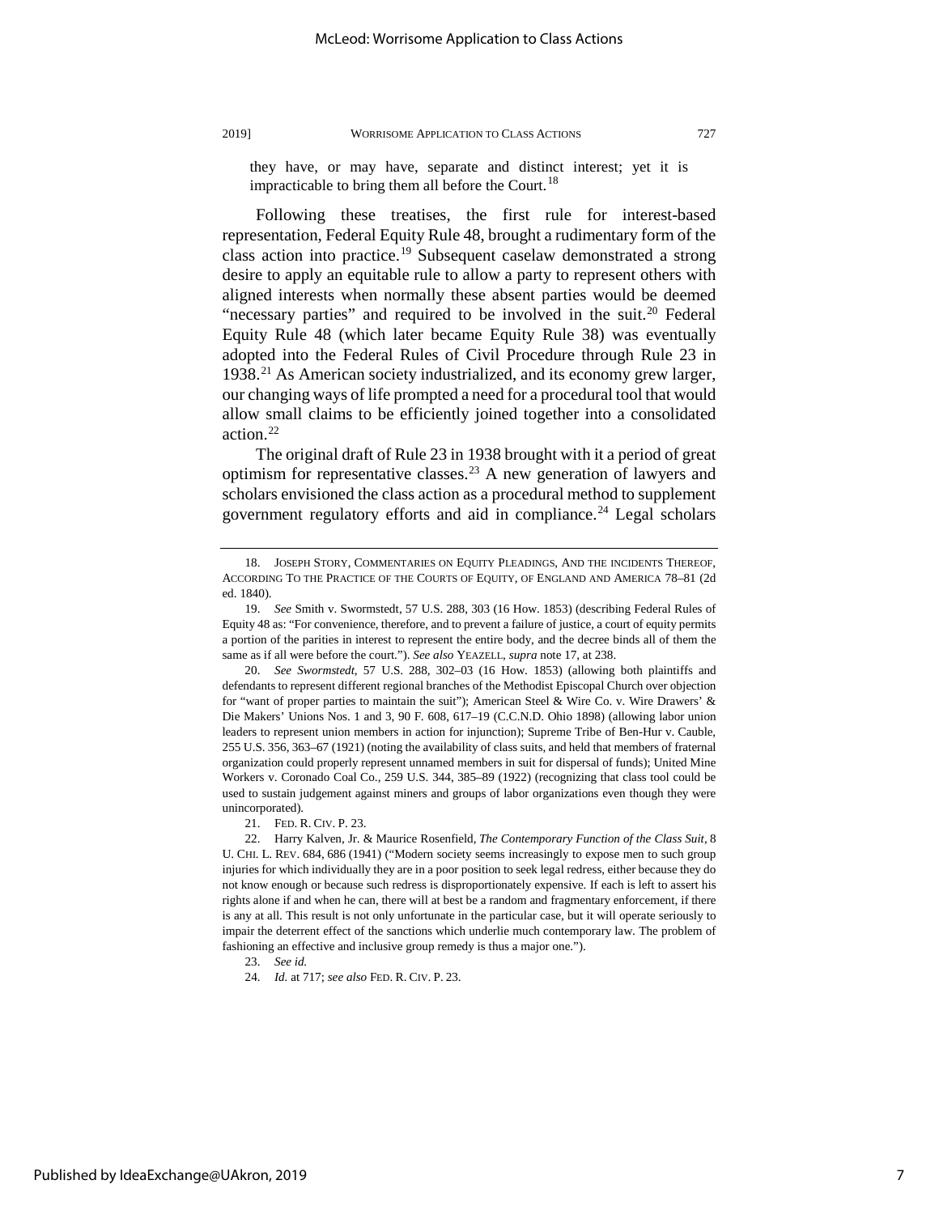they have, or may have, separate and distinct interest; yet it is impracticable to bring them all before the Court.[18]

Following these treatises, the first rule for interest-based representation, Federal Equity Rule 48, brought a rudimentary form of the class action into practice.[19] Subsequent caselaw demonstrated a strong desire to apply an equitable rule to allow a party to represent others with aligned interests when normally these absent parties would be deemed "necessary parties" and required to be involved in the suit.[20] Federal Equity Rule 48 (which later became Equity Rule 38) was eventually adopted into the Federal Rules of Civil Procedure through Rule 23 in 1938.[21] As American society industrialized, and its economy grew larger, our changing ways of life prompted a need for a procedural tool that would allow small claims to be efficiently joined together into a consolidated action.[22]

The original draft of Rule 23 in 1938 brought with it a period of great optimism for representative classes.[23] A new generation of lawyers and scholars envisioned the class action as a procedural method to supplement government regulatory efforts and aid in compliance.[24] Legal scholars

---

18. JOSEPH STORY, COMMENTARIES ON EQUITY PLEADINGS, AND THE INCIDENTS THEREOF, ACCORDING TO THE PRACTICE OF THE COURTS OF EQUITY, OF ENGLAND AND AMERICA 78–81 (2d ed. 1840).

19. *See* Smith v. Swormstedt, 57 U.S. 288, 303 (16 How. 1853) (describing Federal Rules of Equity 48 as: "For convenience, therefore, and to prevent a failure of justice, a court of equity permits a portion of the parities in interest to represent the entire body, and the decree binds all of them the same as if all were before the court."). *See also* YEAZELL, *supra* note 17, at 238.

20. *See Swormstedt*, 57 U.S. 288, 302–03 (16 How. 1853) (allowing both plaintiffs and defendants to represent different regional branches of the Methodist Episcopal Church over objection for "want of proper parties to maintain the suit"); American Steel & Wire Co. v. Wire Drawers' & Die Makers' Unions Nos. 1 and 3, 90 F. 608, 617–19 (C.C.N.D. Ohio 1898) (allowing labor union leaders to represent union members in action for injunction); Supreme Tribe of Ben-Hur v. Cauble, 255 U.S. 356, 363–67 (1921) (noting the availability of class suits, and held that members of fraternal organization could properly represent unnamed members in suit for dispersal of funds); United Mine Workers v. Coronado Coal Co., 259 U.S. 344, 385–89 (1922) (recognizing that class tool could be used to sustain judgement against miners and groups of labor organizations even though they were unincorporated).

21. FED. R. CIV. P. 23.

22. Harry Kalven, Jr. & Maurice Rosenfield, *The Contemporary Function of the Class Suit*, 8 U. CHI. L. REV. 684, 686 (1941) ("Modern society seems increasingly to expose men to such group injuries for which individually they are in a poor position to seek legal redress, either because they do not know enough or because such redress is disproportionately expensive. If each is left to assert his rights alone if and when he can, there will at best be a random and fragmentary enforcement, if there is any at all. This result is not only unfortunate in the particular case, but it will operate seriously to impair the deterrent effect of the sanctions which underlie much contemporary law. The problem of fashioning an effective and inclusive group remedy is thus a major one.").

23. *See id.*

24. *Id.* at 717; *see also* FED. R. CIV. P. 23.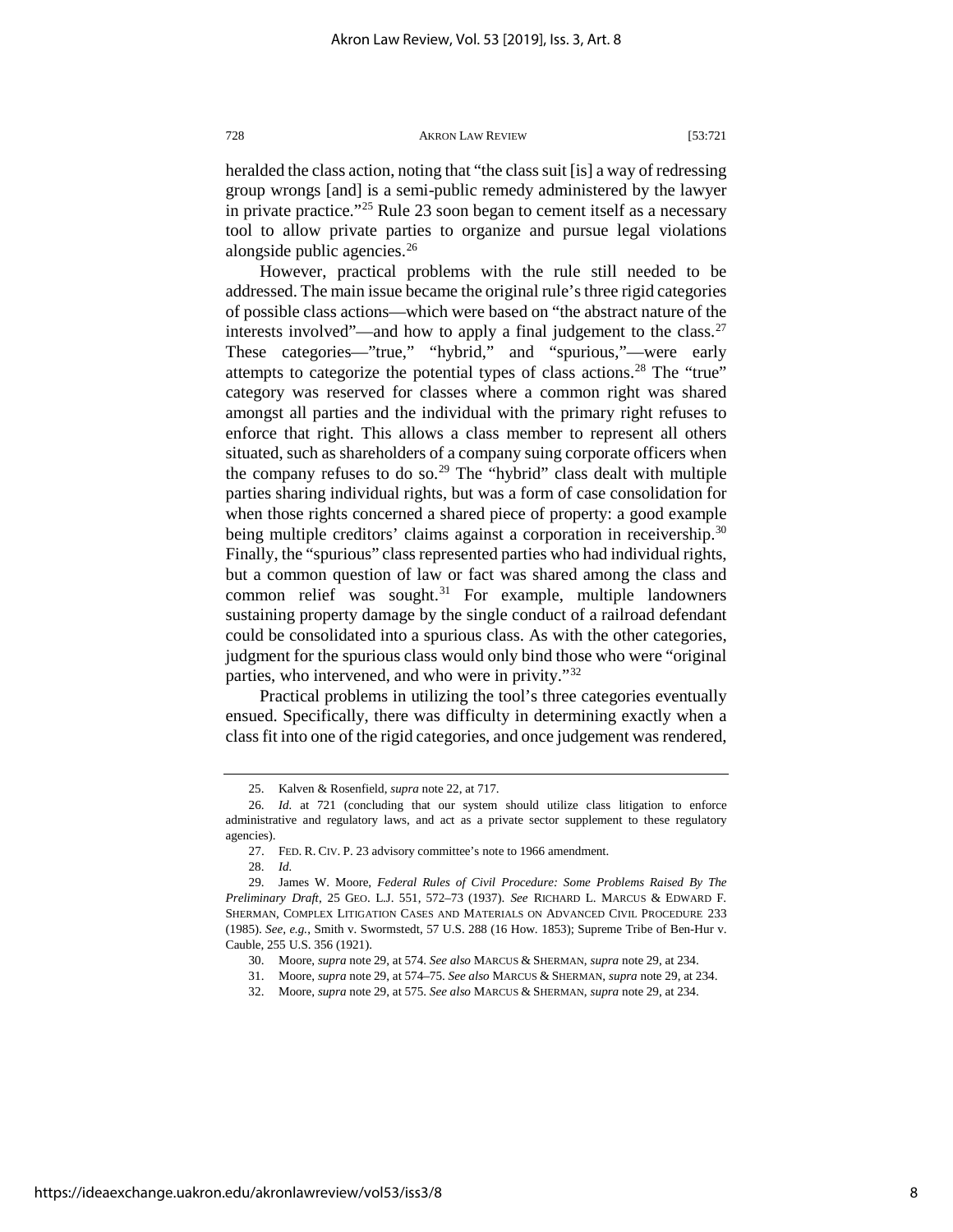heralded the class action, noting that "the class suit [is] a way of redressing group wrongs [and] is a semi-public remedy administered by the lawyer in private practice."[25] Rule 23 soon began to cement itself as a necessary tool to allow private parties to organize and pursue legal violations alongside public agencies.[26]

However, practical problems with the rule still needed to be addressed. The main issue became the original rule's three rigid categories of possible class actions—which were based on "the abstract nature of the interests involved"—and how to apply a final judgement to the class.[27] These categories—"true," "hybrid," and "spurious,"—were early attempts to categorize the potential types of class actions.[28] The "true" category was reserved for classes where a common right was shared amongst all parties and the individual with the primary right refuses to enforce that right. This allows a class member to represent all others situated, such as shareholders of a company suing corporate officers when the company refuses to do so.[29] The "hybrid" class dealt with multiple parties sharing individual rights, but was a form of case consolidation for when those rights concerned a shared piece of property: a good example being multiple creditors' claims against a corporation in receivership.[30] Finally, the "spurious" class represented parties who had individual rights, but a common question of law or fact was shared among the class and common relief was sought.[31] For example, multiple landowners sustaining property damage by the single conduct of a railroad defendant could be consolidated into a spurious class. As with the other categories, judgment for the spurious class would only bind those who were "original parties, who intervened, and who were in privity."[32]

Practical problems in utilizing the tool's three categories eventually ensued. Specifically, there was difficulty in determining exactly when a class fit into one of the rigid categories, and once judgement was rendered,

---

25. Kalven & Rosenfield, *supra* note 22, at 717.

26. *Id.* at 721 (concluding that our system should utilize class litigation to enforce administrative and regulatory laws, and act as a private sector supplement to these regulatory agencies).

27. FED. R. CIV. P. 23 advisory committee's note to 1966 amendment.

28. *Id.*

29. James W. Moore, *Federal Rules of Civil Procedure: Some Problems Raised By The Preliminary Draft*, 25 GEO. L.J. 551, 572–73 (1937). *See* RICHARD L. MARCUS & EDWARD F. SHERMAN, COMPLEX LITIGATION CASES AND MATERIALS ON ADVANCED CIVIL PROCEDURE 233 (1985). *See, e.g.*, Smith v. Swormstedt, 57 U.S. 288 (16 How. 1853); Supreme Tribe of Ben-Hur v. Cauble, 255 U.S. 356 (1921).

30. Moore, *supra* note 29, at 574. *See also* MARCUS & SHERMAN, *supra* note 29, at 234.

31. Moore, *supra* note 29, at 574–75. *See also* MARCUS & SHERMAN, *supra* note 29, at 234.

32. Moore, *supra* note 29, at 575. *See also* MARCUS & SHERMAN, *supra* note 29, at 234.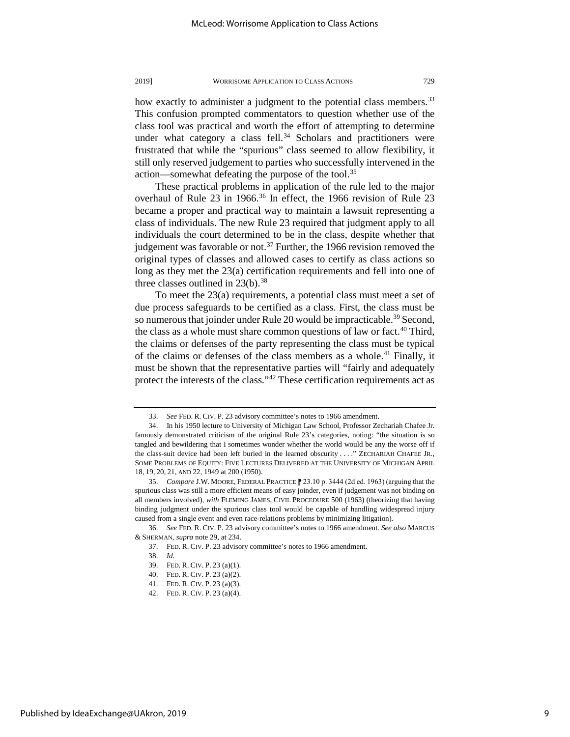how exactly to administer a judgment to the potential class members.[33] This confusion prompted commentators to question whether use of the class tool was practical and worth the effort of attempting to determine under what category a class fell.[34] Scholars and practitioners were frustrated that while the "spurious" class seemed to allow flexibility, it still only reserved judgement to parties who successfully intervened in the action—somewhat defeating the purpose of the tool.[35]

These practical problems in application of the rule led to the major overhaul of Rule 23 in 1966.[36] In effect, the 1966 revision of Rule 23 became a proper and practical way to maintain a lawsuit representing a class of individuals. The new Rule 23 required that judgment apply to all individuals the court determined to be in the class, despite whether that judgement was favorable or not.[37] Further, the 1966 revision removed the original types of classes and allowed cases to certify as class actions so long as they met the 23(a) certification requirements and fell into one of three classes outlined in 23(b).[38]

To meet the 23(a) requirements, a potential class must meet a set of due process safeguards to be certified as a class. First, the class must be so numerous that joinder under Rule 20 would be impracticable.[39] Second, the class as a whole must share common questions of law or fact.[40] Third, the claims or defenses of the party representing the class must be typical of the claims or defenses of the class members as a whole.[41] Finally, it must be shown that the representative parties will "fairly and adequately protect the interests of the class."[42] These certification requirements act as

---

33. *See* FED. R. CIV. P. 23 advisory committee's notes to 1966 amendment.

34. In his 1950 lecture to University of Michigan Law School, Professor Zechariah Chafee Jr. famously demonstrated criticism of the original Rule 23's categories, noting: "the situation is so tangled and bewildering that I sometimes wonder whether the world would be any the worse off if the class-suit device had been left buried in the learned obscurity . . . ." ZECHARIAH CHAFEE JR., SOME PROBLEMS OF EQUITY: FIVE LECTURES DELIVERED AT THE UNIVERSITY OF MICHIGAN APRIL 18, 19, 20, 21, AND 22, 1949 at 200 (1950).

35. *Compare* J.W. MOORE, FEDERAL PRACTICE ¶ 23.10 p. 3444 (2d ed. 1963) (arguing that the spurious class was still a more efficient means of easy joinder, even if judgement was not binding on all members involved), *with* FLEMING JAMES, CIVIL PROCEDURE 500 (1963) (theorizing that having binding judgment under the spurious class tool would be capable of handling widespread injury caused from a single event and even race-relations problems by minimizing litigation).

36. *See* FED. R. CIV. P. 23 advisory committee's notes to 1966 amendment. *See also* MARCUS & SHERMAN, *supra* note 29, at 234.

37. FED. R. CIV. P. 23 advisory committee's notes to 1966 amendment.

38. *Id.*

39. FED. R. CIV. P. 23 (a)(1).

40. FED. R. CIV. P. 23 (a)(2).

41. FED. R. CIV. P. 23 (a)(3).

42. FED. R. CIV. P. 23 (a)(4).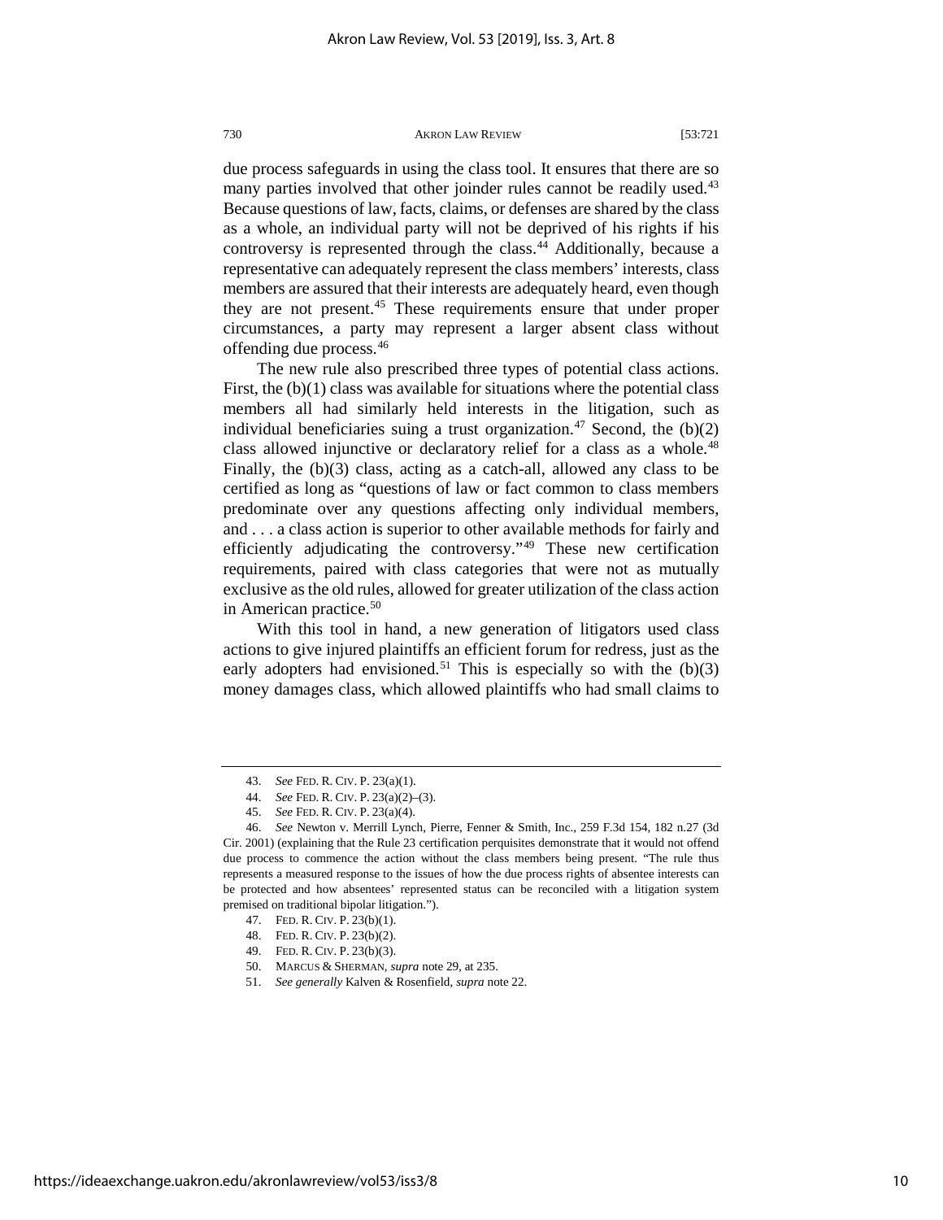due process safeguards in using the class tool. It ensures that there are so many parties involved that other joinder rules cannot be readily used.[43] Because questions of law, facts, claims, or defenses are shared by the class as a whole, an individual party will not be deprived of his rights if his controversy is represented through the class.[44] Additionally, because a representative can adequately represent the class members' interests, class members are assured that their interests are adequately heard, even though they are not present.[45] These requirements ensure that under proper circumstances, a party may represent a larger absent class without offending due process.[46]

The new rule also prescribed three types of potential class actions. First, the (b)(1) class was available for situations where the potential class members all had similarly held interests in the litigation, such as individual beneficiaries suing a trust organization.[47] Second, the (b)(2) class allowed injunctive or declaratory relief for a class as a whole.[48] Finally, the (b)(3) class, acting as a catch-all, allowed any class to be certified as long as "questions of law or fact common to class members predominate over any questions affecting only individual members, and . . . a class action is superior to other available methods for fairly and efficiently adjudicating the controversy."[49] These new certification requirements, paired with class categories that were not as mutually exclusive as the old rules, allowed for greater utilization of the class action in American practice.[50]

With this tool in hand, a new generation of litigators used class actions to give injured plaintiffs an efficient forum for redress, just as the early adopters had envisioned.[51] This is especially so with the (b)(3) money damages class, which allowed plaintiffs who had small claims to

---

43. *See* FED. R. CIV. P. 23(a)(1).

44. *See* FED. R. CIV. P. 23(a)(2)–(3).

45. *See* FED. R. CIV. P. 23(a)(4).

46. *See* Newton v. Merrill Lynch, Pierre, Fenner & Smith, Inc., 259 F.3d 154, 182 n.27 (3d Cir. 2001) (explaining that the Rule 23 certification perquisites demonstrate that it would not offend due process to commence the action without the class members being present. "The rule thus represents a measured response to the issues of how the due process rights of absentee interests can be protected and how absentees' represented status can be reconciled with a litigation system premised on traditional bipolar litigation.").

47. FED. R. CIV. P. 23(b)(1).

48. FED. R. CIV. P. 23(b)(2).

49. FED. R. CIV. P. 23(b)(3).

50. MARCUS & SHERMAN, *supra* note 29, at 235.

51. *See generally* Kalven & Rosenfield, *supra* note 22.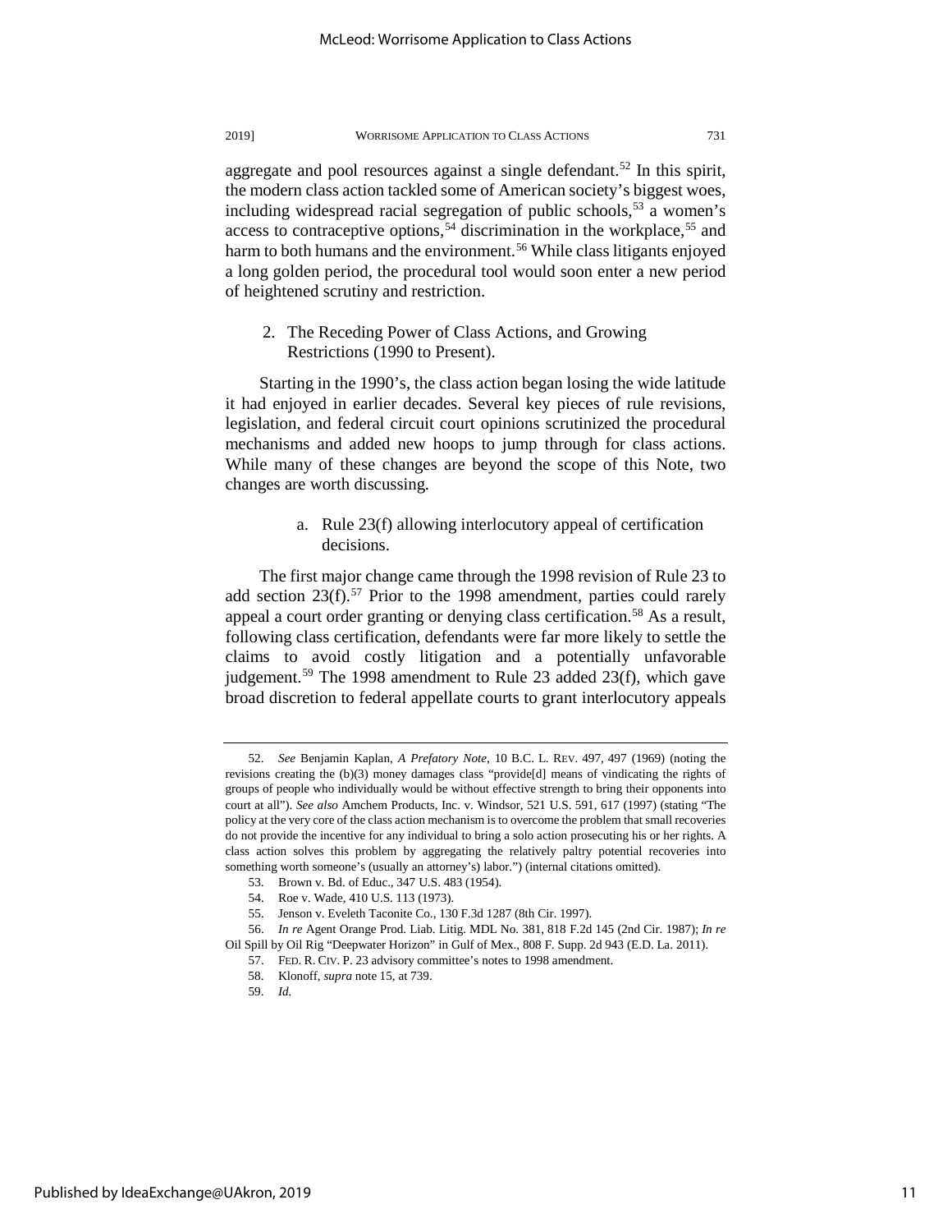aggregate and pool resources against a single defendant.[52] In this spirit, the modern class action tackled some of American society's biggest woes, including widespread racial segregation of public schools,[53] a women's access to contraceptive options,[54] discrimination in the workplace,[55] and harm to both humans and the environment.[56] While class litigants enjoyed a long golden period, the procedural tool would soon enter a new period of heightened scrutiny and restriction.

2. The Receding Power of Class Actions, and Growing Restrictions (1990 to Present).

Starting in the 1990's, the class action began losing the wide latitude it had enjoyed in earlier decades. Several key pieces of rule revisions, legislation, and federal circuit court opinions scrutinized the procedural mechanisms and added new hoops to jump through for class actions. While many of these changes are beyond the scope of this Note, two changes are worth discussing.

a. Rule 23(f) allowing interlocutory appeal of certification decisions.

The first major change came through the 1998 revision of Rule 23 to add section 23(f).[57] Prior to the 1998 amendment, parties could rarely appeal a court order granting or denying class certification.[58] As a result, following class certification, defendants were far more likely to settle the claims to avoid costly litigation and a potentially unfavorable judgement.[59] The 1998 amendment to Rule 23 added 23(f), which gave broad discretion to federal appellate courts to grant interlocutory appeals

---

52. *See* Benjamin Kaplan, *A Prefatory Note*, 10 B.C. L. REV. 497, 497 (1969) (noting the revisions creating the (b)(3) money damages class "provide[d] means of vindicating the rights of groups of people who individually would be without effective strength to bring their opponents into court at all"). *See also* Amchem Products, Inc. v. Windsor, 521 U.S. 591, 617 (1997) (stating "The policy at the very core of the class action mechanism is to overcome the problem that small recoveries do not provide the incentive for any individual to bring a solo action prosecuting his or her rights. A class action solves this problem by aggregating the relatively paltry potential recoveries into something worth someone's (usually an attorney's) labor.") (internal citations omitted).

53. Brown v. Bd. of Educ., 347 U.S. 483 (1954).

54. Roe v. Wade, 410 U.S. 113 (1973).

55. Jenson v. Eveleth Taconite Co., 130 F.3d 1287 (8th Cir. 1997).

56. *In re* Agent Orange Prod. Liab. Litig. MDL No. 381, 818 F.2d 145 (2nd Cir. 1987); *In re* Oil Spill by Oil Rig "Deepwater Horizon" in Gulf of Mex., 808 F. Supp. 2d 943 (E.D. La. 2011).

57. FED. R. CIV. P. 23 advisory committee's notes to 1998 amendment.

58. Klonoff, *supra* note 15, at 739.

59. *Id.*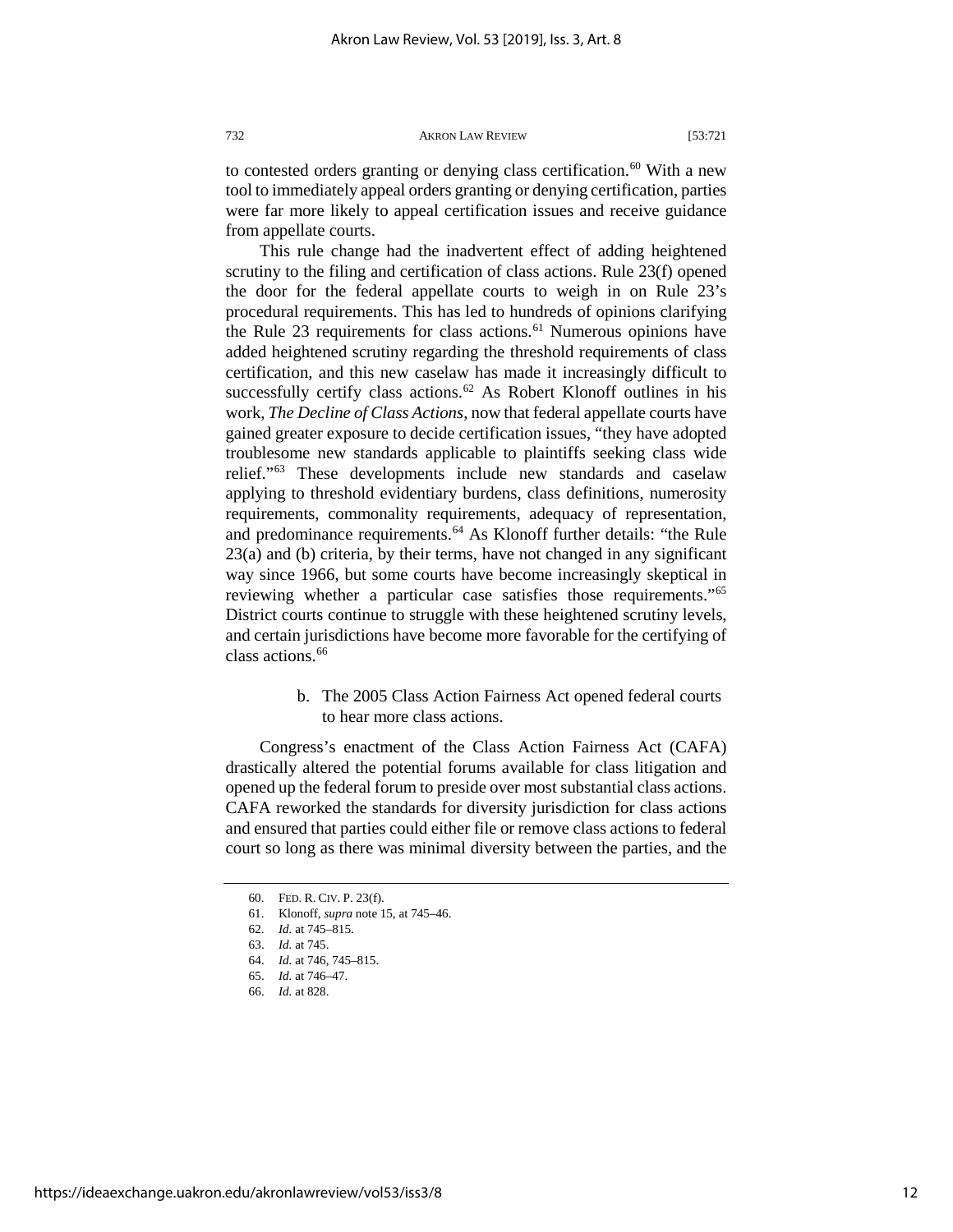to contested orders granting or denying class certification.[60] With a new tool to immediately appeal orders granting or denying certification, parties were far more likely to appeal certification issues and receive guidance from appellate courts.

This rule change had the inadvertent effect of adding heightened scrutiny to the filing and certification of class actions. Rule 23(f) opened the door for the federal appellate courts to weigh in on Rule 23's procedural requirements. This has led to hundreds of opinions clarifying the Rule 23 requirements for class actions.[61] Numerous opinions have added heightened scrutiny regarding the threshold requirements of class certification, and this new caselaw has made it increasingly difficult to successfully certify class actions.[62] As Robert Klonoff outlines in his work, *The Decline of Class Actions*, now that federal appellate courts have gained greater exposure to decide certification issues, "they have adopted troublesome new standards applicable to plaintiffs seeking class wide relief."[63] These developments include new standards and caselaw applying to threshold evidentiary burdens, class definitions, numerosity requirements, commonality requirements, adequacy of representation, and predominance requirements.[64] As Klonoff further details: "the Rule 23(a) and (b) criteria, by their terms, have not changed in any significant way since 1966, but some courts have become increasingly skeptical in reviewing whether a particular case satisfies those requirements."[65] District courts continue to struggle with these heightened scrutiny levels, and certain jurisdictions have become more favorable for the certifying of class actions.[66]

b. The 2005 Class Action Fairness Act opened federal courts to hear more class actions.

Congress's enactment of the Class Action Fairness Act (CAFA) drastically altered the potential forums available for class litigation and opened up the federal forum to preside over most substantial class actions. CAFA reworked the standards for diversity jurisdiction for class actions and ensured that parties could either file or remove class actions to federal court so long as there was minimal diversity between the parties, and the

---

60. FED. R. CIV. P. 23(f).

61. Klonoff, *supra* note 15, at 745–46.

62. *Id.* at 745–815.

63. *Id.* at 745.

64. *Id.* at 746, 745–815.

65. *Id.* at 746–47.

66. *Id.* at 828.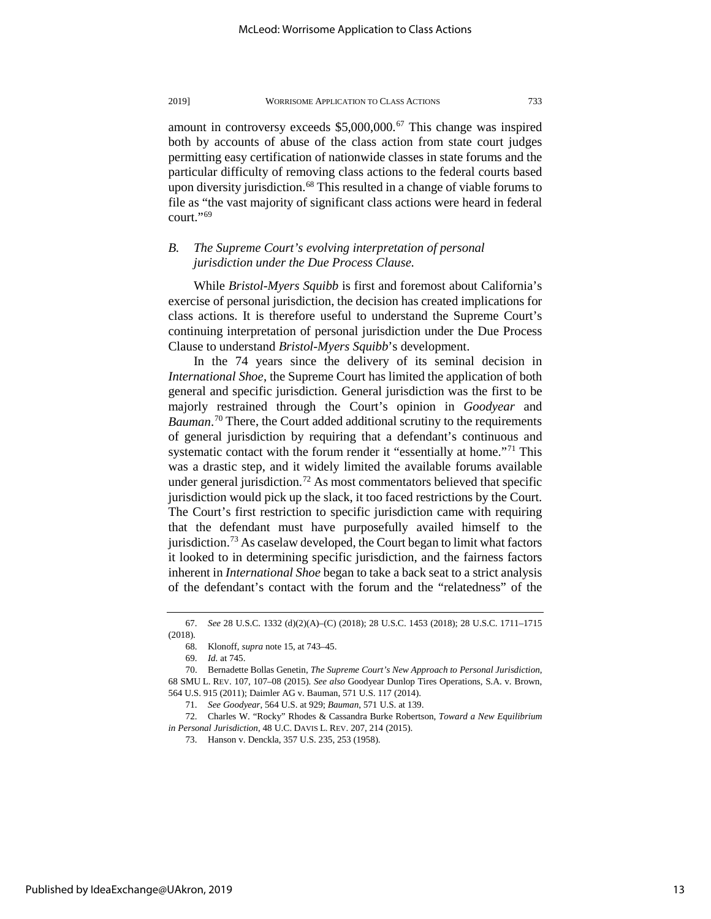amount in controversy exceeds $5,000,000.[67] This change was inspired both by accounts of abuse of the class action from state court judges permitting easy certification of nationwide classes in state forums and the particular difficulty of removing class actions to the federal courts based upon diversity jurisdiction.[68] This resulted in a change of viable forums to file as "the vast majority of significant class actions were heard in federal court."[69]

### *B. The Supreme Court's evolving interpretation of personal jurisdiction under the Due Process Clause.*

While *Bristol-Myers Squibb* is first and foremost about California's exercise of personal jurisdiction, the decision has created implications for class actions. It is therefore useful to understand the Supreme Court's continuing interpretation of personal jurisdiction under the Due Process Clause to understand *Bristol-Myers Squibb*'s development.

In the 74 years since the delivery of its seminal decision in *International Shoe*, the Supreme Court has limited the application of both general and specific jurisdiction. General jurisdiction was the first to be majorly restrained through the Court's opinion in *Goodyear* and *Bauman*.[70] There, the Court added additional scrutiny to the requirements of general jurisdiction by requiring that a defendant's continuous and systematic contact with the forum render it "essentially at home."[71] This was a drastic step, and it widely limited the available forums available under general jurisdiction.[72] As most commentators believed that specific jurisdiction would pick up the slack, it too faced restrictions by the Court. The Court's first restriction to specific jurisdiction came with requiring that the defendant must have purposefully availed himself to the jurisdiction.[73] As caselaw developed, the Court began to limit what factors it looked to in determining specific jurisdiction, and the fairness factors inherent in *International Shoe* began to take a back seat to a strict analysis of the defendant's contact with the forum and the "relatedness" of the

---

67. *See* 28 U.S.C. 1332 (d)(2)(A)–(C) (2018); 28 U.S.C. 1453 (2018); 28 U.S.C. 1711–1715 (2018).

68. Klonoff, *supra* note 15, at 743–45.

69. *Id.* at 745.

70. Bernadette Bollas Genetin, *The Supreme Court's New Approach to Personal Jurisdiction*, 68 SMU L. REV. 107, 107–08 (2015). *See also* Goodyear Dunlop Tires Operations, S.A. v. Brown, 564 U.S. 915 (2011); Daimler AG v. Bauman, 571 U.S. 117 (2014).

71. *See Goodyear*, 564 U.S. at 929; *Bauman*, 571 U.S. at 139.

72. Charles W. "Rocky" Rhodes & Cassandra Burke Robertson, *Toward a New Equilibrium in Personal Jurisdiction*, 48 U.C. DAVIS L. REV. 207, 214 (2015).

73. Hanson v. Denckla, 357 U.S. 235, 253 (1958).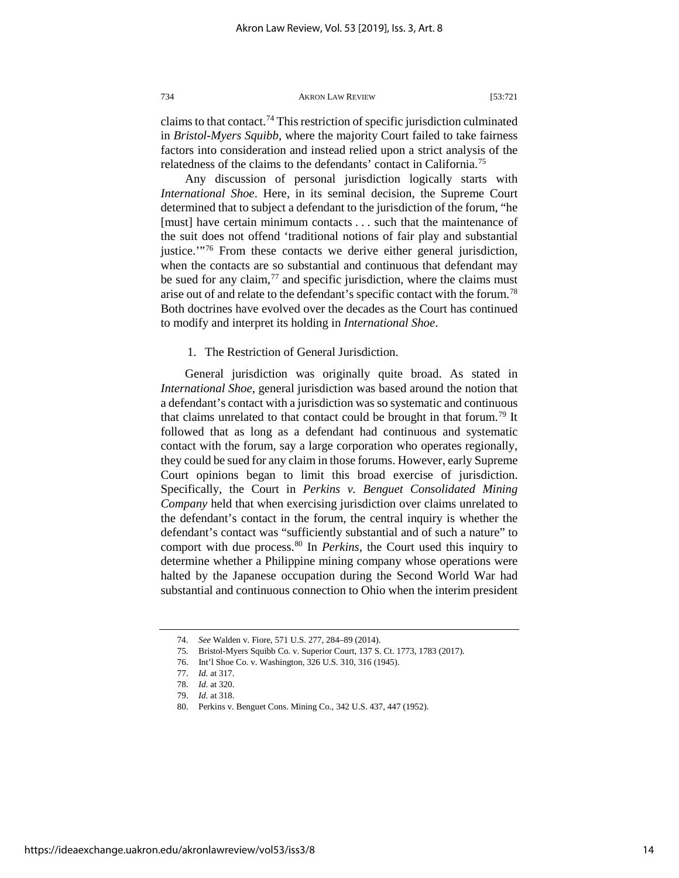claims to that contact.[74] This restriction of specific jurisdiction culminated in *Bristol-Myers Squibb*, where the majority Court failed to take fairness factors into consideration and instead relied upon a strict analysis of the relatedness of the claims to the defendants' contact in California.[75]

Any discussion of personal jurisdiction logically starts with *International Shoe*. Here, in its seminal decision, the Supreme Court determined that to subject a defendant to the jurisdiction of the forum, "he [must] have certain minimum contacts . . . such that the maintenance of the suit does not offend 'traditional notions of fair play and substantial justice.'"[76] From these contacts we derive either general jurisdiction, when the contacts are so substantial and continuous that defendant may be sued for any claim,[77] and specific jurisdiction, where the claims must arise out of and relate to the defendant's specific contact with the forum.[78] Both doctrines have evolved over the decades as the Court has continued to modify and interpret its holding in *International Shoe*.

1. The Restriction of General Jurisdiction.

General jurisdiction was originally quite broad. As stated in *International Shoe*, general jurisdiction was based around the notion that a defendant's contact with a jurisdiction was so systematic and continuous that claims unrelated to that contact could be brought in that forum.[79] It followed that as long as a defendant had continuous and systematic contact with the forum, say a large corporation who operates regionally, they could be sued for any claim in those forums. However, early Supreme Court opinions began to limit this broad exercise of jurisdiction. Specifically, the Court in *Perkins v. Benguet Consolidated Mining Company* held that when exercising jurisdiction over claims unrelated to the defendant's contact in the forum, the central inquiry is whether the defendant's contact was "sufficiently substantial and of such a nature" to comport with due process.[80] In *Perkins*, the Court used this inquiry to determine whether a Philippine mining company whose operations were halted by the Japanese occupation during the Second World War had substantial and continuous connection to Ohio when the interim president

---

74. *See* Walden v. Fiore, 571 U.S. 277, 284–89 (2014).

75. Bristol-Myers Squibb Co. v. Superior Court, 137 S. Ct. 1773, 1783 (2017).

76. Int'l Shoe Co. v. Washington, 326 U.S. 310, 316 (1945).

77. *Id.* at 317.

78. *Id.* at 320.

79. *Id.* at 318.

80. Perkins v. Benguet Cons. Mining Co., 342 U.S. 437, 447 (1952).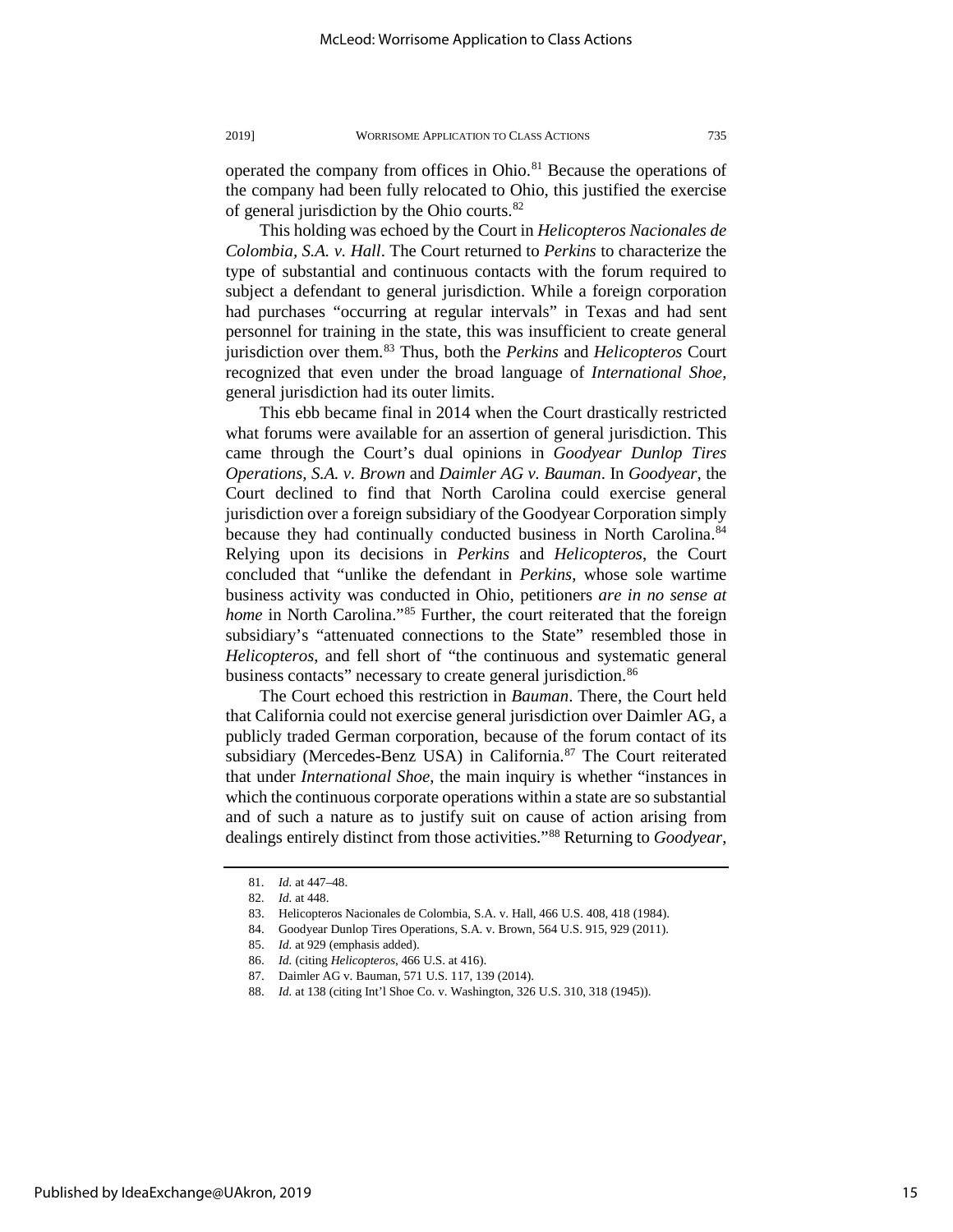operated the company from offices in Ohio.[81] Because the operations of the company had been fully relocated to Ohio, this justified the exercise of general jurisdiction by the Ohio courts.[82]

This holding was echoed by the Court in *Helicopteros Nacionales de Colombia, S.A. v. Hall*. The Court returned to *Perkins* to characterize the type of substantial and continuous contacts with the forum required to subject a defendant to general jurisdiction. While a foreign corporation had purchases "occurring at regular intervals" in Texas and had sent personnel for training in the state, this was insufficient to create general jurisdiction over them.[83] Thus, both the *Perkins* and *Helicopteros* Court recognized that even under the broad language of *International Shoe*, general jurisdiction had its outer limits.

This ebb became final in 2014 when the Court drastically restricted what forums were available for an assertion of general jurisdiction. This came through the Court's dual opinions in *Goodyear Dunlop Tires Operations, S.A. v. Brown* and *Daimler AG v. Bauman*. In *Goodyear*, the Court declined to find that North Carolina could exercise general jurisdiction over a foreign subsidiary of the Goodyear Corporation simply because they had continually conducted business in North Carolina.[84] Relying upon its decisions in *Perkins* and *Helicopteros*, the Court concluded that "unlike the defendant in *Perkins*, whose sole wartime business activity was conducted in Ohio, petitioners *are in no sense at home* in North Carolina."[85] Further, the court reiterated that the foreign subsidiary's "attenuated connections to the State" resembled those in *Helicopteros*, and fell short of "the continuous and systematic general business contacts" necessary to create general jurisdiction.[86]

The Court echoed this restriction in *Bauman*. There, the Court held that California could not exercise general jurisdiction over Daimler AG, a publicly traded German corporation, because of the forum contact of its subsidiary (Mercedes-Benz USA) in California.[87] The Court reiterated that under *International Shoe*, the main inquiry is whether "instances in which the continuous corporate operations within a state are so substantial and of such a nature as to justify suit on cause of action arising from dealings entirely distinct from those activities."[88] Returning to *Goodyear*,

---

81. *Id.* at 447–48.
82. *Id.* at 448.
83. Helicopteros Nacionales de Colombia, S.A. v. Hall, 466 U.S. 408, 418 (1984).
84. Goodyear Dunlop Tires Operations, S.A. v. Brown, 564 U.S. 915, 929 (2011).
85. *Id.* at 929 (emphasis added).
86. *Id.* (citing *Helicopteros*, 466 U.S. at 416).
87. Daimler AG v. Bauman, 571 U.S. 117, 139 (2014).
88. *Id.* at 138 (citing Int'l Shoe Co. v. Washington, 326 U.S. 310, 318 (1945)).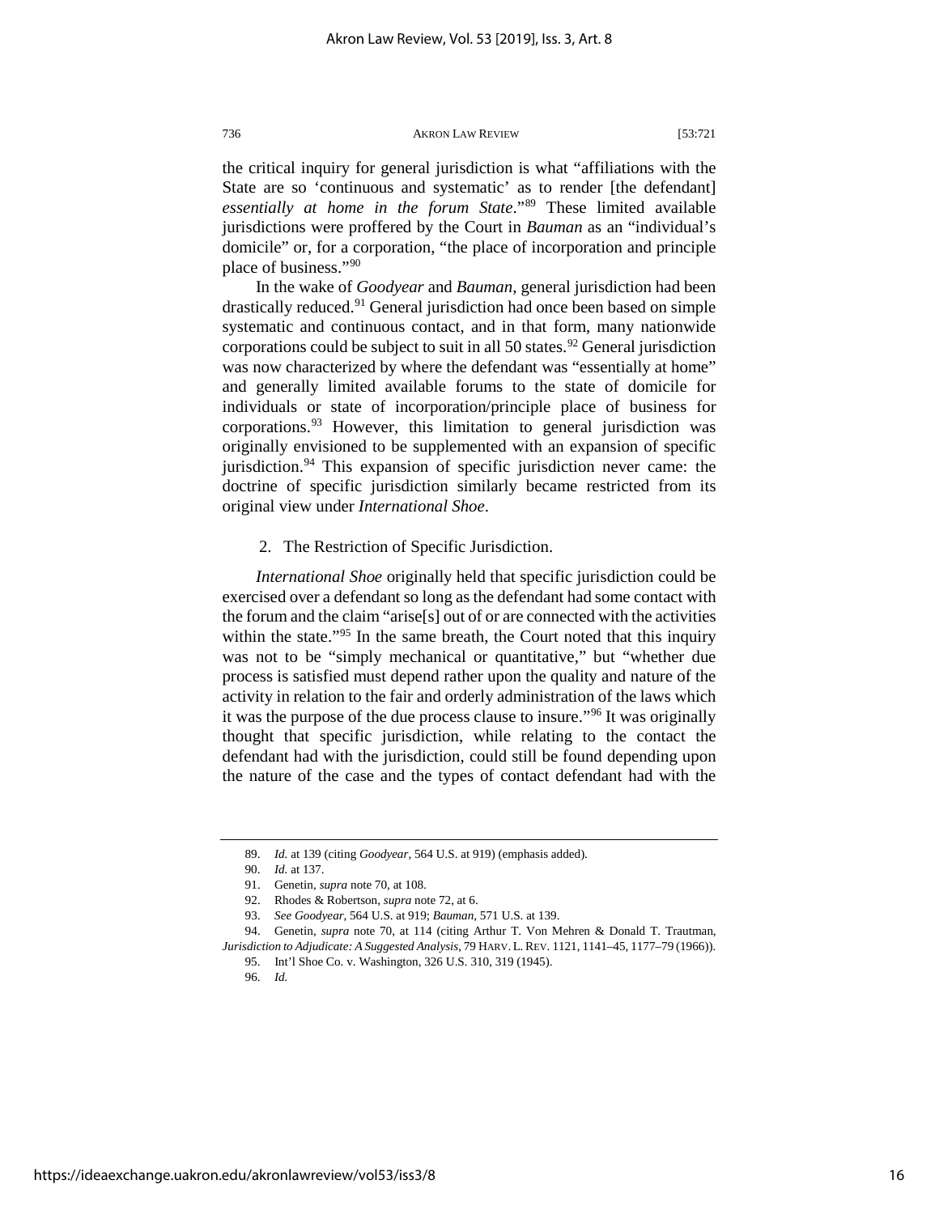the critical inquiry for general jurisdiction is what "affiliations with the State are so 'continuous and systematic' as to render [the defendant] *essentially at home in the forum State*."[89] These limited available jurisdictions were proffered by the Court in *Bauman* as an "individual's domicile" or, for a corporation, "the place of incorporation and principle place of business."[90]

In the wake of *Goodyear* and *Bauman*, general jurisdiction had been drastically reduced.[91] General jurisdiction had once been based on simple systematic and continuous contact, and in that form, many nationwide corporations could be subject to suit in all 50 states.[92] General jurisdiction was now characterized by where the defendant was "essentially at home" and generally limited available forums to the state of domicile for individuals or state of incorporation/principle place of business for corporations.[93] However, this limitation to general jurisdiction was originally envisioned to be supplemented with an expansion of specific jurisdiction.[94] This expansion of specific jurisdiction never came: the doctrine of specific jurisdiction similarly became restricted from its original view under *International Shoe*.

2. The Restriction of Specific Jurisdiction.

*International Shoe* originally held that specific jurisdiction could be exercised over a defendant so long as the defendant had some contact with the forum and the claim "arise[s] out of or are connected with the activities within the state."[95] In the same breath, the Court noted that this inquiry was not to be "simply mechanical or quantitative," but "whether due process is satisfied must depend rather upon the quality and nature of the activity in relation to the fair and orderly administration of the laws which it was the purpose of the due process clause to insure."[96] It was originally thought that specific jurisdiction, while relating to the contact the defendant had with the jurisdiction, could still be found depending upon the nature of the case and the types of contact defendant had with the

---

89. *Id.* at 139 (citing *Goodyear*, 564 U.S. at 919) (emphasis added).

90. *Id.* at 137.

91. Genetin, *supra* note 70, at 108.

92. Rhodes & Robertson, *supra* note 72, at 6.

93. *See Goodyear*, 564 U.S. at 919; *Bauman*, 571 U.S. at 139.

94. Genetin, *supra* note 70, at 114 (citing Arthur T. Von Mehren & Donald T. Trautman, *Jurisdiction to Adjudicate: A Suggested Analysis*, 79 HARV. L. REV. 1121, 1141–45, 1177–79 (1966)).

95. Int'l Shoe Co. v. Washington, 326 U.S. 310, 319 (1945).

96. *Id.*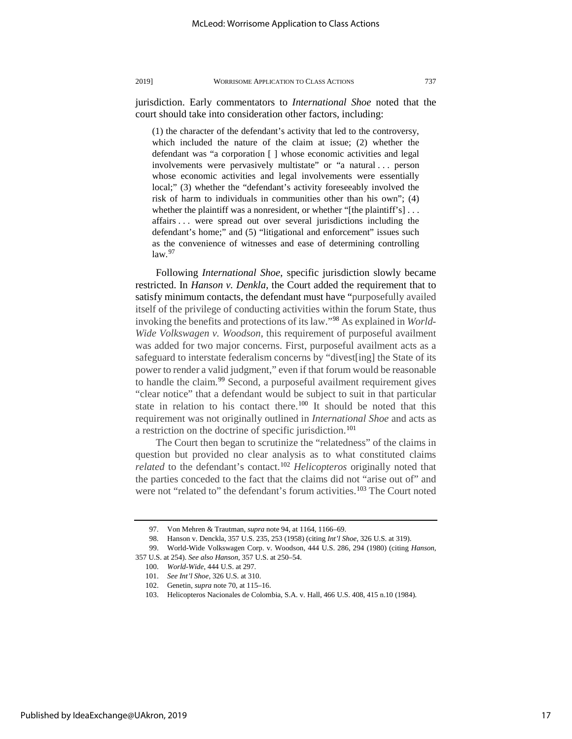jurisdiction. Early commentators to *International Shoe* noted that the court should take into consideration other factors, including:

> (1) the character of the defendant's activity that led to the controversy, which included the nature of the claim at issue; (2) whether the defendant was "a corporation [ ] whose economic activities and legal involvements were pervasively multistate" or "a natural . . . person whose economic activities and legal involvements were essentially local;" (3) whether the "defendant's activity foreseeably involved the risk of harm to individuals in communities other than his own"; (4) whether the plaintiff was a nonresident, or whether "[the plaintiff's] . . . affairs . . . were spread out over several jurisdictions including the defendant's home;" and (5) "litigational and enforcement" issues such as the convenience of witnesses and ease of determining controlling law.[97]

Following *International Shoe*, specific jurisdiction slowly became restricted. In *Hanson v. Denkla*, the Court added the requirement that to satisfy minimum contacts, the defendant must have "purposefully availed itself of the privilege of conducting activities within the forum State, thus invoking the benefits and protections of its law."[98] As explained in *World-Wide Volkswagen v. Woodson*, this requirement of purposeful availment was added for two major concerns. First, purposeful availment acts as a safeguard to interstate federalism concerns by "divest[ing] the State of its power to render a valid judgment," even if that forum would be reasonable to handle the claim.[99] Second, a purposeful availment requirement gives "clear notice" that a defendant would be subject to suit in that particular state in relation to his contact there.[100] It should be noted that this requirement was not originally outlined in *International Shoe* and acts as a restriction on the doctrine of specific jurisdiction.[101]

The Court then began to scrutinize the "relatedness" of the claims in question but provided no clear analysis as to what constituted claims *related* to the defendant's contact.[102] *Helicopteros* originally noted that the parties conceded to the fact that the claims did not "arise out of" and were not "related to" the defendant's forum activities.[103] The Court noted

---

97. Von Mehren & Trautman, *supra* note 94, at 1164, 1166–69.

98. Hanson v. Denckla, 357 U.S. 235, 253 (1958) (citing *Int'l Shoe*, 326 U.S. at 319).

99. World-Wide Volkswagen Corp. v. Woodson, 444 U.S. 286, 294 (1980) (citing *Hanson*, 357 U.S. at 254). *See also Hanson*, 357 U.S. at 250–54.

100. *World-Wide*, 444 U.S. at 297.

101. *See Int'l Shoe*, 326 U.S. at 310.

102. Genetin, *supra* note 70, at 115–16.

103. Helicopteros Nacionales de Colombia, S.A. v. Hall, 466 U.S. 408, 415 n.10 (1984).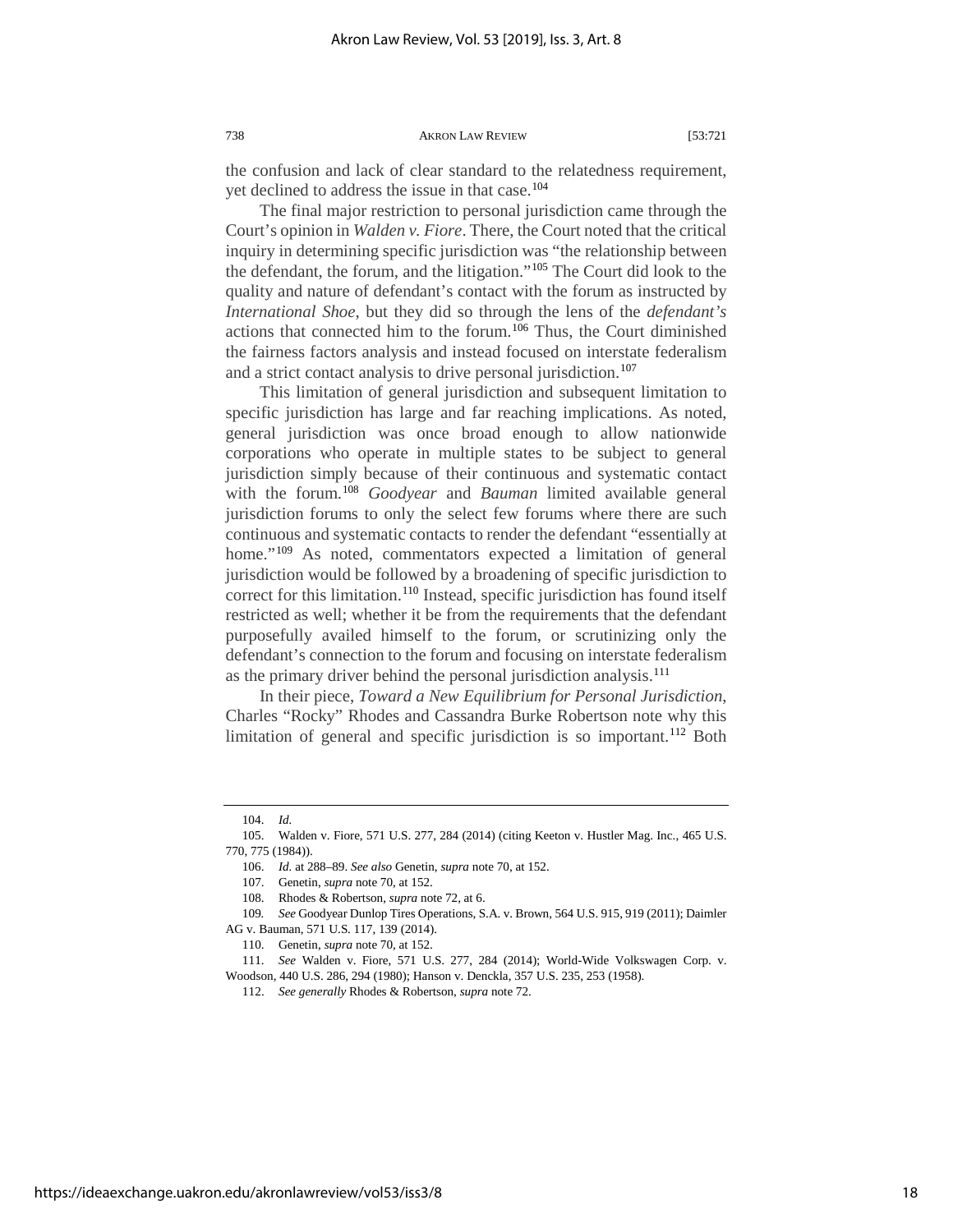the confusion and lack of clear standard to the relatedness requirement, yet declined to address the issue in that case.[104]

The final major restriction to personal jurisdiction came through the Court's opinion in *Walden v. Fiore*. There, the Court noted that the critical inquiry in determining specific jurisdiction was "the relationship between the defendant, the forum, and the litigation."[105] The Court did look to the quality and nature of defendant's contact with the forum as instructed by *International Shoe*, but they did so through the lens of the *defendant's* actions that connected him to the forum.[106] Thus, the Court diminished the fairness factors analysis and instead focused on interstate federalism and a strict contact analysis to drive personal jurisdiction.[107]

This limitation of general jurisdiction and subsequent limitation to specific jurisdiction has large and far reaching implications. As noted, general jurisdiction was once broad enough to allow nationwide corporations who operate in multiple states to be subject to general jurisdiction simply because of their continuous and systematic contact with the forum.[108] *Goodyear* and *Bauman* limited available general jurisdiction forums to only the select few forums where there are such continuous and systematic contacts to render the defendant "essentially at home."[109] As noted, commentators expected a limitation of general jurisdiction would be followed by a broadening of specific jurisdiction to correct for this limitation.[110] Instead, specific jurisdiction has found itself restricted as well; whether it be from the requirements that the defendant purposefully availed himself to the forum, or scrutinizing only the defendant's connection to the forum and focusing on interstate federalism as the primary driver behind the personal jurisdiction analysis.[111]

In their piece, *Toward a New Equilibrium for Personal Jurisdiction*, Charles "Rocky" Rhodes and Cassandra Burke Robertson note why this limitation of general and specific jurisdiction is so important.[112] Both

---

104. *Id.*

105. Walden v. Fiore, 571 U.S. 277, 284 (2014) (citing Keeton v. Hustler Mag. Inc., 465 U.S. 770, 775 (1984)).

106. *Id.* at 288–89. *See also* Genetin, *supra* note 70, at 152.

107. Genetin, *supra* note 70, at 152.

108. Rhodes & Robertson, *supra* note 72, at 6.

109. *See* Goodyear Dunlop Tires Operations, S.A. v. Brown, 564 U.S. 915, 919 (2011); Daimler AG v. Bauman, 571 U.S. 117, 139 (2014).

110. Genetin, *supra* note 70, at 152.

111. *See* Walden v. Fiore, 571 U.S. 277, 284 (2014); World-Wide Volkswagen Corp. v. Woodson, 440 U.S. 286, 294 (1980); Hanson v. Denckla, 357 U.S. 235, 253 (1958).

112. *See generally* Rhodes & Robertson, *supra* note 72.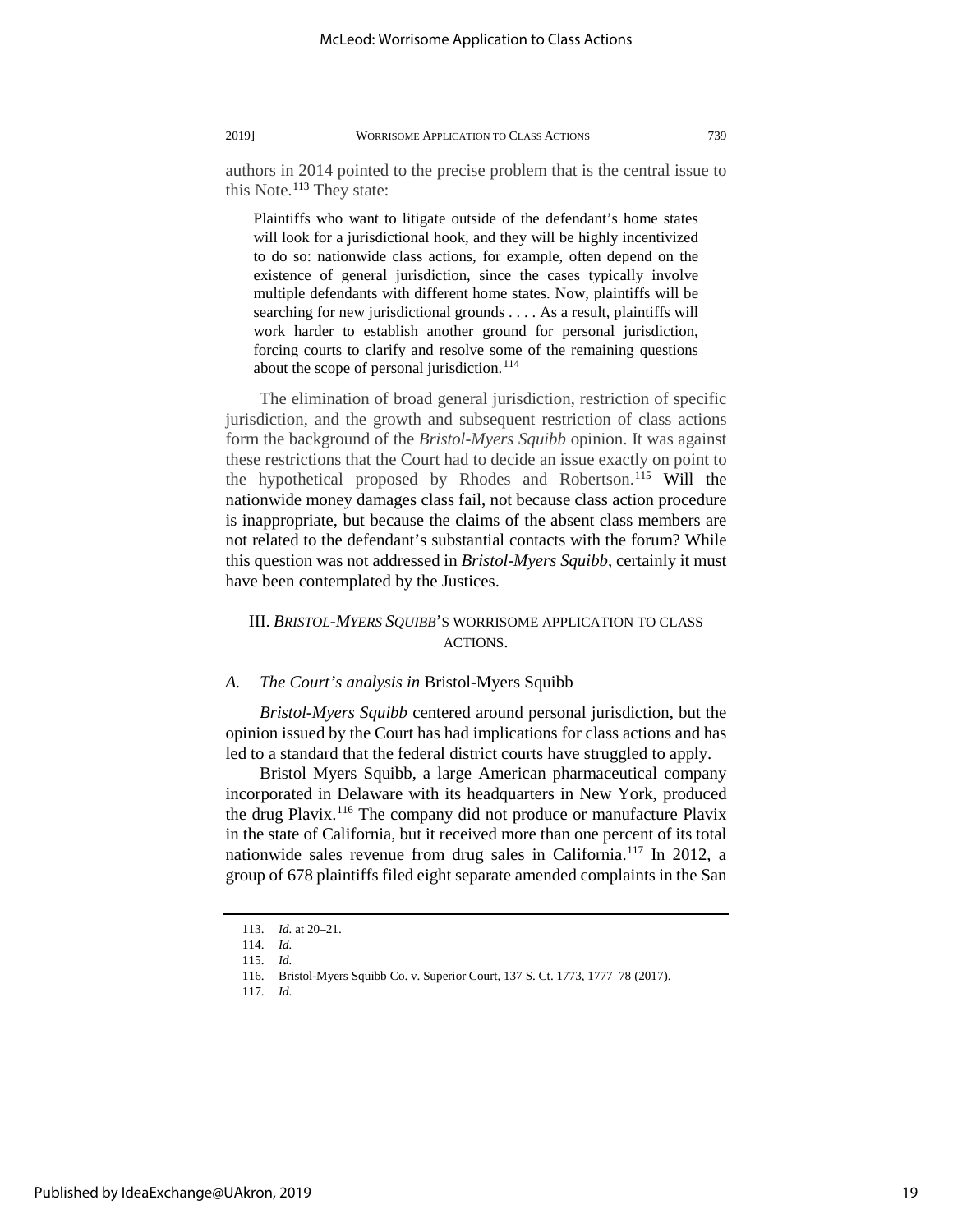authors in 2014 pointed to the precise problem that is the central issue to this Note.[113] They state:

> Plaintiffs who want to litigate outside of the defendant's home states will look for a jurisdictional hook, and they will be highly incentivized to do so: nationwide class actions, for example, often depend on the existence of general jurisdiction, since the cases typically involve multiple defendants with different home states. Now, plaintiffs will be searching for new jurisdictional grounds . . . . As a result, plaintiffs will work harder to establish another ground for personal jurisdiction, forcing courts to clarify and resolve some of the remaining questions about the scope of personal jurisdiction.[114]

The elimination of broad general jurisdiction, restriction of specific jurisdiction, and the growth and subsequent restriction of class actions form the background of the *Bristol-Myers Squibb* opinion. It was against these restrictions that the Court had to decide an issue exactly on point to the hypothetical proposed by Rhodes and Robertson.[115] Will the nationwide money damages class fail, not because class action procedure is inappropriate, but because the claims of the absent class members are not related to the defendant's substantial contacts with the forum? While this question was not addressed in *Bristol-Myers Squibb*, certainly it must have been contemplated by the Justices.

## III. *BRISTOL-MYERS SQUIBB*'S WORRISOME APPLICATION TO CLASS ACTIONS.

### A. *The Court's analysis in* Bristol-Myers Squibb

*Bristol-Myers Squibb* centered around personal jurisdiction, but the opinion issued by the Court has had implications for class actions and has led to a standard that the federal district courts have struggled to apply.

Bristol Myers Squibb, a large American pharmaceutical company incorporated in Delaware with its headquarters in New York, produced the drug Plavix.[116] The company did not produce or manufacture Plavix in the state of California, but it received more than one percent of its total nationwide sales revenue from drug sales in California.[117] In 2012, a group of 678 plaintiffs filed eight separate amended complaints in the San

---

113. *Id.* at 20–21.

114. *Id.*

115. *Id.*

116. Bristol-Myers Squibb Co. v. Superior Court, 137 S. Ct. 1773, 1777–78 (2017).

117. *Id.*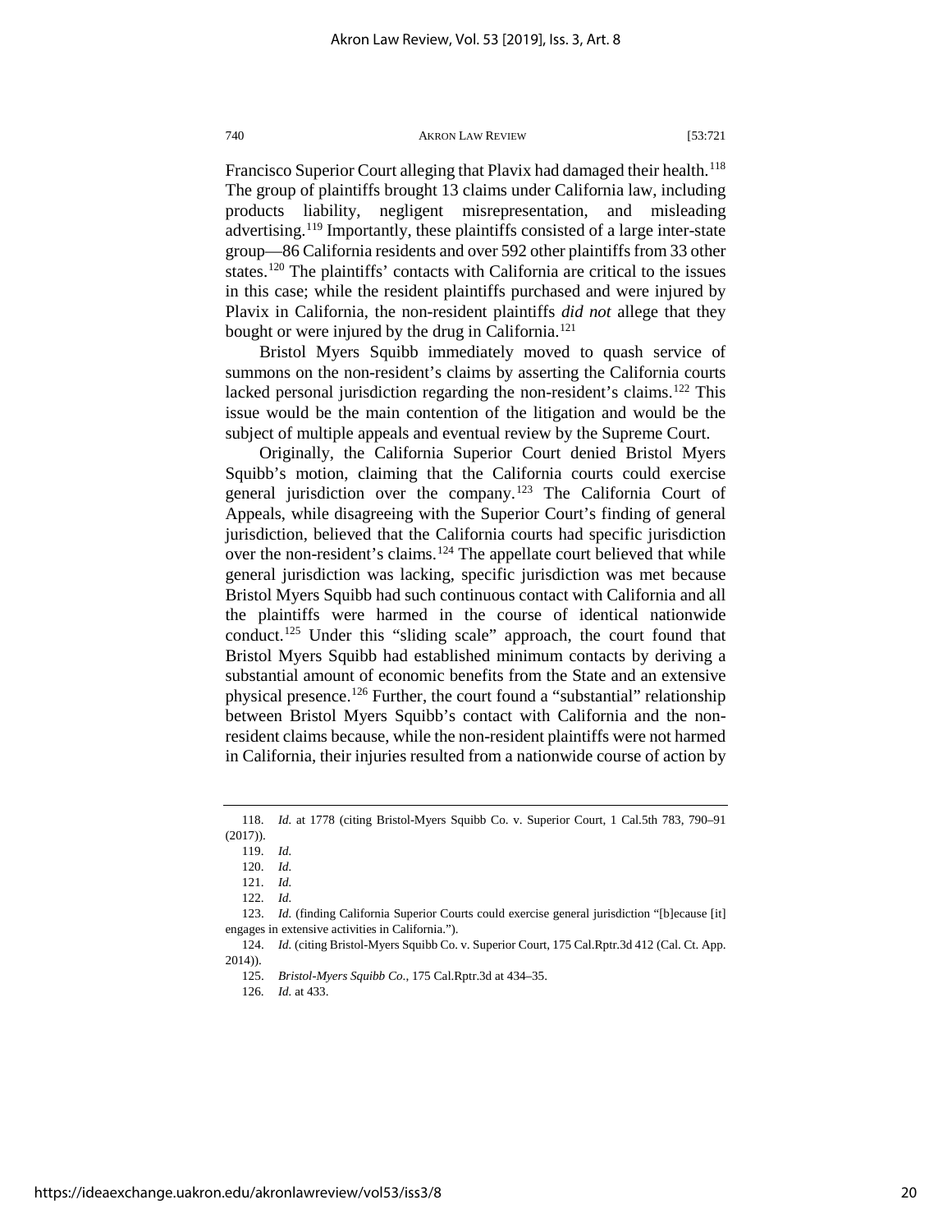Francisco Superior Court alleging that Plavix had damaged their health.[118] The group of plaintiffs brought 13 claims under California law, including products liability, negligent misrepresentation, and misleading advertising.[119] Importantly, these plaintiffs consisted of a large inter-state group—86 California residents and over 592 other plaintiffs from 33 other states.[120] The plaintiffs' contacts with California are critical to the issues in this case; while the resident plaintiffs purchased and were injured by Plavix in California, the non-resident plaintiffs *did not* allege that they bought or were injured by the drug in California.[121]

Bristol Myers Squibb immediately moved to quash service of summons on the non-resident's claims by asserting the California courts lacked personal jurisdiction regarding the non-resident's claims.[122] This issue would be the main contention of the litigation and would be the subject of multiple appeals and eventual review by the Supreme Court.

Originally, the California Superior Court denied Bristol Myers Squibb's motion, claiming that the California courts could exercise general jurisdiction over the company.[123] The California Court of Appeals, while disagreeing with the Superior Court's finding of general jurisdiction, believed that the California courts had specific jurisdiction over the non-resident's claims.[124] The appellate court believed that while general jurisdiction was lacking, specific jurisdiction was met because Bristol Myers Squibb had such continuous contact with California and all the plaintiffs were harmed in the course of identical nationwide conduct.[125] Under this "sliding scale" approach, the court found that Bristol Myers Squibb had established minimum contacts by deriving a substantial amount of economic benefits from the State and an extensive physical presence.[126] Further, the court found a "substantial" relationship between Bristol Myers Squibb's contact with California and the non-resident claims because, while the non-resident plaintiffs were not harmed in California, their injuries resulted from a nationwide course of action by

---

118. *Id.* at 1778 (citing Bristol-Myers Squibb Co. v. Superior Court, 1 Cal.5th 783, 790–91 (2017)).

119. *Id.*

120. *Id.*

121. *Id.*

122. *Id.*

123. *Id.* (finding California Superior Courts could exercise general jurisdiction "[b]ecause [it] engages in extensive activities in California.").

124. *Id.* (citing Bristol-Myers Squibb Co. v. Superior Court, 175 Cal.Rptr.3d 412 (Cal. Ct. App. 2014)).

125. *Bristol-Myers Squibb Co.*, 175 Cal.Rptr.3d at 434–35.

126. *Id.* at 433.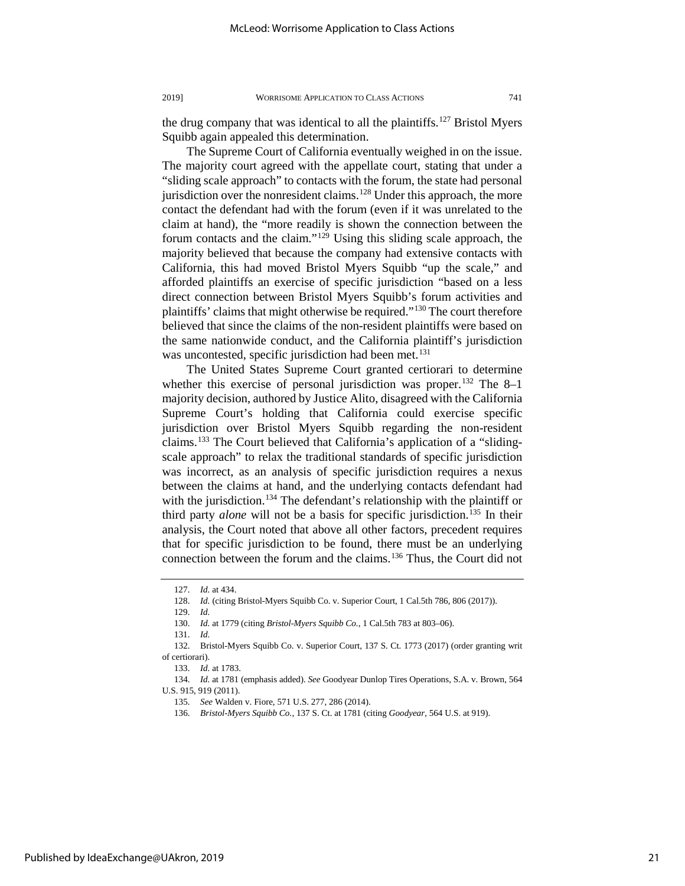the drug company that was identical to all the plaintiffs.[127] Bristol Myers Squibb again appealed this determination.

The Supreme Court of California eventually weighed in on the issue. The majority court agreed with the appellate court, stating that under a "sliding scale approach" to contacts with the forum, the state had personal jurisdiction over the nonresident claims.[128] Under this approach, the more contact the defendant had with the forum (even if it was unrelated to the claim at hand), the "more readily is shown the connection between the forum contacts and the claim."[129] Using this sliding scale approach, the majority believed that because the company had extensive contacts with California, this had moved Bristol Myers Squibb "up the scale," and afforded plaintiffs an exercise of specific jurisdiction "based on a less direct connection between Bristol Myers Squibb's forum activities and plaintiffs' claims that might otherwise be required."[130] The court therefore believed that since the claims of the non-resident plaintiffs were based on the same nationwide conduct, and the California plaintiff's jurisdiction was uncontested, specific jurisdiction had been met.[131]

The United States Supreme Court granted certiorari to determine whether this exercise of personal jurisdiction was proper.[132] The 8–1 majority decision, authored by Justice Alito, disagreed with the California Supreme Court's holding that California could exercise specific jurisdiction over Bristol Myers Squibb regarding the non-resident claims.[133] The Court believed that California's application of a "sliding-scale approach" to relax the traditional standards of specific jurisdiction was incorrect, as an analysis of specific jurisdiction requires a nexus between the claims at hand, and the underlying contacts defendant had with the jurisdiction.[134] The defendant's relationship with the plaintiff or third party *alone* will not be a basis for specific jurisdiction.[135] In their analysis, the Court noted that above all other factors, precedent requires that for specific jurisdiction to be found, there must be an underlying connection between the forum and the claims.[136] Thus, the Court did not

---

127. *Id.* at 434.

128. *Id.* (citing Bristol-Myers Squibb Co. v. Superior Court, 1 Cal.5th 786, 806 (2017)).

129. *Id.*

130. *Id.* at 1779 (citing *Bristol-Myers Squibb Co.*, 1 Cal.5th 783 at 803–06).

131. *Id.*

132. Bristol-Myers Squibb Co. v. Superior Court, 137 S. Ct. 1773 (2017) (order granting writ of certiorari).

133. *Id.* at 1783.

134. *Id.* at 1781 (emphasis added). *See* Goodyear Dunlop Tires Operations, S.A. v. Brown, 564 U.S. 915, 919 (2011).

135. *See* Walden v. Fiore, 571 U.S. 277, 286 (2014).

136. *Bristol-Myers Squibb Co.*, 137 S. Ct. at 1781 (citing *Goodyear*, 564 U.S. at 919).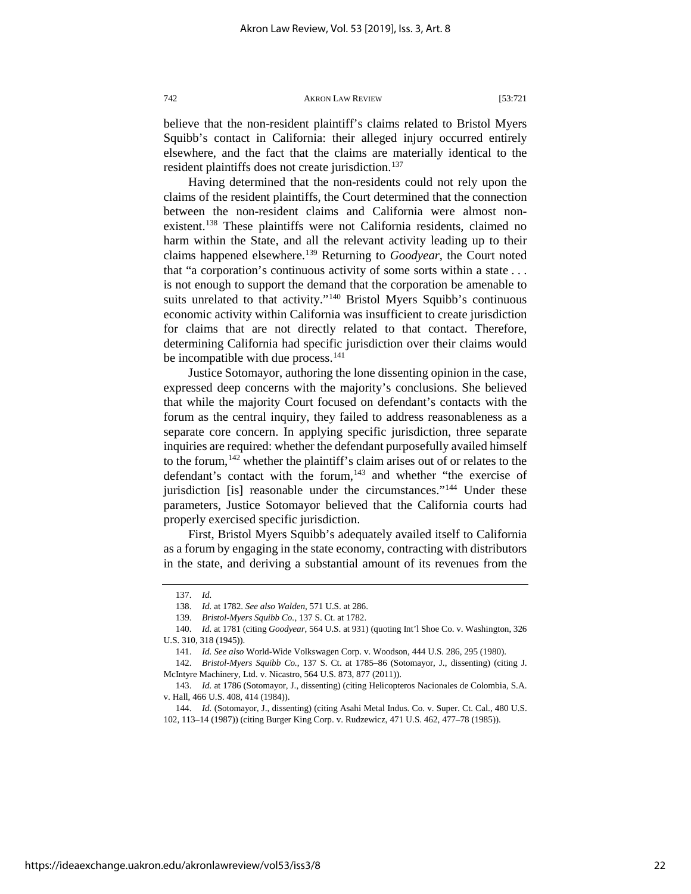believe that the non-resident plaintiff's claims related to Bristol Myers Squibb's contact in California: their alleged injury occurred entirely elsewhere, and the fact that the claims are materially identical to the resident plaintiffs does not create jurisdiction.[137]

Having determined that the non-residents could not rely upon the claims of the resident plaintiffs, the Court determined that the connection between the non-resident claims and California were almost non-existent.[138] These plaintiffs were not California residents, claimed no harm within the State, and all the relevant activity leading up to their claims happened elsewhere.[139] Returning to *Goodyear*, the Court noted that "a corporation's continuous activity of some sorts within a state . . . is not enough to support the demand that the corporation be amenable to suits unrelated to that activity."[140] Bristol Myers Squibb's continuous economic activity within California was insufficient to create jurisdiction for claims that are not directly related to that contact. Therefore, determining California had specific jurisdiction over their claims would be incompatible with due process.[141]

Justice Sotomayor, authoring the lone dissenting opinion in the case, expressed deep concerns with the majority's conclusions. She believed that while the majority Court focused on defendant's contacts with the forum as the central inquiry, they failed to address reasonableness as a separate core concern. In applying specific jurisdiction, three separate inquiries are required: whether the defendant purposefully availed himself to the forum,[142] whether the plaintiff's claim arises out of or relates to the defendant's contact with the forum,[143] and whether "the exercise of jurisdiction [is] reasonable under the circumstances."[144] Under these parameters, Justice Sotomayor believed that the California courts had properly exercised specific jurisdiction.

First, Bristol Myers Squibb's adequately availed itself to California as a forum by engaging in the state economy, contracting with distributors in the state, and deriving a substantial amount of its revenues from the

---

137. *Id.*

138. *Id.* at 1782. *See also Walden*, 571 U.S. at 286.

139. *Bristol-Myers Squibb Co.*, 137 S. Ct. at 1782.

140. *Id.* at 1781 (citing *Goodyear*, 564 U.S. at 931) (quoting Int'l Shoe Co. v. Washington, 326 U.S. 310, 318 (1945)).

141. *Id. See also* World-Wide Volkswagen Corp. v. Woodson, 444 U.S. 286, 295 (1980).

142. *Bristol-Myers Squibb Co.*, 137 S. Ct. at 1785–86 (Sotomayor, J., dissenting) (citing J. McIntyre Machinery, Ltd. v. Nicastro, 564 U.S. 873, 877 (2011)).

143. *Id.* at 1786 (Sotomayor, J., dissenting) (citing Helicopteros Nacionales de Colombia, S.A. v. Hall, 466 U.S. 408, 414 (1984)).

144. *Id.* (Sotomayor, J., dissenting) (citing Asahi Metal Indus. Co. v. Super. Ct. Cal., 480 U.S. 102, 113–14 (1987)) (citing Burger King Corp. v. Rudzewicz, 471 U.S. 462, 477–78 (1985)).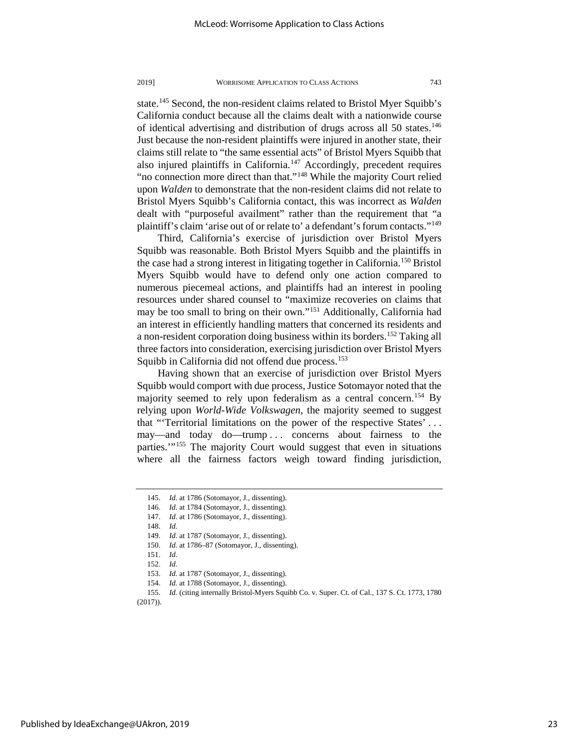state.[145] Second, the non-resident claims related to Bristol Myer Squibb's California conduct because all the claims dealt with a nationwide course of identical advertising and distribution of drugs across all 50 states.[146] Just because the non-resident plaintiffs were injured in another state, their claims still relate to "the same essential acts" of Bristol Myers Squibb that also injured plaintiffs in California.[147] Accordingly, precedent requires "no connection more direct than that."[148] While the majority Court relied upon *Walden* to demonstrate that the non-resident claims did not relate to Bristol Myers Squibb's California contact, this was incorrect as *Walden* dealt with "purposeful availment" rather than the requirement that "a plaintiff's claim 'arise out of or relate to' a defendant's forum contacts."[149]

Third, California's exercise of jurisdiction over Bristol Myers Squibb was reasonable. Both Bristol Myers Squibb and the plaintiffs in the case had a strong interest in litigating together in California.[150] Bristol Myers Squibb would have to defend only one action compared to numerous piecemeal actions, and plaintiffs had an interest in pooling resources under shared counsel to "maximize recoveries on claims that may be too small to bring on their own."[151] Additionally, California had an interest in efficiently handling matters that concerned its residents and a non-resident corporation doing business within its borders.[152] Taking all three factors into consideration, exercising jurisdiction over Bristol Myers Squibb in California did not offend due process.[153]

Having shown that an exercise of jurisdiction over Bristol Myers Squibb would comport with due process, Justice Sotomayor noted that the majority seemed to rely upon federalism as a central concern.[154] By relying upon *World-Wide Volkswagen*, the majority seemed to suggest that "'Territorial limitations on the power of the respective States' . . . may—and today do—trump . . . concerns about fairness to the parties.'"[155] The majority Court would suggest that even in situations where all the fairness factors weigh toward finding jurisdiction,

145. *Id.* at 1786 (Sotomayor, J., dissenting).
146. *Id.* at 1784 (Sotomayor, J., dissenting).
147. *Id.* at 1786 (Sotomayor, J., dissenting).
148. *Id.*
149. *Id.* at 1787 (Sotomayor, J., dissenting).
150. *Id.* at 1786–87 (Sotomayor, J., dissenting).
151. *Id.*
152. *Id.*
153. *Id.* at 1787 (Sotomayor, J., dissenting).
154. *Id.* at 1788 (Sotomayor, J., dissenting).
155. *Id.* (citing internally Bristol-Myers Squibb Co. v. Super. Ct. of Cal., 137 S. Ct. 1773, 1780 (2017)).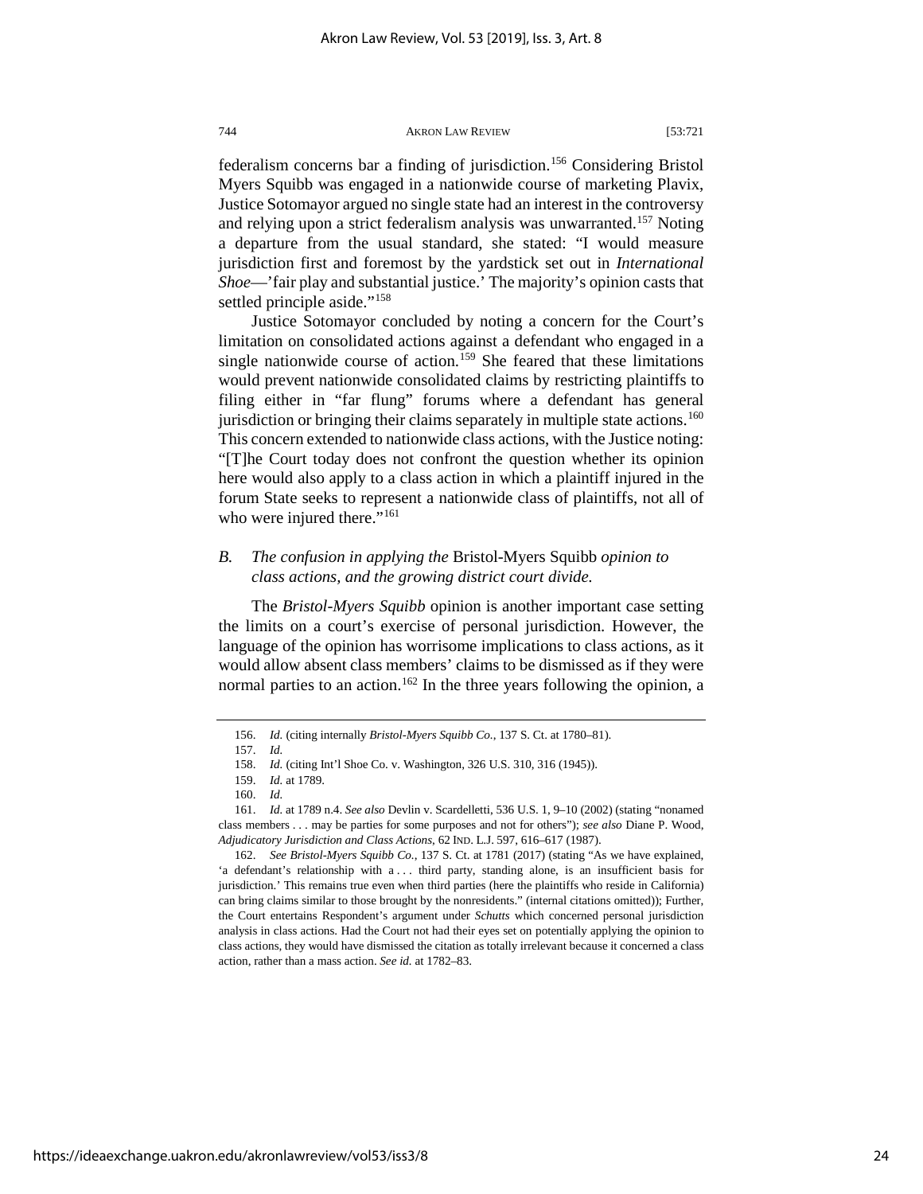federalism concerns bar a finding of jurisdiction.[156] Considering Bristol Myers Squibb was engaged in a nationwide course of marketing Plavix, Justice Sotomayor argued no single state had an interest in the controversy and relying upon a strict federalism analysis was unwarranted.[157] Noting a departure from the usual standard, she stated: "I would measure jurisdiction first and foremost by the yardstick set out in *International Shoe*—'fair play and substantial justice.' The majority's opinion casts that settled principle aside."[158]

Justice Sotomayor concluded by noting a concern for the Court's limitation on consolidated actions against a defendant who engaged in a single nationwide course of action.[159] She feared that these limitations would prevent nationwide consolidated claims by restricting plaintiffs to filing either in "far flung" forums where a defendant has general jurisdiction or bringing their claims separately in multiple state actions.[160] This concern extended to nationwide class actions, with the Justice noting: "[T]he Court today does not confront the question whether its opinion here would also apply to a class action in which a plaintiff injured in the forum State seeks to represent a nationwide class of plaintiffs, not all of who were injured there."[161]

### *B. The confusion in applying the* Bristol-Myers Squibb *opinion to class actions, and the growing district court divide.*

The *Bristol-Myers Squibb* opinion is another important case setting the limits on a court's exercise of personal jurisdiction. However, the language of the opinion has worrisome implications to class actions, as it would allow absent class members' claims to be dismissed as if they were normal parties to an action.[162] In the three years following the opinion, a

---

156. *Id.* (citing internally *Bristol-Myers Squibb Co.*, 137 S. Ct. at 1780–81).

157. *Id.*

158. *Id.* (citing Int'l Shoe Co. v. Washington, 326 U.S. 310, 316 (1945)).

159. *Id.* at 1789.

160. *Id.*

161. *Id.* at 1789 n.4. *See also* Devlin v. Scardelletti, 536 U.S. 1, 9–10 (2002) (stating "nonamed class members . . . may be parties for some purposes and not for others"); *see also* Diane P. Wood, *Adjudicatory Jurisdiction and Class Actions*, 62 IND. L.J. 597, 616–617 (1987).

162. *See Bristol-Myers Squibb Co.*, 137 S. Ct. at 1781 (2017) (stating "As we have explained, 'a defendant's relationship with a . . . third party, standing alone, is an insufficient basis for jurisdiction.' This remains true even when third parties (here the plaintiffs who reside in California) can bring claims similar to those brought by the nonresidents." (internal citations omitted)); Further, the Court entertains Respondent's argument under *Schutts* which concerned personal jurisdiction analysis in class actions. Had the Court not had their eyes set on potentially applying the opinion to class actions, they would have dismissed the citation as totally irrelevant because it concerned a class action, rather than a mass action. *See id.* at 1782–83.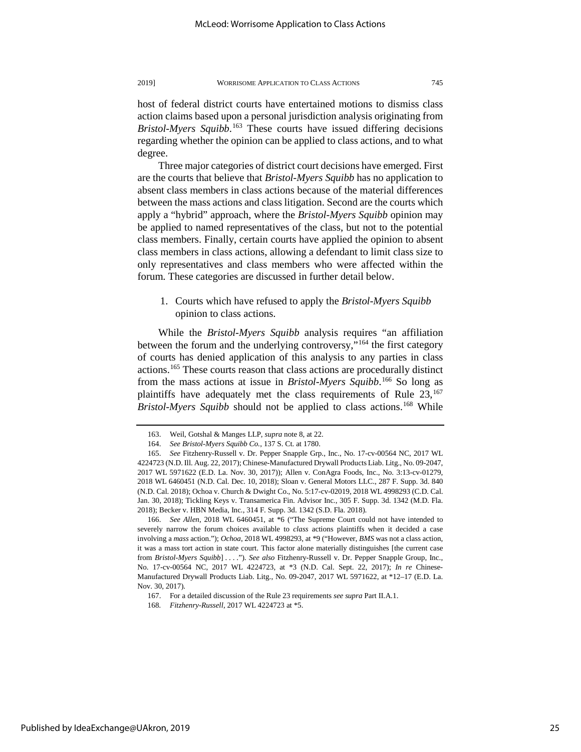host of federal district courts have entertained motions to dismiss class action claims based upon a personal jurisdiction analysis originating from *Bristol-Myers Squibb*.[163] These courts have issued differing decisions regarding whether the opinion can be applied to class actions, and to what degree.

Three major categories of district court decisions have emerged. First are the courts that believe that *Bristol-Myers Squibb* has no application to absent class members in class actions because of the material differences between the mass actions and class litigation. Second are the courts which apply a "hybrid" approach, where the *Bristol-Myers Squibb* opinion may be applied to named representatives of the class, but not to the potential class members. Finally, certain courts have applied the opinion to absent class members in class actions, allowing a defendant to limit class size to only representatives and class members who were affected within the forum. These categories are discussed in further detail below.

1. Courts which have refused to apply the *Bristol-Myers Squibb* opinion to class actions.

While the *Bristol-Myers Squibb* analysis requires "an affiliation between the forum and the underlying controversy,"[164] the first category of courts has denied application of this analysis to any parties in class actions.[165] These courts reason that class actions are procedurally distinct from the mass actions at issue in *Bristol-Myers Squibb*.[166] So long as plaintiffs have adequately met the class requirements of Rule 23,[167] *Bristol-Myers Squibb* should not be applied to class actions.[168] While

---

163. Weil, Gotshal & Manges LLP, *supra* note 8, at 22.

164. *See Bristol-Myers Squibb Co.*, 137 S. Ct. at 1780.

165. *See* Fitzhenry-Russell v. Dr. Pepper Snapple Grp., Inc., No. 17-cv-00564 NC, 2017 WL 4224723 (N.D. Ill. Aug. 22, 2017); Chinese-Manufactured Drywall Products Liab. Litg., No. 09-2047, 2017 WL 5971622 (E.D. La. Nov. 30, 2017)); Allen v. ConAgra Foods, Inc., No. 3:13-cv-01279, 2018 WL 6460451 (N.D. Cal. Dec. 10, 2018); Sloan v. General Motors LLC., 287 F. Supp. 3d. 840 (N.D. Cal. 2018); Ochoa v. Church & Dwight Co., No. 5:17-cv-02019, 2018 WL 4998293 (C.D. Cal. Jan. 30, 2018); Tickling Keys v. Transamerica Fin. Advisor Inc., 305 F. Supp. 3d. 1342 (M.D. Fla. 2018); Becker v. HBN Media, Inc., 314 F. Supp. 3d. 1342 (S.D. Fla. 2018).

166. *See Allen*, 2018 WL 6460451, at *6 ("The Supreme Court could not have intended to severely narrow the forum choices available to *class* actions plaintiffs when it decided a case involving a *mass* action."); *Ochoa*, 2018 WL 4998293, at *9 ("However, *BMS* was not a class action, it was a mass tort action in state court. This factor alone materially distinguishes [the current case from *Bristol-Myers Squibb*] . . . ."). *See also* Fitzhenry-Russell v. Dr. Pepper Snapple Group, Inc., No. 17-cv-00564 NC, 2017 WL 4224723, at *3 (N.D. Cal. Sept. 22, 2017); *In re* Chinese-Manufactured Drywall Products Liab. Litg., No. 09-2047, 2017 WL 5971622, at *12–17 (E.D. La. Nov. 30, 2017).

167. For a detailed discussion of the Rule 23 requirements *see supra* Part II.A.1.

168. *Fitzhenry-Russell*, 2017 WL 4224723 at *5.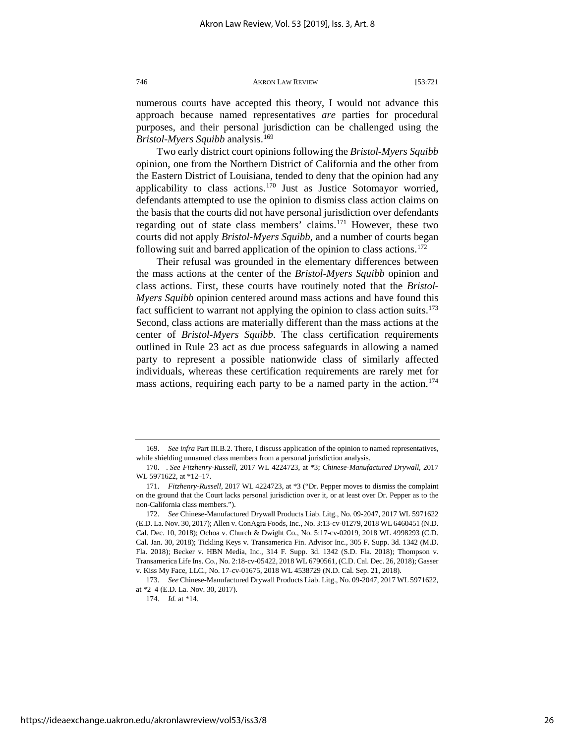numerous courts have accepted this theory, I would not advance this approach because named representatives *are* parties for procedural purposes, and their personal jurisdiction can be challenged using the *Bristol-Myers Squibb* analysis.[169]

Two early district court opinions following the *Bristol-Myers Squibb* opinion, one from the Northern District of California and the other from the Eastern District of Louisiana, tended to deny that the opinion had any applicability to class actions.[170] Just as Justice Sotomayor worried, defendants attempted to use the opinion to dismiss class action claims on the basis that the courts did not have personal jurisdiction over defendants regarding out of state class members' claims.[171] However, these two courts did not apply *Bristol-Myers Squibb*, and a number of courts began following suit and barred application of the opinion to class actions.[172]

Their refusal was grounded in the elementary differences between the mass actions at the center of the *Bristol-Myers Squibb* opinion and class actions. First, these courts have routinely noted that the *Bristol-Myers Squibb* opinion centered around mass actions and have found this fact sufficient to warrant not applying the opinion to class action suits.[173] Second, class actions are materially different than the mass actions at the center of *Bristol-Myers Squibb*. The class certification requirements outlined in Rule 23 act as due process safeguards in allowing a named party to represent a possible nationwide class of similarly affected individuals, whereas these certification requirements are rarely met for mass actions, requiring each party to be a named party in the action.[174]

---

169. *See infra* Part III.B.2. There, I discuss application of the opinion to named representatives, while shielding unnamed class members from a personal jurisdiction analysis.

170. . *See Fitzhenry-Russell*, 2017 WL 4224723, at \*3; *Chinese-Manufactured Drywall*, 2017 WL 5971622, at \*12–17.

171. *Fitzhenry-Russell*, 2017 WL 4224723, at \*3 ("Dr. Pepper moves to dismiss the complaint on the ground that the Court lacks personal jurisdiction over it, or at least over Dr. Pepper as to the non-California class members.").

172. *See* Chinese-Manufactured Drywall Products Liab. Litg., No. 09-2047, 2017 WL 5971622 (E.D. La. Nov. 30, 2017); Allen v. ConAgra Foods, Inc., No. 3:13-cv-01279, 2018 WL 6460451 (N.D. Cal. Dec. 10, 2018); Ochoa v. Church & Dwight Co., No. 5:17-cv-02019, 2018 WL 4998293 (C.D. Cal. Jan. 30, 2018); Tickling Keys v. Transamerica Fin. Advisor Inc., 305 F. Supp. 3d. 1342 (M.D. Fla. 2018); Becker v. HBN Media, Inc., 314 F. Supp. 3d. 1342 (S.D. Fla. 2018); Thompson v. Transamerica Life Ins. Co., No. 2:18-cv-05422, 2018 WL 6790561, (C.D. Cal. Dec. 26, 2018); Gasser v. Kiss My Face, LLC., No. 17-cv-01675, 2018 WL 4538729 (N.D. Cal. Sep. 21, 2018).

173. *See* Chinese-Manufactured Drywall Products Liab. Litg., No. 09-2047, 2017 WL 5971622, at \*2–4 (E.D. La. Nov. 30, 2017).

174. *Id.* at \*14.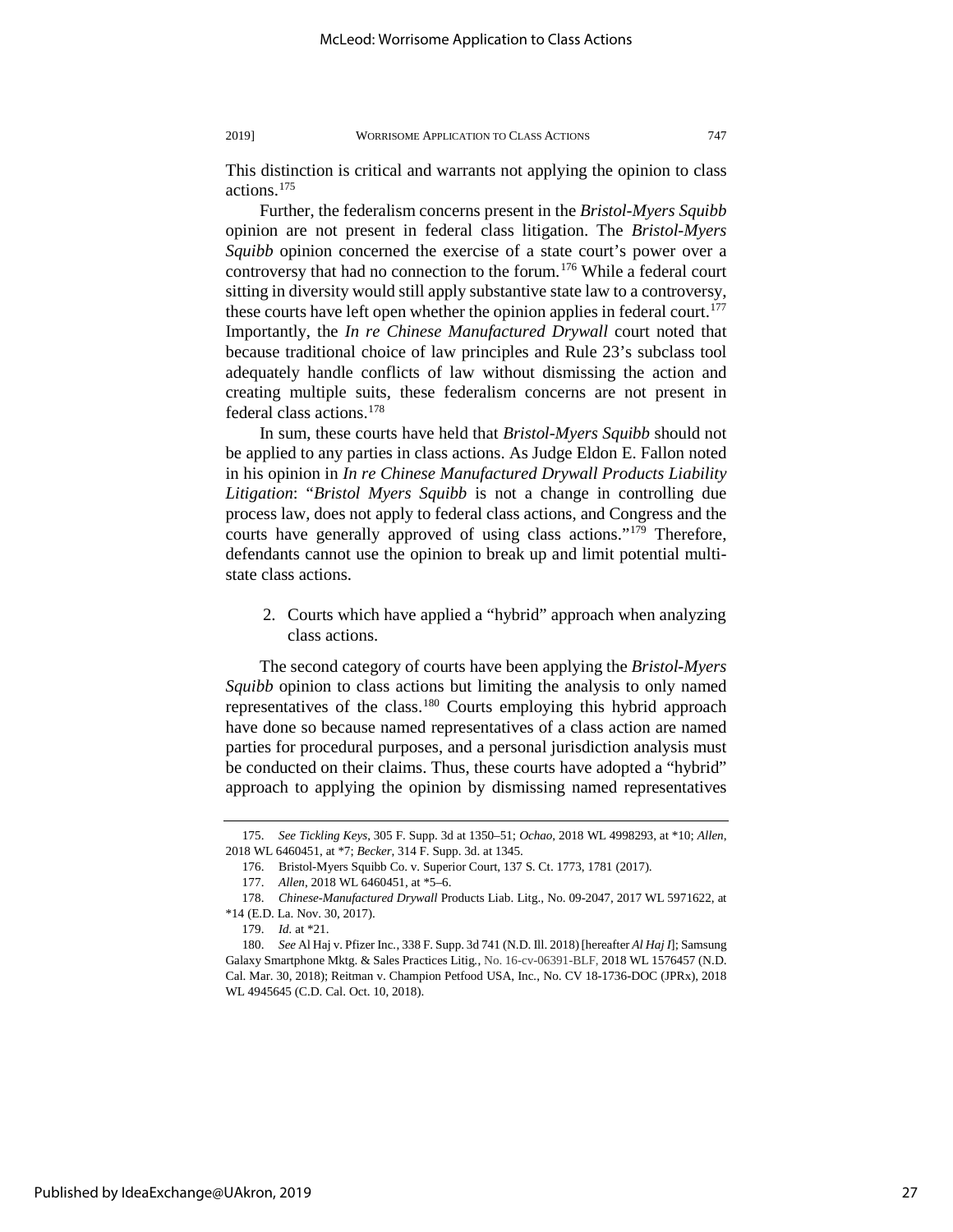This distinction is critical and warrants not applying the opinion to class actions.[175]

Further, the federalism concerns present in the *Bristol-Myers Squibb* opinion are not present in federal class litigation. The *Bristol-Myers Squibb* opinion concerned the exercise of a state court's power over a controversy that had no connection to the forum.[176] While a federal court sitting in diversity would still apply substantive state law to a controversy, these courts have left open whether the opinion applies in federal court.[177] Importantly, the *In re Chinese Manufactured Drywall* court noted that because traditional choice of law principles and Rule 23's subclass tool adequately handle conflicts of law without dismissing the action and creating multiple suits, these federalism concerns are not present in federal class actions.[178]

In sum, these courts have held that *Bristol-Myers Squibb* should not be applied to any parties in class actions. As Judge Eldon E. Fallon noted in his opinion in *In re Chinese Manufactured Drywall Products Liability Litigation*: "*Bristol Myers Squibb* is not a change in controlling due process law, does not apply to federal class actions, and Congress and the courts have generally approved of using class actions."[179] Therefore, defendants cannot use the opinion to break up and limit potential multi-state class actions.

2. Courts which have applied a "hybrid" approach when analyzing class actions.

The second category of courts have been applying the *Bristol-Myers Squibb* opinion to class actions but limiting the analysis to only named representatives of the class.[180] Courts employing this hybrid approach have done so because named representatives of a class action are named parties for procedural purposes, and a personal jurisdiction analysis must be conducted on their claims. Thus, these courts have adopted a "hybrid" approach to applying the opinion by dismissing named representatives

---

175. *See Tickling Keys*, 305 F. Supp. 3d at 1350–51; *Ochao*, 2018 WL 4998293, at *10; *Allen*, 2018 WL 6460451, at *7; *Becker*, 314 F. Supp. 3d. at 1345.

176. Bristol-Myers Squibb Co. v. Superior Court, 137 S. Ct. 1773, 1781 (2017).

177. *Allen*, 2018 WL 6460451, at *5–6.

178. *Chinese-Manufactured Drywall* Products Liab. Litg., No. 09-2047, 2017 WL 5971622, at *14 (E.D. La. Nov. 30, 2017).

179. *Id.* at *21.

180. *See* Al Haj v. Pfizer Inc., 338 F. Supp. 3d 741 (N.D. Ill. 2018) [hereafter *Al Haj I*]; Samsung Galaxy Smartphone Mktg. & Sales Practices Litig., No. 16-cv-06391-BLF, 2018 WL 1576457 (N.D. Cal. Mar. 30, 2018); Reitman v. Champion Petfood USA, Inc., No. CV 18-1736-DOC (JPRx), 2018 WL 4945645 (C.D. Cal. Oct. 10, 2018).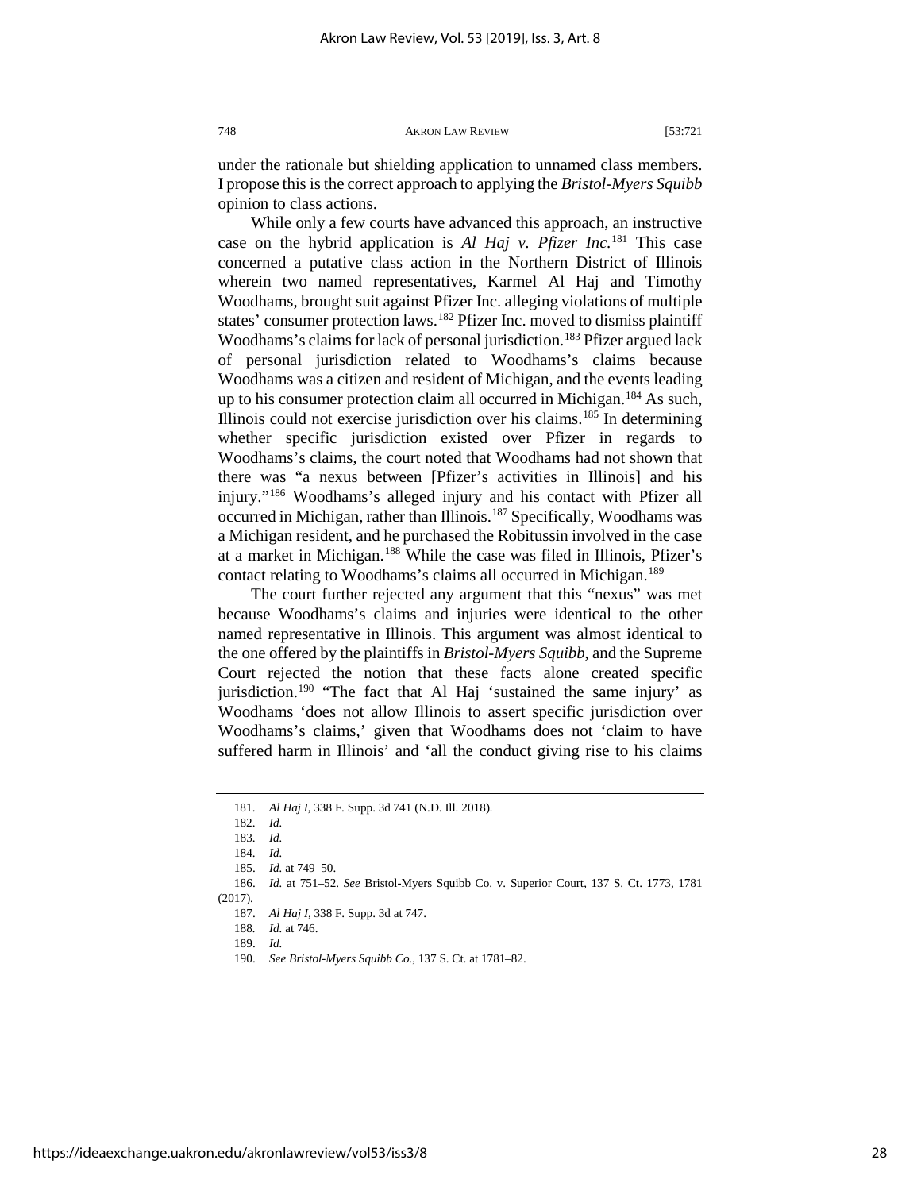under the rationale but shielding application to unnamed class members. I propose this is the correct approach to applying the *Bristol-Myers Squibb* opinion to class actions.

While only a few courts have advanced this approach, an instructive case on the hybrid application is *Al Haj v. Pfizer Inc.*[181] This case concerned a putative class action in the Northern District of Illinois wherein two named representatives, Karmel Al Haj and Timothy Woodhams, brought suit against Pfizer Inc. alleging violations of multiple states' consumer protection laws.[182] Pfizer Inc. moved to dismiss plaintiff Woodhams's claims for lack of personal jurisdiction.[183] Pfizer argued lack of personal jurisdiction related to Woodhams's claims because Woodhams was a citizen and resident of Michigan, and the events leading up to his consumer protection claim all occurred in Michigan.[184] As such, Illinois could not exercise jurisdiction over his claims.[185] In determining whether specific jurisdiction existed over Pfizer in regards to Woodhams's claims, the court noted that Woodhams had not shown that there was "a nexus between [Pfizer's activities in Illinois] and his injury."[186] Woodhams's alleged injury and his contact with Pfizer all occurred in Michigan, rather than Illinois.[187] Specifically, Woodhams was a Michigan resident, and he purchased the Robitussin involved in the case at a market in Michigan.[188] While the case was filed in Illinois, Pfizer's contact relating to Woodhams's claims all occurred in Michigan.[189]

The court further rejected any argument that this "nexus" was met because Woodhams's claims and injuries were identical to the other named representative in Illinois. This argument was almost identical to the one offered by the plaintiffs in *Bristol-Myers Squibb*, and the Supreme Court rejected the notion that these facts alone created specific jurisdiction.[190] "The fact that Al Haj 'sustained the same injury' as Woodhams 'does not allow Illinois to assert specific jurisdiction over Woodhams's claims,' given that Woodhams does not 'claim to have suffered harm in Illinois' and 'all the conduct giving rise to his claims

---

181. *Al Haj I*, 338 F. Supp. 3d 741 (N.D. Ill. 2018).

182. *Id.*

183. *Id.*

184. *Id.*

185. *Id.* at 749–50.

186. *Id.* at 751–52. *See* Bristol-Myers Squibb Co. v. Superior Court, 137 S. Ct. 1773, 1781 (2017).

187. *Al Haj I*, 338 F. Supp. 3d at 747.

188. *Id.* at 746.

189. *Id.*

190. *See Bristol-Myers Squibb Co.*, 137 S. Ct. at 1781–82.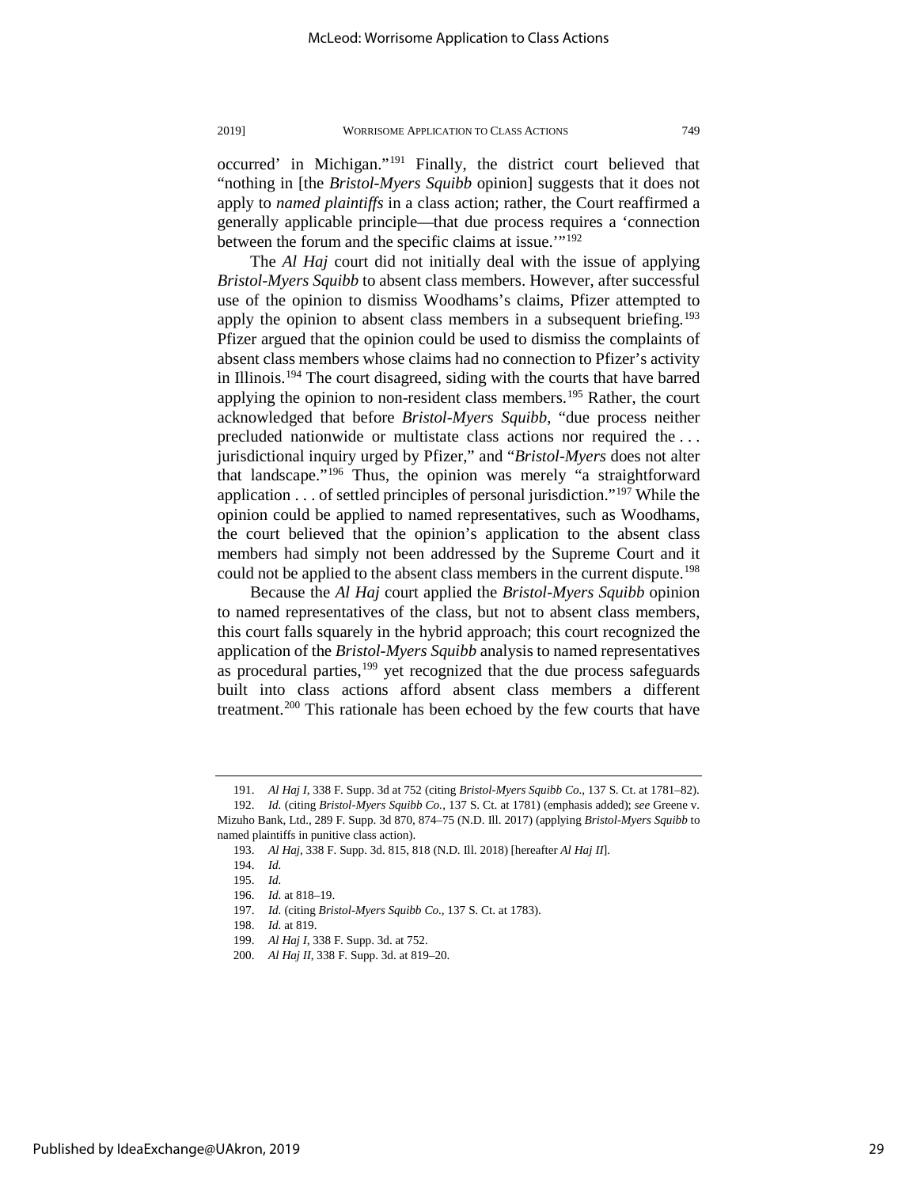occurred' in Michigan."[191] Finally, the district court believed that "nothing in [the *Bristol-Myers Squibb* opinion] suggests that it does not apply to *named plaintiffs* in a class action; rather, the Court reaffirmed a generally applicable principle—that due process requires a 'connection between the forum and the specific claims at issue.'"[192]

The *Al Haj* court did not initially deal with the issue of applying *Bristol-Myers Squibb* to absent class members. However, after successful use of the opinion to dismiss Woodhams's claims, Pfizer attempted to apply the opinion to absent class members in a subsequent briefing.[193] Pfizer argued that the opinion could be used to dismiss the complaints of absent class members whose claims had no connection to Pfizer's activity in Illinois.[194] The court disagreed, siding with the courts that have barred applying the opinion to non-resident class members.[195] Rather, the court acknowledged that before *Bristol-Myers Squibb*, "due process neither precluded nationwide or multistate class actions nor required the . . . jurisdictional inquiry urged by Pfizer," and "*Bristol-Myers* does not alter that landscape."[196] Thus, the opinion was merely "a straightforward application . . . of settled principles of personal jurisdiction."[197] While the opinion could be applied to named representatives, such as Woodhams, the court believed that the opinion's application to the absent class members had simply not been addressed by the Supreme Court and it could not be applied to the absent class members in the current dispute.[198]

Because the *Al Haj* court applied the *Bristol-Myers Squibb* opinion to named representatives of the class, but not to absent class members, this court falls squarely in the hybrid approach; this court recognized the application of the *Bristol-Myers Squibb* analysis to named representatives as procedural parties,[199] yet recognized that the due process safeguards built into class actions afford absent class members a different treatment.[200] This rationale has been echoed by the few courts that have

---

191. *Al Haj I*, 338 F. Supp. 3d at 752 (citing *Bristol-Myers Squibb Co.*, 137 S. Ct. at 1781–82).

192. *Id.* (citing *Bristol-Myers Squibb Co.*, 137 S. Ct. at 1781) (emphasis added); *see* Greene v. Mizuho Bank, Ltd., 289 F. Supp. 3d 870, 874–75 (N.D. Ill. 2017) (applying *Bristol-Myers Squibb* to named plaintiffs in punitive class action).

193. *Al Haj*, 338 F. Supp. 3d. 815, 818 (N.D. Ill. 2018) [hereafter *Al Haj II*].

194. *Id.*

195. *Id.*

196. *Id.* at 818–19.

197. *Id.* (citing *Bristol-Myers Squibb Co.*, 137 S. Ct. at 1783).

198. *Id.* at 819.

199. *Al Haj I*, 338 F. Supp. 3d. at 752.

200. *Al Haj II*, 338 F. Supp. 3d. at 819–20.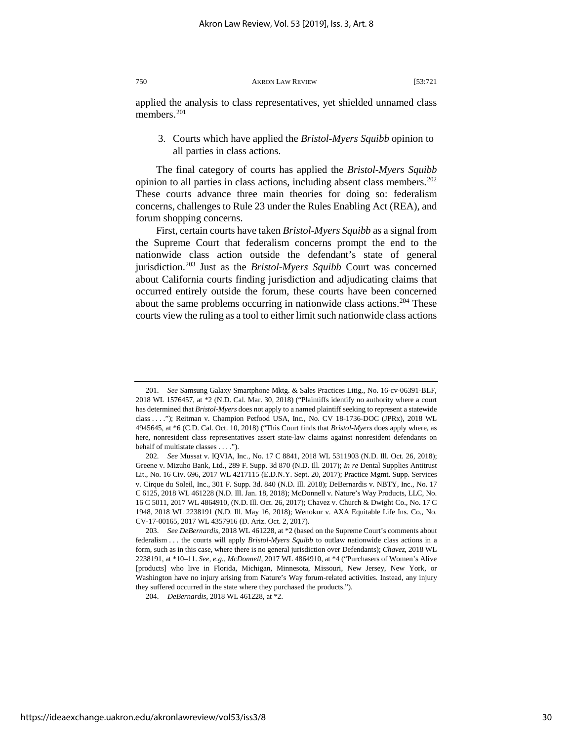applied the analysis to class representatives, yet shielded unnamed class members.[201]

### 3. Courts which have applied the *Bristol-Myers Squibb* opinion to all parties in class actions.

The final category of courts has applied the *Bristol-Myers Squibb* opinion to all parties in class actions, including absent class members.[202] These courts advance three main theories for doing so: federalism concerns, challenges to Rule 23 under the Rules Enabling Act (REA), and forum shopping concerns.

First, certain courts have taken *Bristol-Myers Squibb* as a signal from the Supreme Court that federalism concerns prompt the end to the nationwide class action outside the defendant's state of general jurisdiction.[203] Just as the *Bristol-Myers Squibb* Court was concerned about California courts finding jurisdiction and adjudicating claims that occurred entirely outside the forum, these courts have been concerned about the same problems occurring in nationwide class actions.[204] These courts view the ruling as a tool to either limit such nationwide class actions

---

201. *See* Samsung Galaxy Smartphone Mktg. & Sales Practices Litig., No. 16-cv-06391-BLF, 2018 WL 1576457, at *2 (N.D. Cal. Mar. 30, 2018) ("Plaintiffs identify no authority where a court has determined that *Bristol-Myers* does not apply to a named plaintiff seeking to represent a statewide class . . . ."); Reitman v. Champion Petfood USA, Inc., No. CV 18-1736-DOC (JPRx), 2018 WL 4945645, at *6 (C.D. Cal. Oct. 10, 2018) ("This Court finds that *Bristol-Myers* does apply where, as here, nonresident class representatives assert state-law claims against nonresident defendants on behalf of multistate classes . . . .").

202. *See* Mussat v. IQVIA, Inc., No. 17 C 8841, 2018 WL 5311903 (N.D. Ill. Oct. 26, 2018); Greene v. Mizuho Bank, Ltd., 289 F. Supp. 3d 870 (N.D. Ill. 2017); *In re* Dental Supplies Antitrust Lit., No. 16 Civ. 696, 2017 WL 4217115 (E.D.N.Y. Sept. 20, 2017); Practice Mgmt. Supp. Services v. Cirque du Soleil, Inc., 301 F. Supp. 3d. 840 (N.D. Ill. 2018); DeBernardis v. NBTY, Inc., No. 17 C 6125, 2018 WL 461228 (N.D. Ill. Jan. 18, 2018); McDonnell v. Nature's Way Products, LLC, No. 16 C 5011, 2017 WL 4864910, (N.D. Ill. Oct. 26, 2017); Chavez v. Church & Dwight Co., No. 17 C 1948, 2018 WL 2238191 (N.D. Ill. May 16, 2018); Wenokur v. AXA Equitable Life Ins. Co., No. CV-17-00165, 2017 WL 4357916 (D. Ariz. Oct. 2, 2017).

203. *See DeBernardis*, 2018 WL 461228, at *2 (based on the Supreme Court's comments about federalism . . . the courts will apply *Bristol-Myers Squibb* to outlaw nationwide class actions in a form, such as in this case, where there is no general jurisdiction over Defendants); *Chavez*, 2018 WL 2238191, at *10–11. *See, e.g.*, *McDonnell*, 2017 WL 4864910, at *4 ("Purchasers of Women's Alive [products] who live in Florida, Michigan, Minnesota, Missouri, New Jersey, New York, or Washington have no injury arising from Nature's Way forum-related activities. Instead, any injury they suffered occurred in the state where they purchased the products.").

204. *DeBernardis*, 2018 WL 461228, at *2.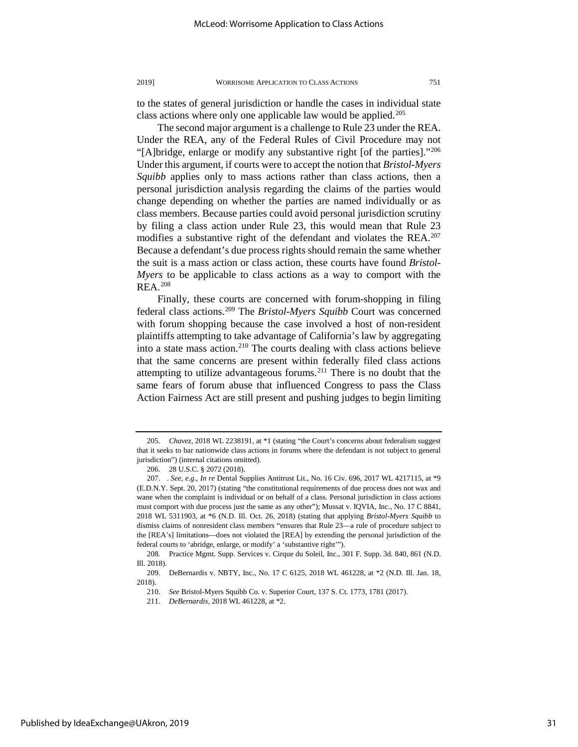to the states of general jurisdiction or handle the cases in individual state class actions where only one applicable law would be applied.[205]

The second major argument is a challenge to Rule 23 under the REA. Under the REA, any of the Federal Rules of Civil Procedure may not "[A]bridge, enlarge or modify any substantive right [of the parties]."[206] Under this argument, if courts were to accept the notion that *Bristol-Myers Squibb* applies only to mass actions rather than class actions, then a personal jurisdiction analysis regarding the claims of the parties would change depending on whether the parties are named individually or as class members. Because parties could avoid personal jurisdiction scrutiny by filing a class action under Rule 23, this would mean that Rule 23 modifies a substantive right of the defendant and violates the REA.[207] Because a defendant's due process rights should remain the same whether the suit is a mass action or class action, these courts have found *Bristol-Myers* to be applicable to class actions as a way to comport with the REA.[208]

Finally, these courts are concerned with forum-shopping in filing federal class actions.[209] The *Bristol-Myers Squibb* Court was concerned with forum shopping because the case involved a host of non-resident plaintiffs attempting to take advantage of California's law by aggregating into a state mass action.[210] The courts dealing with class actions believe that the same concerns are present within federally filed class actions attempting to utilize advantageous forums.[211] There is no doubt that the same fears of forum abuse that influenced Congress to pass the Class Action Fairness Act are still present and pushing judges to begin limiting

---

205. *Chavez*, 2018 WL 2238191, at *1 (stating "the Court's concerns about federalism suggest that it seeks to bar nationwide class actions in forums where the defendant is not subject to general jurisdiction") (internal citations omitted).

206. 28 U.S.C. § 2072 (2018).

207. . *See, e.g.*, *In re* Dental Supplies Antitrust Lit., No. 16 Civ. 696, 2017 WL 4217115, at *9 (E.D.N.Y. Sept. 20, 2017) (stating "the constitutional requirements of due process does not wax and wane when the complaint is individual or on behalf of a class. Personal jurisdiction in class actions must comport with due process just the same as any other"); Mussat v. IQVIA, Inc., No. 17 C 8841, 2018 WL 5311903, at *6 (N.D. Ill. Oct. 26, 2018) (stating that applying *Bristol-Myers Squibb* to dismiss claims of nonresident class members "ensures that Rule 23—a rule of procedure subject to the [REA's] limitations—does not violated the [REA] by extending the personal jurisdiction of the federal courts to 'abridge, enlarge, or modify' a 'substantive right'").

208. Practice Mgmt. Supp. Services v. Cirque du Soleil, Inc., 301 F. Supp. 3d. 840, 861 (N.D. Ill. 2018).

209. DeBernardis v. NBTY, Inc., No. 17 C 6125, 2018 WL 461228, at *2 (N.D. Ill. Jan. 18, 2018).

210. *See* Bristol-Myers Squibb Co. v. Superior Court, 137 S. Ct. 1773, 1781 (2017).

211. *DeBernardis*, 2018 WL 461228, at *2.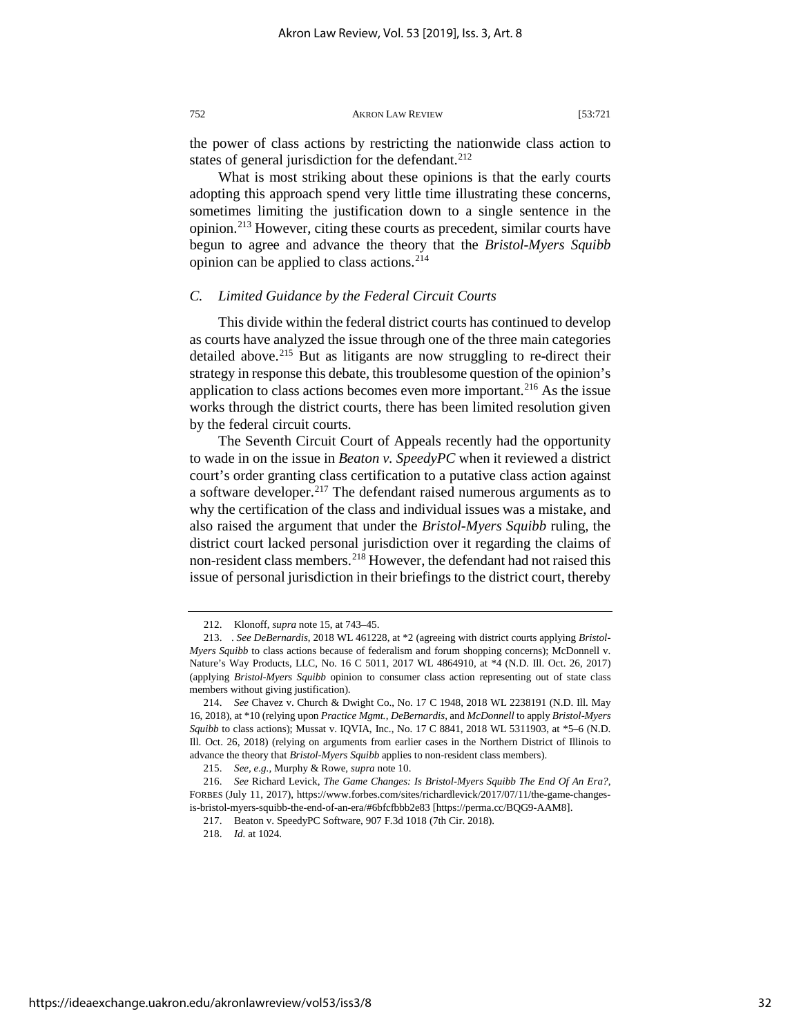the power of class actions by restricting the nationwide class action to states of general jurisdiction for the defendant.[212]

What is most striking about these opinions is that the early courts adopting this approach spend very little time illustrating these concerns, sometimes limiting the justification down to a single sentence in the opinion.[213] However, citing these courts as precedent, similar courts have begun to agree and advance the theory that the *Bristol-Myers Squibb* opinion can be applied to class actions.[214]

### *C. Limited Guidance by the Federal Circuit Courts*

This divide within the federal district courts has continued to develop as courts have analyzed the issue through one of the three main categories detailed above.[215] But as litigants are now struggling to re-direct their strategy in response this debate, this troublesome question of the opinion's application to class actions becomes even more important.[216] As the issue works through the district courts, there has been limited resolution given by the federal circuit courts.

The Seventh Circuit Court of Appeals recently had the opportunity to wade in on the issue in *Beaton v. SpeedyPC* when it reviewed a district court's order granting class certification to a putative class action against a software developer.[217] The defendant raised numerous arguments as to why the certification of the class and individual issues was a mistake, and also raised the argument that under the *Bristol-Myers Squibb* ruling, the district court lacked personal jurisdiction over it regarding the claims of non-resident class members.[218] However, the defendant had not raised this issue of personal jurisdiction in their briefings to the district court, thereby

---

212. Klonoff, *supra* note 15, at 743–45.

213. . *See DeBernardis*, 2018 WL 461228, at *2 (agreeing with district courts applying *Bristol-Myers Squibb* to class actions because of federalism and forum shopping concerns); McDonnell v. Nature's Way Products, LLC, No. 16 C 5011, 2017 WL 4864910, at *4 (N.D. Ill. Oct. 26, 2017) (applying *Bristol-Myers Squibb* opinion to consumer class action representing out of state class members without giving justification).

214. *See* Chavez v. Church & Dwight Co., No. 17 C 1948, 2018 WL 2238191 (N.D. Ill. May 16, 2018), at *10 (relying upon *Practice Mgmt.*, *DeBernardis*, and *McDonnell* to apply *Bristol-Myers Squibb* to class actions); Mussat v. IQVIA, Inc., No. 17 C 8841, 2018 WL 5311903, at *5–6 (N.D. Ill. Oct. 26, 2018) (relying on arguments from earlier cases in the Northern District of Illinois to advance the theory that *Bristol-Myers Squibb* applies to non-resident class members).

215. *See, e.g.*, Murphy & Rowe, *supra* note 10.

216. *See* Richard Levick, *The Game Changes: Is Bristol-Myers Squibb The End Of An Era?*, FORBES (July 11, 2017), https://www.forbes.com/sites/richardlevick/2017/07/11/the-game-changes-is-bristol-myers-squibb-the-end-of-an-era/#6bfcfbbb2e83 [https://perma.cc/BQG9-AAM8].

217. Beaton v. SpeedyPC Software, 907 F.3d 1018 (7th Cir. 2018).

218. *Id.* at 1024.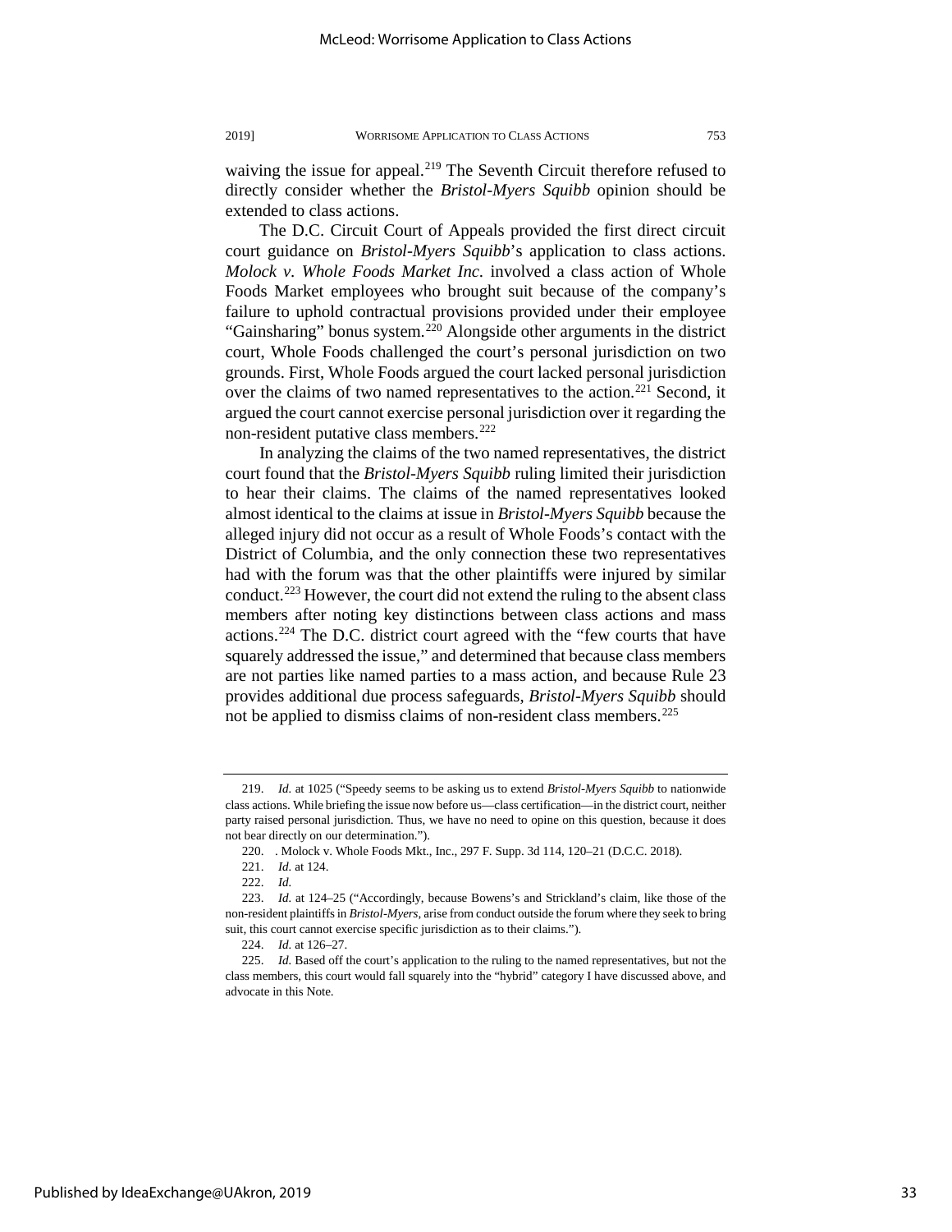waiving the issue for appeal.[219] The Seventh Circuit therefore refused to directly consider whether the *Bristol-Myers Squibb* opinion should be extended to class actions.

The D.C. Circuit Court of Appeals provided the first direct circuit court guidance on *Bristol-Myers Squibb*'s application to class actions. *Molock v. Whole Foods Market Inc.* involved a class action of Whole Foods Market employees who brought suit because of the company's failure to uphold contractual provisions provided under their employee "Gainsharing" bonus system.[220] Alongside other arguments in the district court, Whole Foods challenged the court's personal jurisdiction on two grounds. First, Whole Foods argued the court lacked personal jurisdiction over the claims of two named representatives to the action.[221] Second, it argued the court cannot exercise personal jurisdiction over it regarding the non-resident putative class members.[222]

In analyzing the claims of the two named representatives, the district court found that the *Bristol-Myers Squibb* ruling limited their jurisdiction to hear their claims. The claims of the named representatives looked almost identical to the claims at issue in *Bristol-Myers Squibb* because the alleged injury did not occur as a result of Whole Foods's contact with the District of Columbia, and the only connection these two representatives had with the forum was that the other plaintiffs were injured by similar conduct.[223] However, the court did not extend the ruling to the absent class members after noting key distinctions between class actions and mass actions.[224] The D.C. district court agreed with the "few courts that have squarely addressed the issue," and determined that because class members are not parties like named parties to a mass action, and because Rule 23 provides additional due process safeguards, *Bristol-Myers Squibb* should not be applied to dismiss claims of non-resident class members.[225]

---

219. *Id.* at 1025 ("Speedy seems to be asking us to extend *Bristol-Myers Squibb* to nationwide class actions. While briefing the issue now before us—class certification—in the district court, neither party raised personal jurisdiction. Thus, we have no need to opine on this question, because it does not bear directly on our determination.").

220. . Molock v. Whole Foods Mkt., Inc., 297 F. Supp. 3d 114, 120–21 (D.C.C. 2018).

221. *Id.* at 124.

222. *Id.*

223. *Id.* at 124–25 ("Accordingly, because Bowens's and Strickland's claim, like those of the non-resident plaintiffs in *Bristol-Myers*, arise from conduct outside the forum where they seek to bring suit, this court cannot exercise specific jurisdiction as to their claims.").

224. *Id.* at 126–27.

225. *Id.* Based off the court's application to the ruling to the named representatives, but not the class members, this court would fall squarely into the "hybrid" category I have discussed above, and advocate in this Note.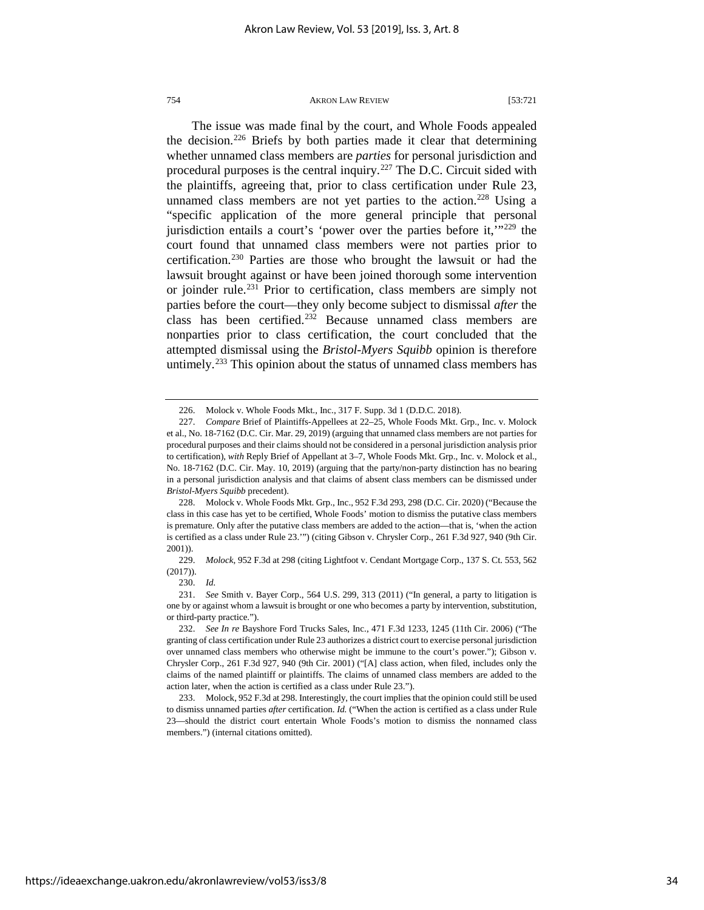The issue was made final by the court, and Whole Foods appealed the decision.[226] Briefs by both parties made it clear that determining whether unnamed class members are *parties* for personal jurisdiction and procedural purposes is the central inquiry.[227] The D.C. Circuit sided with the plaintiffs, agreeing that, prior to class certification under Rule 23, unnamed class members are not yet parties to the action.[228] Using a "specific application of the more general principle that personal jurisdiction entails a court's 'power over the parties before it,'"[229] the court found that unnamed class members were not parties prior to certification.[230] Parties are those who brought the lawsuit or had the lawsuit brought against or have been joined thorough some intervention or joinder rule.[231] Prior to certification, class members are simply not parties before the court—they only become subject to dismissal *after* the class has been certified.[232] Because unnamed class members are nonparties prior to class certification, the court concluded that the attempted dismissal using the *Bristol-Myers Squibb* opinion is therefore untimely.[233] This opinion about the status of unnamed class members has

226. Molock v. Whole Foods Mkt., Inc., 317 F. Supp. 3d 1 (D.D.C. 2018).

227. *Compare* Brief of Plaintiffs-Appellees at 22–25, Whole Foods Mkt. Grp., Inc. v. Molock et al., No. 18-7162 (D.C. Cir. Mar. 29, 2019) (arguing that unnamed class members are not parties for procedural purposes and their claims should not be considered in a personal jurisdiction analysis prior to certification), *with* Reply Brief of Appellant at 3–7, Whole Foods Mkt. Grp., Inc. v. Molock et al., No. 18-7162 (D.C. Cir. May. 10, 2019) (arguing that the party/non-party distinction has no bearing in a personal jurisdiction analysis and that claims of absent class members can be dismissed under *Bristol-Myers Squibb* precedent).

228. Molock v. Whole Foods Mkt. Grp., Inc., 952 F.3d 293, 298 (D.C. Cir. 2020) ("Because the class in this case has yet to be certified, Whole Foods' motion to dismiss the putative class members is premature. Only after the putative class members are added to the action—that is, 'when the action is certified as a class under Rule 23.'") (citing Gibson v. Chrysler Corp., 261 F.3d 927, 940 (9th Cir. 2001)).

229. *Molock*, 952 F.3d at 298 (citing Lightfoot v. Cendant Mortgage Corp., 137 S. Ct. 553, 562 (2017)).

230. *Id.*

231. *See* Smith v. Bayer Corp., 564 U.S. 299, 313 (2011) ("In general, a party to litigation is one by or against whom a lawsuit is brought or one who becomes a party by intervention, substitution, or third-party practice.").

232. *See In re* Bayshore Ford Trucks Sales, Inc., 471 F.3d 1233, 1245 (11th Cir. 2006) ("The granting of class certification under Rule 23 authorizes a district court to exercise personal jurisdiction over unnamed class members who otherwise might be immune to the court's power."); Gibson v. Chrysler Corp., 261 F.3d 927, 940 (9th Cir. 2001) ("[A] class action, when filed, includes only the claims of the named plaintiff or plaintiffs. The claims of unnamed class members are added to the action later, when the action is certified as a class under Rule 23.").

233. Molock, 952 F.3d at 298. Interestingly, the court implies that the opinion could still be used to dismiss unnamed parties *after* certification. *Id.* ("When the action is certified as a class under Rule 23—should the district court entertain Whole Foods's motion to dismiss the nonnamed class members.") (internal citations omitted).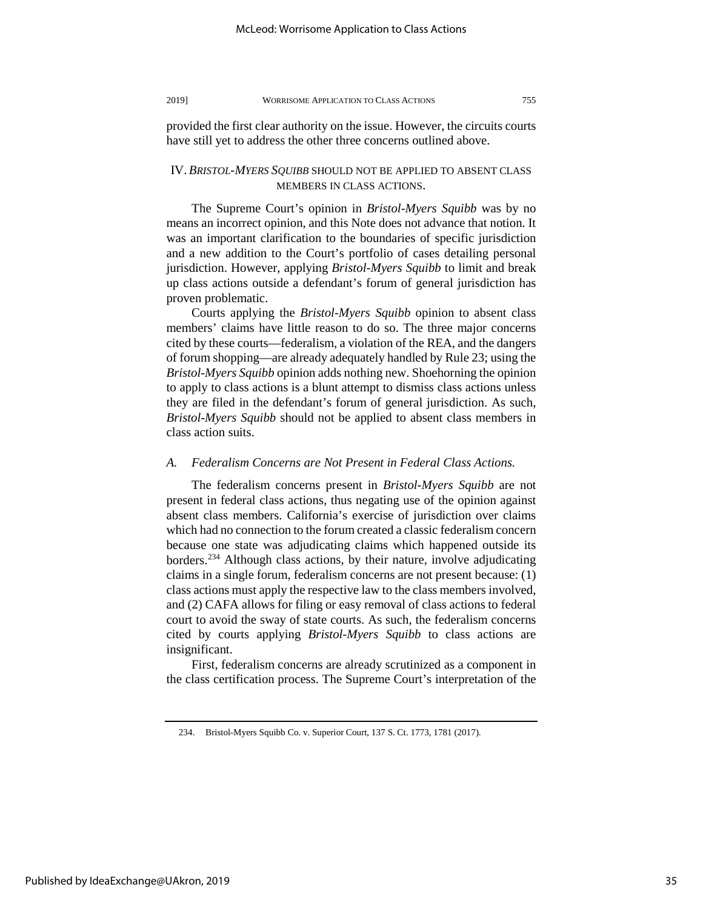provided the first clear authority on the issue. However, the circuits courts have still yet to address the other three concerns outlined above.

## IV. *BRISTOL-MYERS SQUIBB* SHOULD NOT BE APPLIED TO ABSENT CLASS MEMBERS IN CLASS ACTIONS.

The Supreme Court's opinion in *Bristol-Myers Squibb* was by no means an incorrect opinion, and this Note does not advance that notion. It was an important clarification to the boundaries of specific jurisdiction and a new addition to the Court's portfolio of cases detailing personal jurisdiction. However, applying *Bristol-Myers Squibb* to limit and break up class actions outside a defendant's forum of general jurisdiction has proven problematic.

Courts applying the *Bristol-Myers Squibb* opinion to absent class members' claims have little reason to do so. The three major concerns cited by these courts—federalism, a violation of the REA, and the dangers of forum shopping—are already adequately handled by Rule 23; using the *Bristol-Myers Squibb* opinion adds nothing new. Shoehorning the opinion to apply to class actions is a blunt attempt to dismiss class actions unless they are filed in the defendant's forum of general jurisdiction. As such, *Bristol-Myers Squibb* should not be applied to absent class members in class action suits.

### *A. Federalism Concerns are Not Present in Federal Class Actions.*

The federalism concerns present in *Bristol-Myers Squibb* are not present in federal class actions, thus negating use of the opinion against absent class members. California's exercise of jurisdiction over claims which had no connection to the forum created a classic federalism concern because one state was adjudicating claims which happened outside its borders.[234] Although class actions, by their nature, involve adjudicating claims in a single forum, federalism concerns are not present because: (1) class actions must apply the respective law to the class members involved, and (2) CAFA allows for filing or easy removal of class actions to federal court to avoid the sway of state courts. As such, the federalism concerns cited by courts applying *Bristol-Myers Squibb* to class actions are insignificant.

First, federalism concerns are already scrutinized as a component in the class certification process. The Supreme Court's interpretation of the

234. Bristol-Myers Squibb Co. v. Superior Court, 137 S. Ct. 1773, 1781 (2017).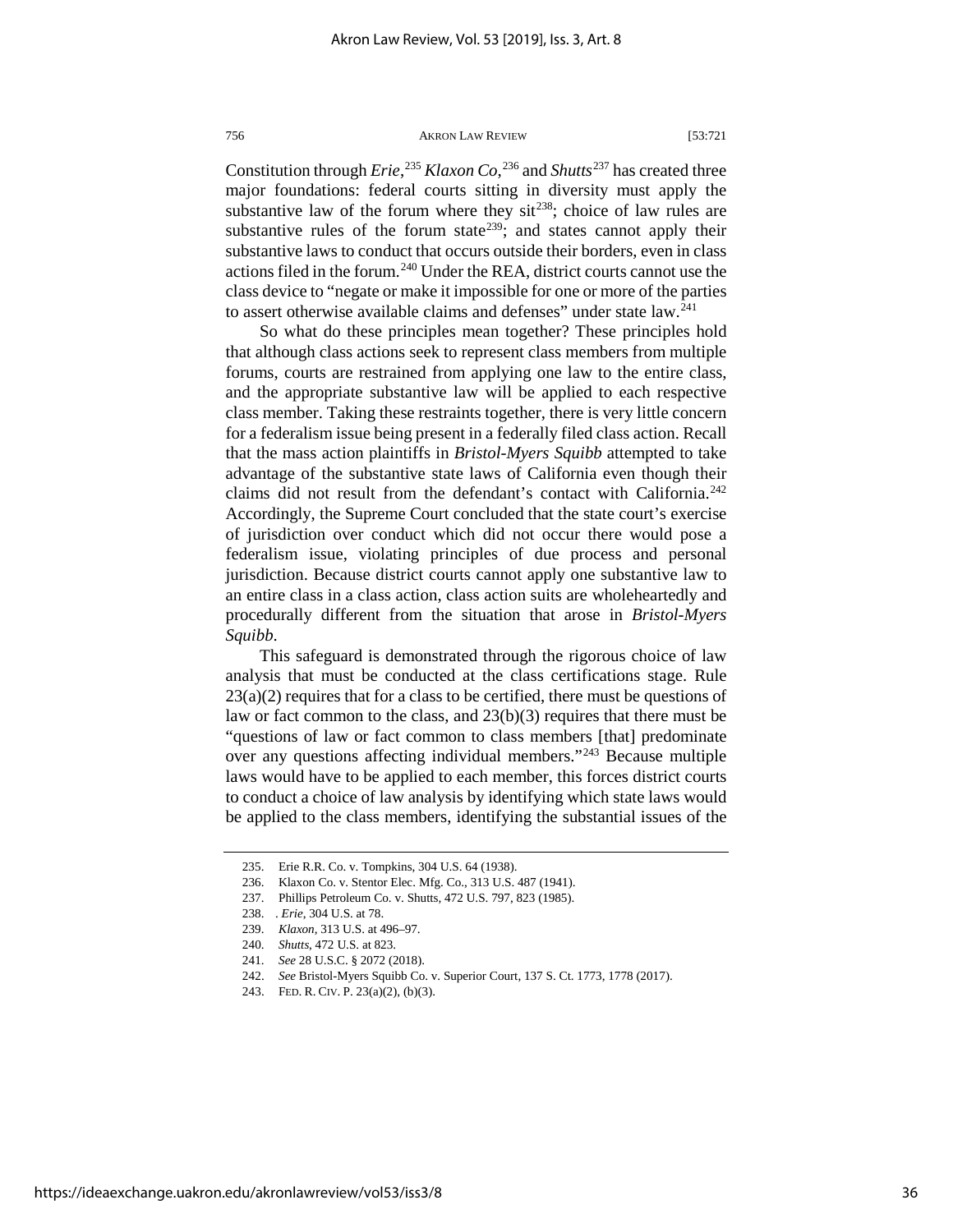Constitution through *Erie*,[235] *Klaxon Co*,[236] and *Shutts*[237] has created three major foundations: federal courts sitting in diversity must apply the substantive law of the forum where they sit[238]; choice of law rules are substantive rules of the forum state[239]; and states cannot apply their substantive laws to conduct that occurs outside their borders, even in class actions filed in the forum.[240] Under the REA, district courts cannot use the class device to "negate or make it impossible for one or more of the parties to assert otherwise available claims and defenses" under state law.[241]

So what do these principles mean together? These principles hold that although class actions seek to represent class members from multiple forums, courts are restrained from applying one law to the entire class, and the appropriate substantive law will be applied to each respective class member. Taking these restraints together, there is very little concern for a federalism issue being present in a federally filed class action. Recall that the mass action plaintiffs in *Bristol-Myers Squibb* attempted to take advantage of the substantive state laws of California even though their claims did not result from the defendant's contact with California.[242] Accordingly, the Supreme Court concluded that the state court's exercise of jurisdiction over conduct which did not occur there would pose a federalism issue, violating principles of due process and personal jurisdiction. Because district courts cannot apply one substantive law to an entire class in a class action, class action suits are wholeheartedly and procedurally different from the situation that arose in *Bristol-Myers Squibb*.

This safeguard is demonstrated through the rigorous choice of law analysis that must be conducted at the class certifications stage. Rule 23(a)(2) requires that for a class to be certified, there must be questions of law or fact common to the class, and 23(b)(3) requires that there must be "questions of law or fact common to class members [that] predominate over any questions affecting individual members."[243] Because multiple laws would have to be applied to each member, this forces district courts to conduct a choice of law analysis by identifying which state laws would be applied to the class members, identifying the substantial issues of the

---

235. Erie R.R. Co. v. Tompkins, 304 U.S. 64 (1938).

236. Klaxon Co. v. Stentor Elec. Mfg. Co., 313 U.S. 487 (1941).

237. Phillips Petroleum Co. v. Shutts, 472 U.S. 797, 823 (1985).

238. . *Erie*, 304 U.S. at 78.

239. *Klaxon*, 313 U.S. at 496–97.

240. *Shutts*, 472 U.S. at 823.

241. *See* 28 U.S.C. § 2072 (2018).

242. *See* Bristol-Myers Squibb Co. v. Superior Court, 137 S. Ct. 1773, 1778 (2017).

243. FED. R. CIV. P. 23(a)(2), (b)(3).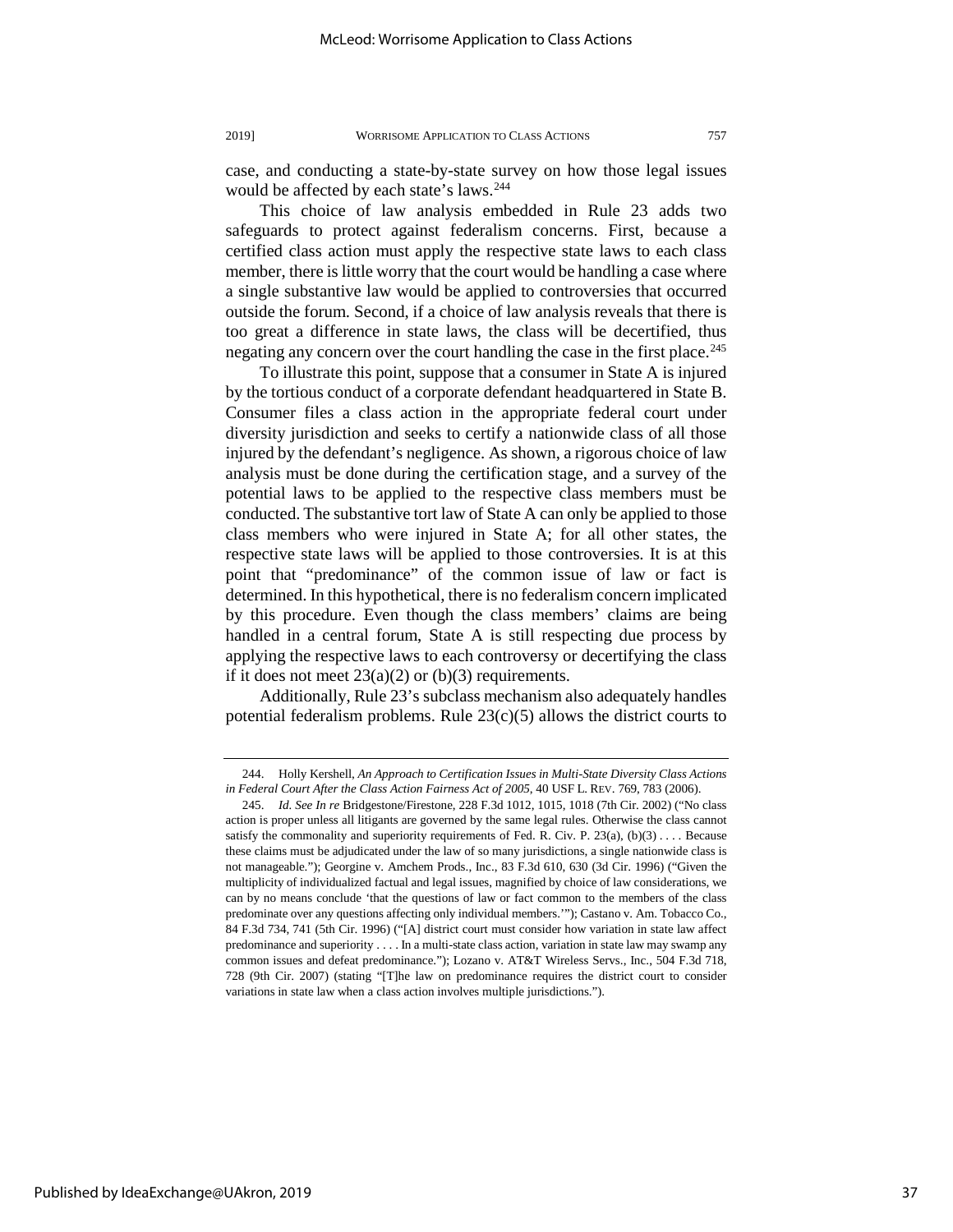case, and conducting a state-by-state survey on how those legal issues would be affected by each state's laws.[244]

This choice of law analysis embedded in Rule 23 adds two safeguards to protect against federalism concerns. First, because a certified class action must apply the respective state laws to each class member, there is little worry that the court would be handling a case where a single substantive law would be applied to controversies that occurred outside the forum. Second, if a choice of law analysis reveals that there is too great a difference in state laws, the class will be decertified, thus negating any concern over the court handling the case in the first place.[245]

To illustrate this point, suppose that a consumer in State A is injured by the tortious conduct of a corporate defendant headquartered in State B. Consumer files a class action in the appropriate federal court under diversity jurisdiction and seeks to certify a nationwide class of all those injured by the defendant's negligence. As shown, a rigorous choice of law analysis must be done during the certification stage, and a survey of the potential laws to be applied to the respective class members must be conducted. The substantive tort law of State A can only be applied to those class members who were injured in State A; for all other states, the respective state laws will be applied to those controversies. It is at this point that "predominance" of the common issue of law or fact is determined. In this hypothetical, there is no federalism concern implicated by this procedure. Even though the class members' claims are being handled in a central forum, State A is still respecting due process by applying the respective laws to each controversy or decertifying the class if it does not meet 23(a)(2) or (b)(3) requirements.

Additionally, Rule 23's subclass mechanism also adequately handles potential federalism problems. Rule 23(c)(5) allows the district courts to

---

244. Holly Kershell, *An Approach to Certification Issues in Multi-State Diversity Class Actions in Federal Court After the Class Action Fairness Act of 2005*, 40 USF L. REV. 769, 783 (2006).

245. *Id. See In re* Bridgestone/Firestone, 228 F.3d 1012, 1015, 1018 (7th Cir. 2002) ("No class action is proper unless all litigants are governed by the same legal rules. Otherwise the class cannot satisfy the commonality and superiority requirements of Fed. R. Civ. P. 23(a), (b)(3) . . . . Because these claims must be adjudicated under the law of so many jurisdictions, a single nationwide class is not manageable."); Georgine v. Amchem Prods., Inc., 83 F.3d 610, 630 (3d Cir. 1996) ("Given the multiplicity of individualized factual and legal issues, magnified by choice of law considerations, we can by no means conclude 'that the questions of law or fact common to the members of the class predominate over any questions affecting only individual members.'"); Castano v. Am. Tobacco Co., 84 F.3d 734, 741 (5th Cir. 1996) ("[A] district court must consider how variation in state law affect predominance and superiority . . . . In a multi-state class action, variation in state law may swamp any common issues and defeat predominance."); Lozano v. AT&T Wireless Servs., Inc., 504 F.3d 718, 728 (9th Cir. 2007) (stating "[T]he law on predominance requires the district court to consider variations in state law when a class action involves multiple jurisdictions.").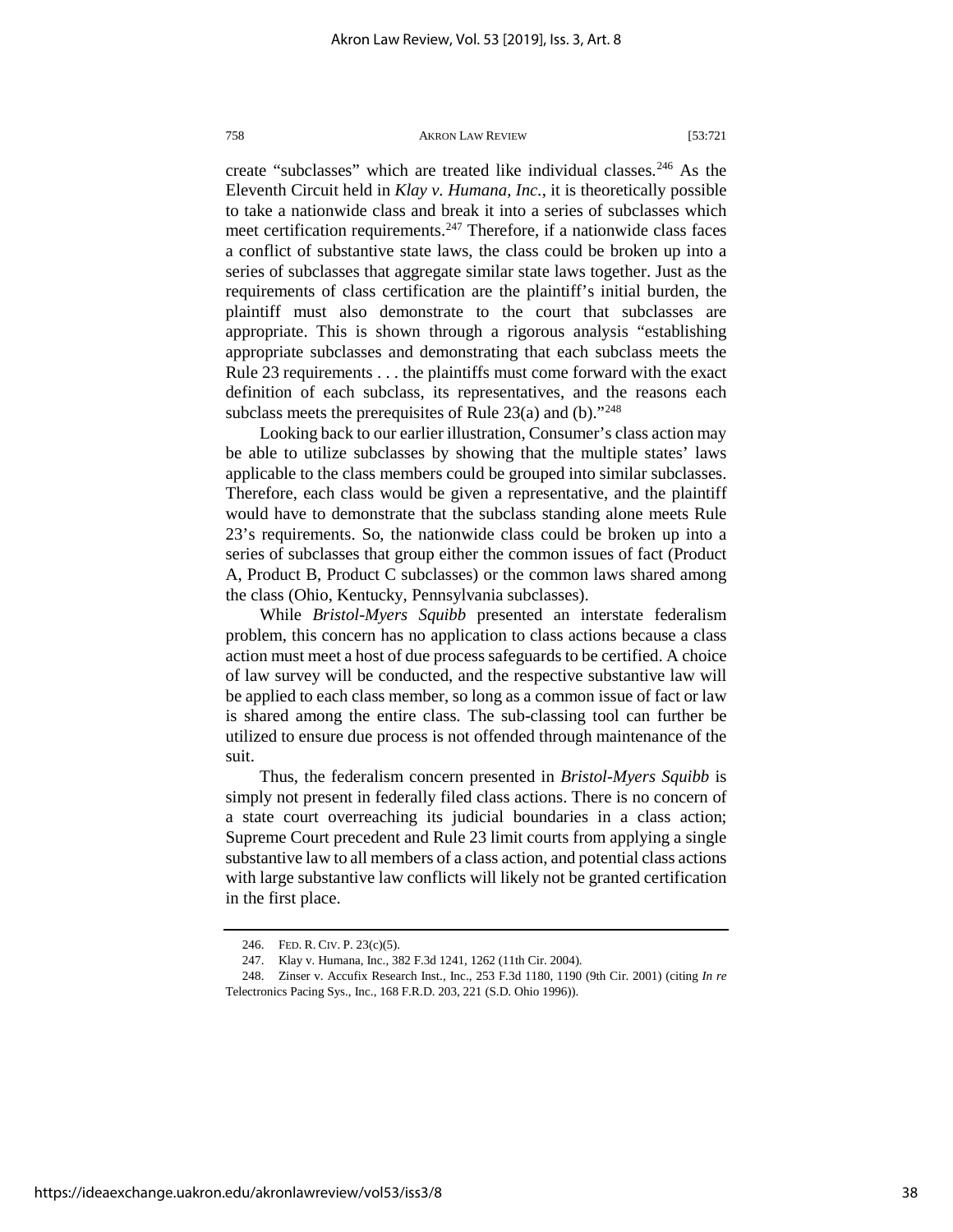create "subclasses" which are treated like individual classes.[246] As the Eleventh Circuit held in *Klay v. Humana, Inc.*, it is theoretically possible to take a nationwide class and break it into a series of subclasses which meet certification requirements.[247] Therefore, if a nationwide class faces a conflict of substantive state laws, the class could be broken up into a series of subclasses that aggregate similar state laws together. Just as the requirements of class certification are the plaintiff's initial burden, the plaintiff must also demonstrate to the court that subclasses are appropriate. This is shown through a rigorous analysis "establishing appropriate subclasses and demonstrating that each subclass meets the Rule 23 requirements . . . the plaintiffs must come forward with the exact definition of each subclass, its representatives, and the reasons each subclass meets the prerequisites of Rule 23(a) and (b)."[248]

Looking back to our earlier illustration, Consumer's class action may be able to utilize subclasses by showing that the multiple states' laws applicable to the class members could be grouped into similar subclasses. Therefore, each class would be given a representative, and the plaintiff would have to demonstrate that the subclass standing alone meets Rule 23's requirements. So, the nationwide class could be broken up into a series of subclasses that group either the common issues of fact (Product A, Product B, Product C subclasses) or the common laws shared among the class (Ohio, Kentucky, Pennsylvania subclasses).

While *Bristol-Myers Squibb* presented an interstate federalism problem, this concern has no application to class actions because a class action must meet a host of due process safeguards to be certified. A choice of law survey will be conducted, and the respective substantive law will be applied to each class member, so long as a common issue of fact or law is shared among the entire class. The sub-classing tool can further be utilized to ensure due process is not offended through maintenance of the suit.

Thus, the federalism concern presented in *Bristol-Myers Squibb* is simply not present in federally filed class actions. There is no concern of a state court overreaching its judicial boundaries in a class action; Supreme Court precedent and Rule 23 limit courts from applying a single substantive law to all members of a class action, and potential class actions with large substantive law conflicts will likely not be granted certification in the first place.

---

246. FED. R. CIV. P. 23(c)(5).

247. Klay v. Humana, Inc., 382 F.3d 1241, 1262 (11th Cir. 2004).

248. Zinser v. Accufix Research Inst., Inc., 253 F.3d 1180, 1190 (9th Cir. 2001) (citing *In re* Telectronics Pacing Sys., Inc., 168 F.R.D. 203, 221 (S.D. Ohio 1996)).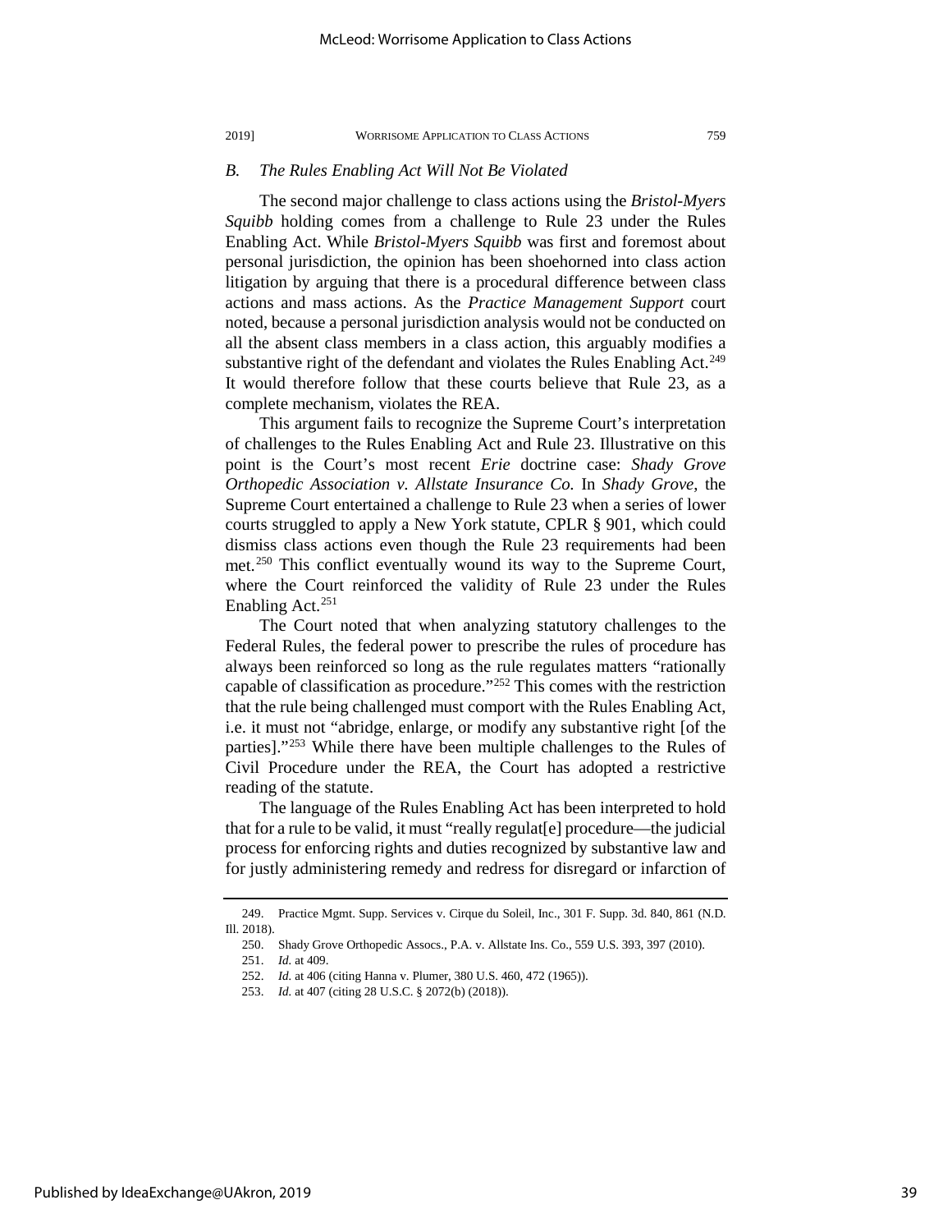### *B. The Rules Enabling Act Will Not Be Violated*

The second major challenge to class actions using the *Bristol-Myers Squibb* holding comes from a challenge to Rule 23 under the Rules Enabling Act. While *Bristol-Myers Squibb* was first and foremost about personal jurisdiction, the opinion has been shoehorned into class action litigation by arguing that there is a procedural difference between class actions and mass actions. As the *Practice Management Support* court noted, because a personal jurisdiction analysis would not be conducted on all the absent class members in a class action, this arguably modifies a substantive right of the defendant and violates the Rules Enabling Act.[249] It would therefore follow that these courts believe that Rule 23, as a complete mechanism, violates the REA.

This argument fails to recognize the Supreme Court's interpretation of challenges to the Rules Enabling Act and Rule 23. Illustrative on this point is the Court's most recent *Erie* doctrine case: *Shady Grove Orthopedic Association v. Allstate Insurance Co.* In *Shady Grove*, the Supreme Court entertained a challenge to Rule 23 when a series of lower courts struggled to apply a New York statute, CPLR § 901, which could dismiss class actions even though the Rule 23 requirements had been met.[250] This conflict eventually wound its way to the Supreme Court, where the Court reinforced the validity of Rule 23 under the Rules Enabling Act.[251]

The Court noted that when analyzing statutory challenges to the Federal Rules, the federal power to prescribe the rules of procedure has always been reinforced so long as the rule regulates matters "rationally capable of classification as procedure."[252] This comes with the restriction that the rule being challenged must comport with the Rules Enabling Act, i.e. it must not "abridge, enlarge, or modify any substantive right [of the parties]."[253] While there have been multiple challenges to the Rules of Civil Procedure under the REA, the Court has adopted a restrictive reading of the statute.

The language of the Rules Enabling Act has been interpreted to hold that for a rule to be valid, it must "really regulat[e] procedure—the judicial process for enforcing rights and duties recognized by substantive law and for justly administering remedy and redress for disregard or infarction of

---

249. Practice Mgmt. Supp. Services v. Cirque du Soleil, Inc., 301 F. Supp. 3d. 840, 861 (N.D. Ill. 2018).

250. Shady Grove Orthopedic Assocs., P.A. v. Allstate Ins. Co., 559 U.S. 393, 397 (2010).

251. *Id.* at 409.

252. *Id.* at 406 (citing Hanna v. Plumer, 380 U.S. 460, 472 (1965)).

253. *Id.* at 407 (citing 28 U.S.C. § 2072(b) (2018)).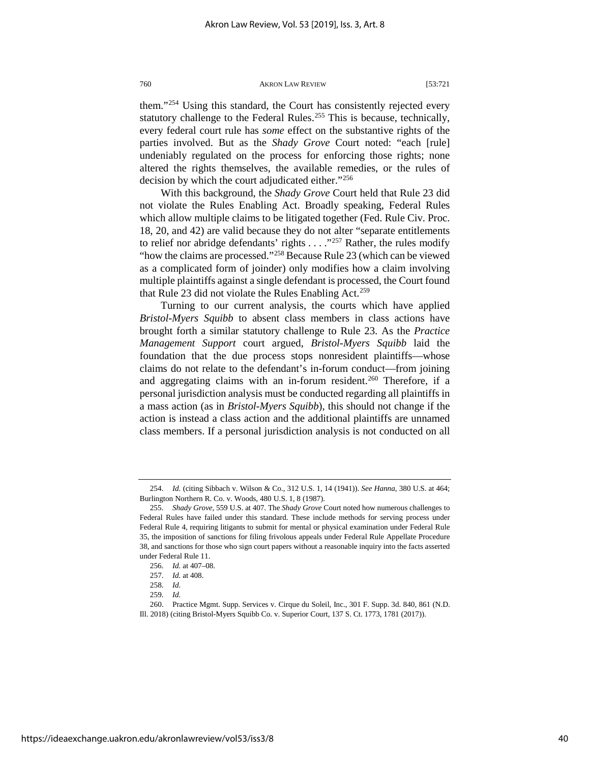them."[254] Using this standard, the Court has consistently rejected every statutory challenge to the Federal Rules.[255] This is because, technically, every federal court rule has *some* effect on the substantive rights of the parties involved. But as the *Shady Grove* Court noted: "each [rule] undeniably regulated on the process for enforcing those rights; none altered the rights themselves, the available remedies, or the rules of decision by which the court adjudicated either."[256]

With this background, the *Shady Grove* Court held that Rule 23 did not violate the Rules Enabling Act. Broadly speaking, Federal Rules which allow multiple claims to be litigated together (Fed. Rule Civ. Proc. 18, 20, and 42) are valid because they do not alter "separate entitlements to relief nor abridge defendants' rights . . . ."[257] Rather, the rules modify "how the claims are processed."[258] Because Rule 23 (which can be viewed as a complicated form of joinder) only modifies how a claim involving multiple plaintiffs against a single defendant is processed, the Court found that Rule 23 did not violate the Rules Enabling Act.[259]

Turning to our current analysis, the courts which have applied *Bristol-Myers Squibb* to absent class members in class actions have brought forth a similar statutory challenge to Rule 23. As the *Practice Management Support* court argued, *Bristol-Myers Squibb* laid the foundation that the due process stops nonresident plaintiffs—whose claims do not relate to the defendant's in-forum conduct—from joining and aggregating claims with an in-forum resident.[260] Therefore, if a personal jurisdiction analysis must be conducted regarding all plaintiffs in a mass action (as in *Bristol-Myers Squibb*), this should not change if the action is instead a class action and the additional plaintiffs are unnamed class members. If a personal jurisdiction analysis is not conducted on all

---

254. *Id.* (citing Sibbach v. Wilson & Co., 312 U.S. 1, 14 (1941)). *See Hanna*, 380 U.S. at 464; Burlington Northern R. Co. v. Woods, 480 U.S. 1, 8 (1987).

255. *Shady Grove*, 559 U.S. at 407. The *Shady Grove* Court noted how numerous challenges to Federal Rules have failed under this standard. These include methods for serving process under Federal Rule 4, requiring litigants to submit for mental or physical examination under Federal Rule 35, the imposition of sanctions for filing frivolous appeals under Federal Rule Appellate Procedure 38, and sanctions for those who sign court papers without a reasonable inquiry into the facts asserted under Federal Rule 11.

256. *Id.* at 407–08.

257. *Id.* at 408.

258. *Id.*

259. *Id.*

260. Practice Mgmt. Supp. Services v. Cirque du Soleil, Inc., 301 F. Supp. 3d. 840, 861 (N.D. Ill. 2018) (citing Bristol-Myers Squibb Co. v. Superior Court, 137 S. Ct. 1773, 1781 (2017)).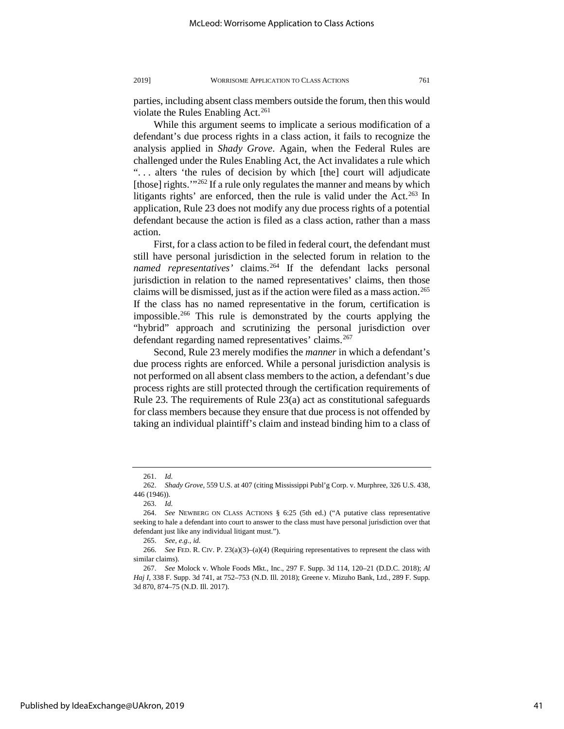parties, including absent class members outside the forum, then this would violate the Rules Enabling Act.[261]

While this argument seems to implicate a serious modification of a defendant's due process rights in a class action, it fails to recognize the analysis applied in *Shady Grove*. Again, when the Federal Rules are challenged under the Rules Enabling Act, the Act invalidates a rule which ". . . alters 'the rules of decision by which [the] court will adjudicate [those] rights.'"[262] If a rule only regulates the manner and means by which litigants rights' are enforced, then the rule is valid under the Act.[263] In application, Rule 23 does not modify any due process rights of a potential defendant because the action is filed as a class action, rather than a mass action.

First, for a class action to be filed in federal court, the defendant must still have personal jurisdiction in the selected forum in relation to the *named representatives'* claims.[264] If the defendant lacks personal jurisdiction in relation to the named representatives' claims, then those claims will be dismissed, just as if the action were filed as a mass action.[265] If the class has no named representative in the forum, certification is impossible.[266] This rule is demonstrated by the courts applying the "hybrid" approach and scrutinizing the personal jurisdiction over defendant regarding named representatives' claims.[267]

Second, Rule 23 merely modifies the *manner* in which a defendant's due process rights are enforced. While a personal jurisdiction analysis is not performed on all absent class members to the action, a defendant's due process rights are still protected through the certification requirements of Rule 23. The requirements of Rule 23(a) act as constitutional safeguards for class members because they ensure that due process is not offended by taking an individual plaintiff's claim and instead binding him to a class of

---

261. *Id.*

262. *Shady Grove*, 559 U.S. at 407 (citing Mississippi Publ'g Corp. v. Murphree, 326 U.S. 438, 446 (1946)).

263. *Id.*

264. *See* NEWBERG ON CLASS ACTIONS § 6:25 (5th ed.) ("A putative class representative seeking to hale a defendant into court to answer to the class must have personal jurisdiction over that defendant just like any individual litigant must.").

265. *See, e.g.*, *id.*

266. *See* FED. R. CIV. P. 23(a)(3)–(a)(4) (Requiring representatives to represent the class with similar claims).

267. *See* Molock v. Whole Foods Mkt., Inc., 297 F. Supp. 3d 114, 120–21 (D.D.C. 2018); *Al Haj I*, 338 F. Supp. 3d 741, at 752–753 (N.D. Ill. 2018); Greene v. Mizuho Bank, Ltd., 289 F. Supp. 3d 870, 874–75 (N.D. Ill. 2017).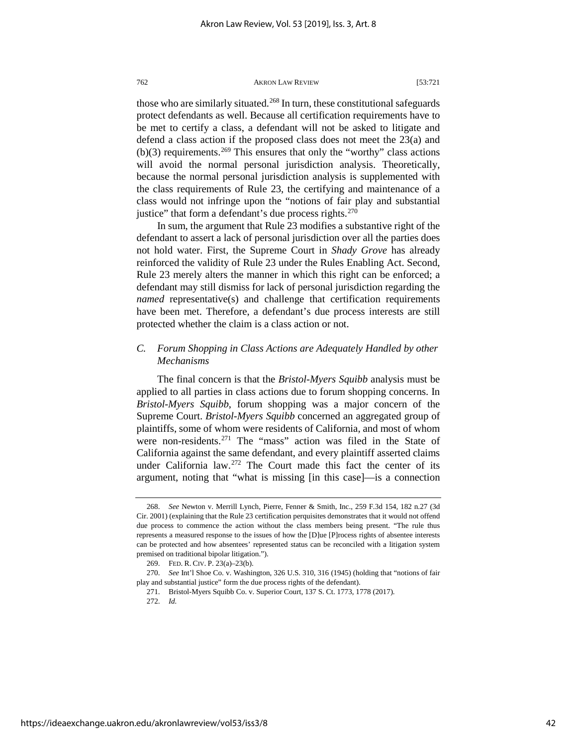those who are similarly situated.[268] In turn, these constitutional safeguards protect defendants as well. Because all certification requirements have to be met to certify a class, a defendant will not be asked to litigate and defend a class action if the proposed class does not meet the 23(a) and (b)(3) requirements.[269] This ensures that only the "worthy" class actions will avoid the normal personal jurisdiction analysis. Theoretically, because the normal personal jurisdiction analysis is supplemented with the class requirements of Rule 23, the certifying and maintenance of a class would not infringe upon the "notions of fair play and substantial justice" that form a defendant's due process rights.[270]

In sum, the argument that Rule 23 modifies a substantive right of the defendant to assert a lack of personal jurisdiction over all the parties does not hold water. First, the Supreme Court in *Shady Grove* has already reinforced the validity of Rule 23 under the Rules Enabling Act. Second, Rule 23 merely alters the manner in which this right can be enforced; a defendant may still dismiss for lack of personal jurisdiction regarding the *named* representative(s) and challenge that certification requirements have been met. Therefore, a defendant's due process interests are still protected whether the claim is a class action or not.

### *C. Forum Shopping in Class Actions are Adequately Handled by other Mechanisms*

The final concern is that the *Bristol-Myers Squibb* analysis must be applied to all parties in class actions due to forum shopping concerns. In *Bristol-Myers Squibb*, forum shopping was a major concern of the Supreme Court. *Bristol-Myers Squibb* concerned an aggregated group of plaintiffs, some of whom were residents of California, and most of whom were non-residents.[271] The "mass" action was filed in the State of California against the same defendant, and every plaintiff asserted claims under California law.[272] The Court made this fact the center of its argument, noting that "what is missing [in this case]—is a connection

---

268. *See* Newton v. Merrill Lynch, Pierre, Fenner & Smith, Inc., 259 F.3d 154, 182 n.27 (3d Cir. 2001) (explaining that the Rule 23 certification perquisites demonstrates that it would not offend due process to commence the action without the class members being present. "The rule thus represents a measured response to the issues of how the [D]ue [P]rocess rights of absentee interests can be protected and how absentees' represented status can be reconciled with a litigation system premised on traditional bipolar litigation.").

269. FED. R. CIV. P. 23(a)–23(b).

270. *See* Int'l Shoe Co. v. Washington, 326 U.S. 310, 316 (1945) (holding that "notions of fair play and substantial justice" form the due process rights of the defendant).

271. Bristol-Myers Squibb Co. v. Superior Court, 137 S. Ct. 1773, 1778 (2017).

272. *Id.*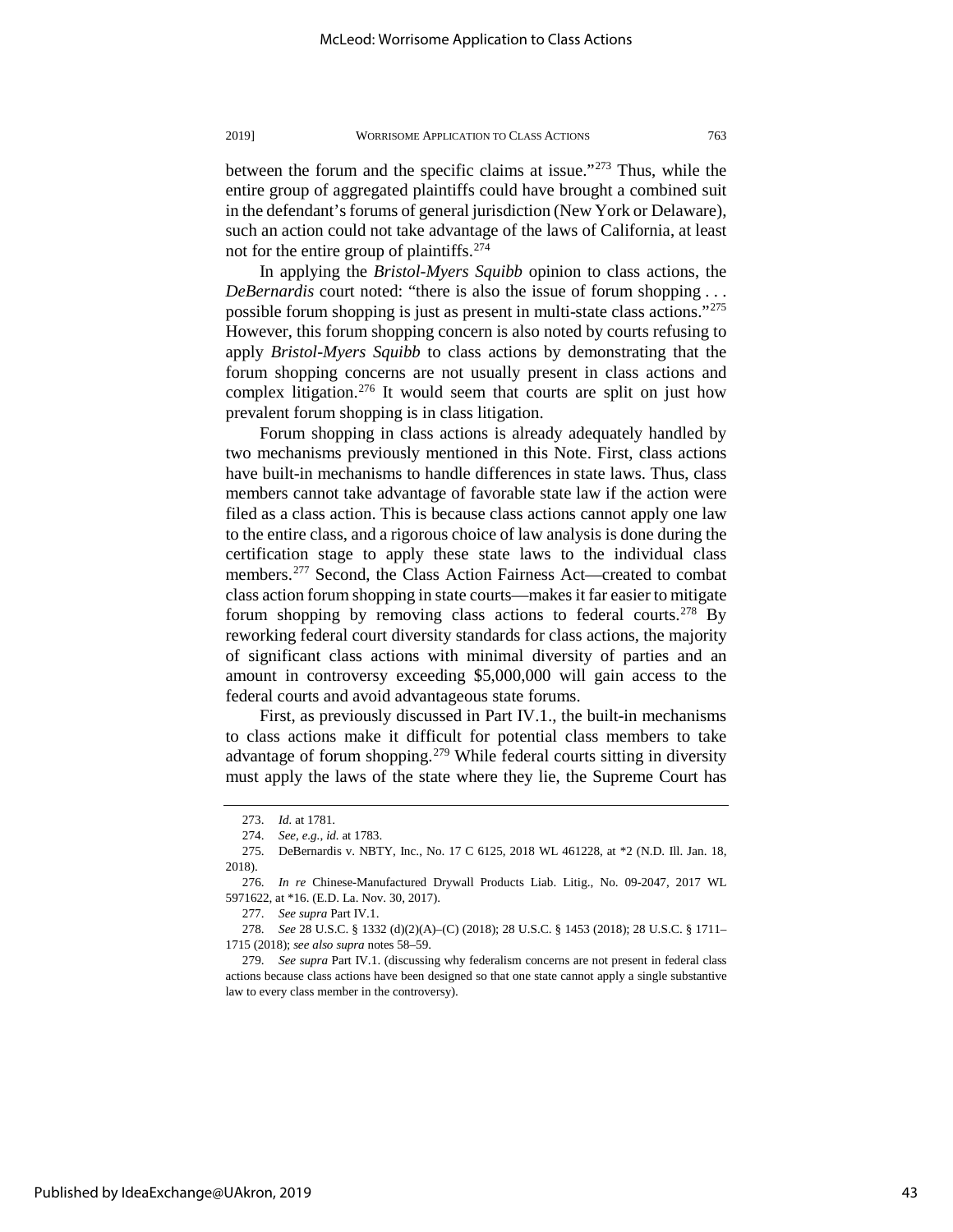between the forum and the specific claims at issue."[273] Thus, while the entire group of aggregated plaintiffs could have brought a combined suit in the defendant's forums of general jurisdiction (New York or Delaware), such an action could not take advantage of the laws of California, at least not for the entire group of plaintiffs.[274]

In applying the *Bristol-Myers Squibb* opinion to class actions, the *DeBernardis* court noted: "there is also the issue of forum shopping . . . possible forum shopping is just as present in multi-state class actions."[275] However, this forum shopping concern is also noted by courts refusing to apply *Bristol-Myers Squibb* to class actions by demonstrating that the forum shopping concerns are not usually present in class actions and complex litigation.[276] It would seem that courts are split on just how prevalent forum shopping is in class litigation.

Forum shopping in class actions is already adequately handled by two mechanisms previously mentioned in this Note. First, class actions have built-in mechanisms to handle differences in state laws. Thus, class members cannot take advantage of favorable state law if the action were filed as a class action. This is because class actions cannot apply one law to the entire class, and a rigorous choice of law analysis is done during the certification stage to apply these state laws to the individual class members.[277] Second, the Class Action Fairness Act—created to combat class action forum shopping in state courts—makes it far easier to mitigate forum shopping by removing class actions to federal courts.[278] By reworking federal court diversity standards for class actions, the majority of significant class actions with minimal diversity of parties and an amount in controversy exceeding $5,000,000 will gain access to the federal courts and avoid advantageous state forums.

First, as previously discussed in Part IV.1., the built-in mechanisms to class actions make it difficult for potential class members to take advantage of forum shopping.[279] While federal courts sitting in diversity must apply the laws of the state where they lie, the Supreme Court has

---

273. *Id.* at 1781.

274. *See, e.g.*, *id.* at 1783.

275. DeBernardis v. NBTY, Inc., No. 17 C 6125, 2018 WL 461228, at *2 (N.D. Ill. Jan. 18, 2018).

276. *In re* Chinese-Manufactured Drywall Products Liab. Litig., No. 09-2047, 2017 WL 5971622, at *16. (E.D. La. Nov. 30, 2017).

277. *See supra* Part IV.1.

278. *See* 28 U.S.C. § 1332 (d)(2)(A)–(C) (2018); 28 U.S.C. § 1453 (2018); 28 U.S.C. § 1711–1715 (2018); *see also supra* notes 58–59.

279. *See supra* Part IV.1. (discussing why federalism concerns are not present in federal class actions because class actions have been designed so that one state cannot apply a single substantive law to every class member in the controversy).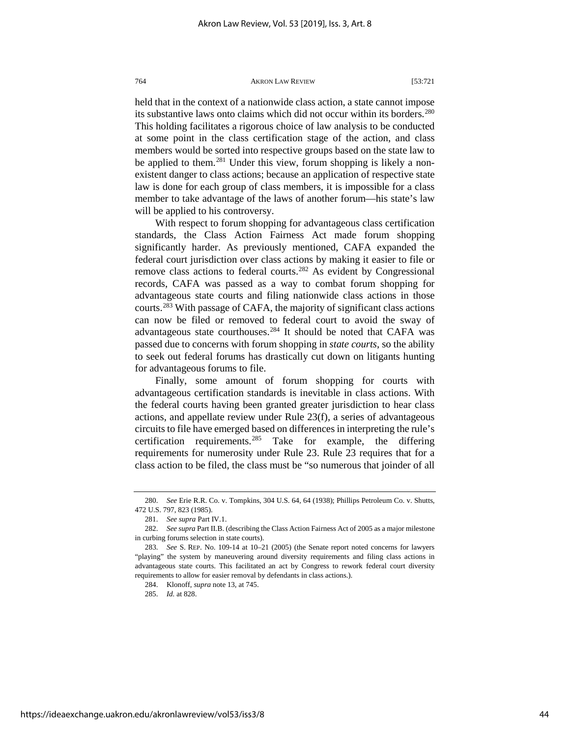held that in the context of a nationwide class action, a state cannot impose its substantive laws onto claims which did not occur within its borders.[280] This holding facilitates a rigorous choice of law analysis to be conducted at some point in the class certification stage of the action, and class members would be sorted into respective groups based on the state law to be applied to them.[281] Under this view, forum shopping is likely a non-existent danger to class actions; because an application of respective state law is done for each group of class members, it is impossible for a class member to take advantage of the laws of another forum—his state's law will be applied to his controversy.

With respect to forum shopping for advantageous class certification standards, the Class Action Fairness Act made forum shopping significantly harder. As previously mentioned, CAFA expanded the federal court jurisdiction over class actions by making it easier to file or remove class actions to federal courts.[282] As evident by Congressional records, CAFA was passed as a way to combat forum shopping for advantageous state courts and filing nationwide class actions in those courts.[283] With passage of CAFA, the majority of significant class actions can now be filed or removed to federal court to avoid the sway of advantageous state courthouses.[284] It should be noted that CAFA was passed due to concerns with forum shopping in *state courts*, so the ability to seek out federal forums has drastically cut down on litigants hunting for advantageous forums to file.

Finally, some amount of forum shopping for courts with advantageous certification standards is inevitable in class actions. With the federal courts having been granted greater jurisdiction to hear class actions, and appellate review under Rule 23(f), a series of advantageous circuits to file have emerged based on differences in interpreting the rule's certification requirements.[285] Take for example, the differing requirements for numerosity under Rule 23. Rule 23 requires that for a class action to be filed, the class must be "so numerous that joinder of all

---

280. *See* Erie R.R. Co. v. Tompkins, 304 U.S. 64, 64 (1938); Phillips Petroleum Co. v. Shutts, 472 U.S. 797, 823 (1985).

281. *See supra* Part IV.1.

282. *See supra* Part II.B. (describing the Class Action Fairness Act of 2005 as a major milestone in curbing forums selection in state courts).

283. *See* S. REP. No. 109-14 at 10–21 (2005) (the Senate report noted concerns for lawyers "playing" the system by maneuvering around diversity requirements and filing class actions in advantageous state courts. This facilitated an act by Congress to rework federal court diversity requirements to allow for easier removal by defendants in class actions.).

284. Klonoff, *supra* note 13, at 745.

285. *Id.* at 828.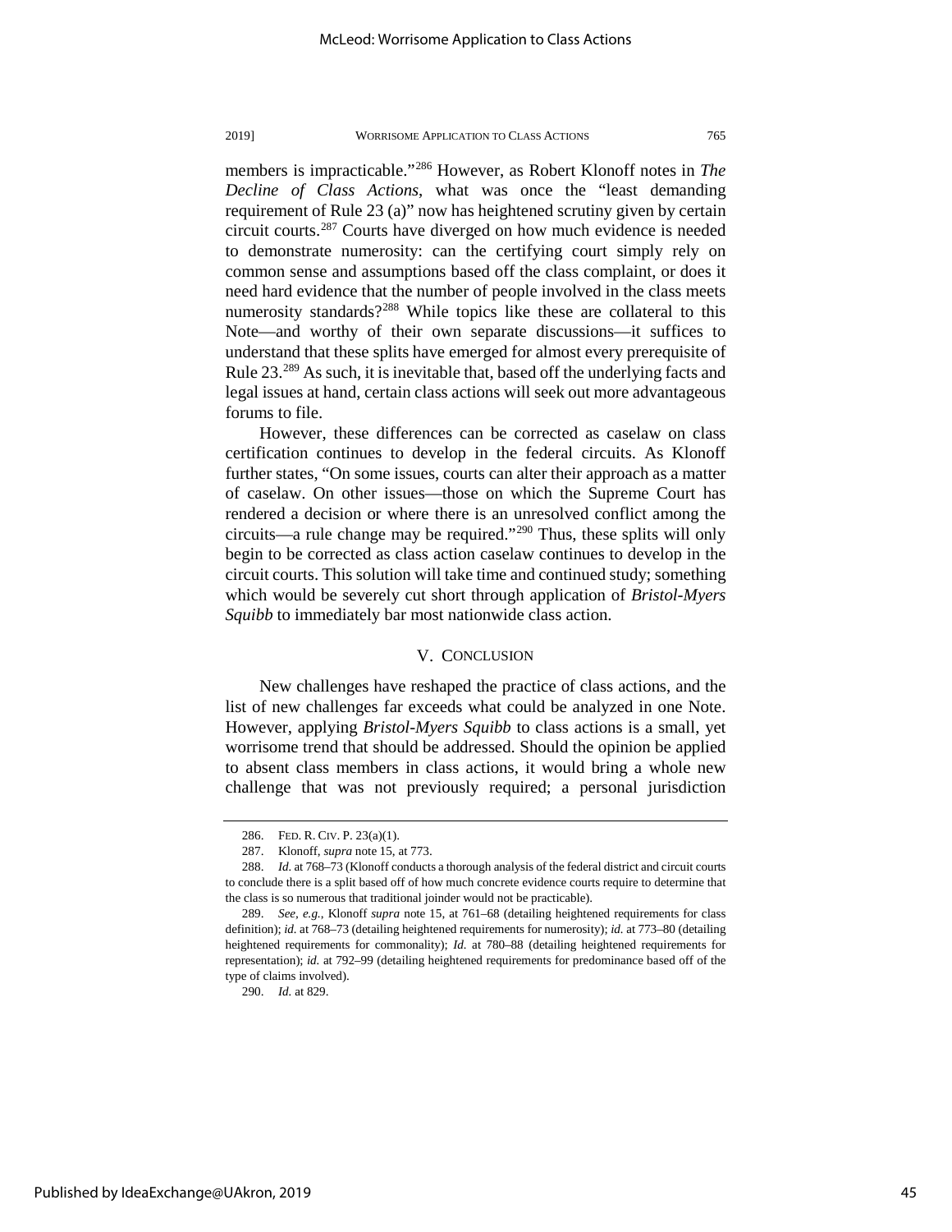members is impracticable."[286] However, as Robert Klonoff notes in *The Decline of Class Actions*, what was once the "least demanding requirement of Rule 23 (a)" now has heightened scrutiny given by certain circuit courts.[287] Courts have diverged on how much evidence is needed to demonstrate numerosity: can the certifying court simply rely on common sense and assumptions based off the class complaint, or does it need hard evidence that the number of people involved in the class meets numerosity standards?[288] While topics like these are collateral to this Note—and worthy of their own separate discussions—it suffices to understand that these splits have emerged for almost every prerequisite of Rule 23.[289] As such, it is inevitable that, based off the underlying facts and legal issues at hand, certain class actions will seek out more advantageous forums to file.

However, these differences can be corrected as caselaw on class certification continues to develop in the federal circuits. As Klonoff further states, "On some issues, courts can alter their approach as a matter of caselaw. On other issues—those on which the Supreme Court has rendered a decision or where there is an unresolved conflict among the circuits—a rule change may be required."[290] Thus, these splits will only begin to be corrected as class action caselaw continues to develop in the circuit courts. This solution will take time and continued study; something which would be severely cut short through application of *Bristol-Myers Squibb* to immediately bar most nationwide class action.

## V. Conclusion

New challenges have reshaped the practice of class actions, and the list of new challenges far exceeds what could be analyzed in one Note. However, applying *Bristol-Myers Squibb* to class actions is a small, yet worrisome trend that should be addressed. Should the opinion be applied to absent class members in class actions, it would bring a whole new challenge that was not previously required; a personal jurisdiction

---

286. FED. R. CIV. P. 23(a)(1).

287. Klonoff, *supra* note 15, at 773.

288. *Id.* at 768–73 (Klonoff conducts a thorough analysis of the federal district and circuit courts to conclude there is a split based off of how much concrete evidence courts require to determine that the class is so numerous that traditional joinder would not be practicable).

289. *See, e.g.*, Klonoff *supra* note 15, at 761–68 (detailing heightened requirements for class definition); *id.* at 768–73 (detailing heightened requirements for numerosity); *id.* at 773–80 (detailing heightened requirements for commonality); *Id.* at 780–88 (detailing heightened requirements for representation); *id.* at 792–99 (detailing heightened requirements for predominance based off of the type of claims involved).

290. *Id.* at 829.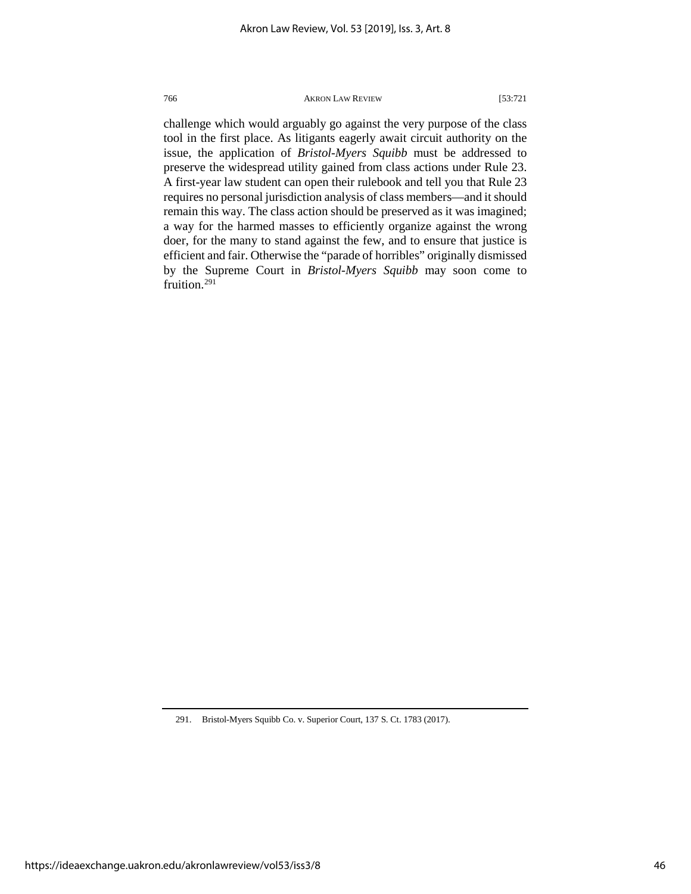challenge which would arguably go against the very purpose of the class tool in the first place. As litigants eagerly await circuit authority on the issue, the application of *Bristol-Myers Squibb* must be addressed to preserve the widespread utility gained from class actions under Rule 23. A first-year law student can open their rulebook and tell you that Rule 23 requires no personal jurisdiction analysis of class members—and it should remain this way. The class action should be preserved as it was imagined; a way for the harmed masses to efficiently organize against the wrong doer, for the many to stand against the few, and to ensure that justice is efficient and fair. Otherwise the "parade of horribles" originally dismissed by the Supreme Court in *Bristol-Myers Squibb* may soon come to fruition.[291]

291. Bristol-Myers Squibb Co. v. Superior Court, 137 S. Ct. 1783 (2017).